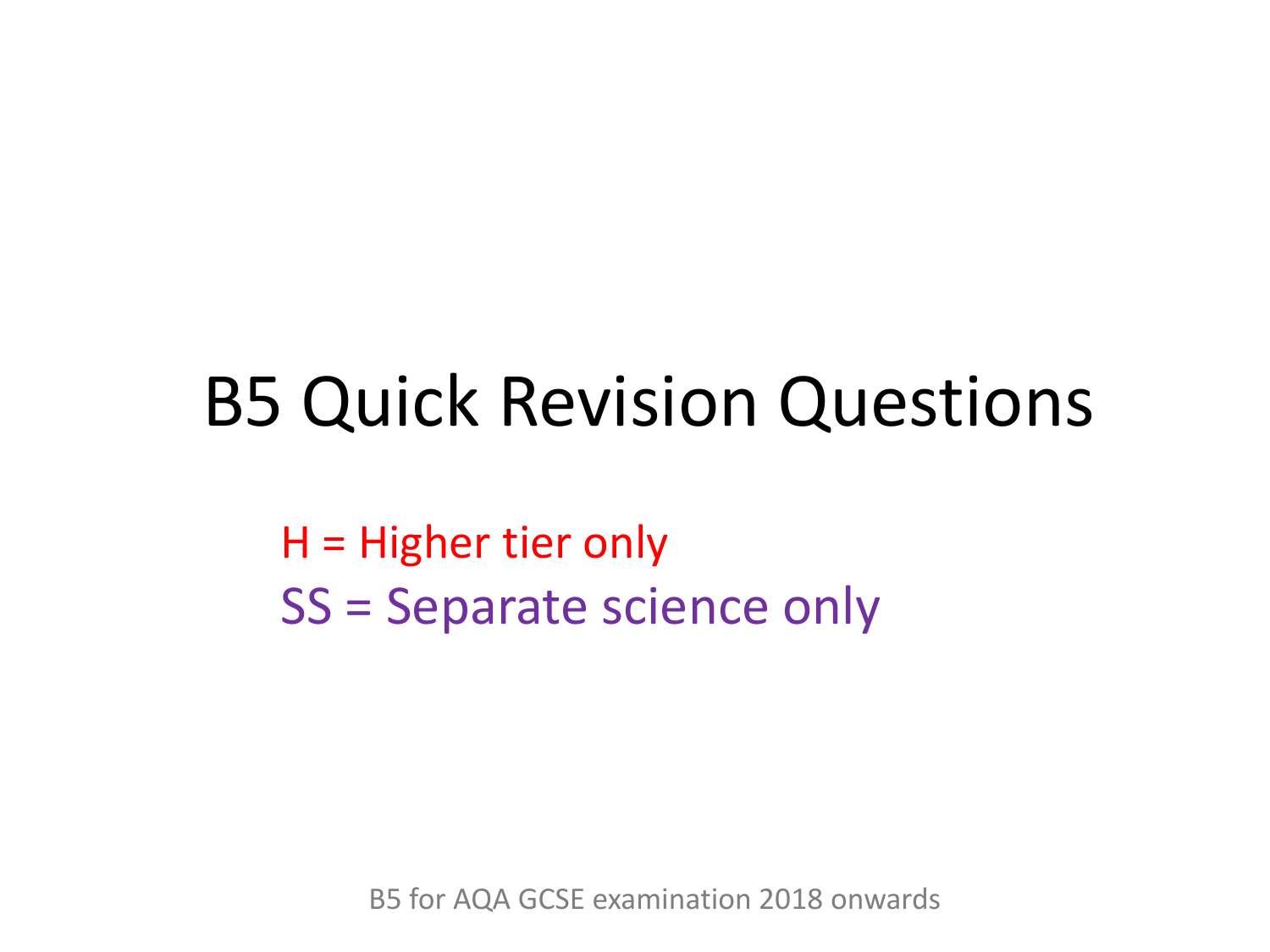# B5 Quick Revision Questions

H = Higher tier only

SS = Separate science only

B5 for AQA GCSE examination 2018 onwards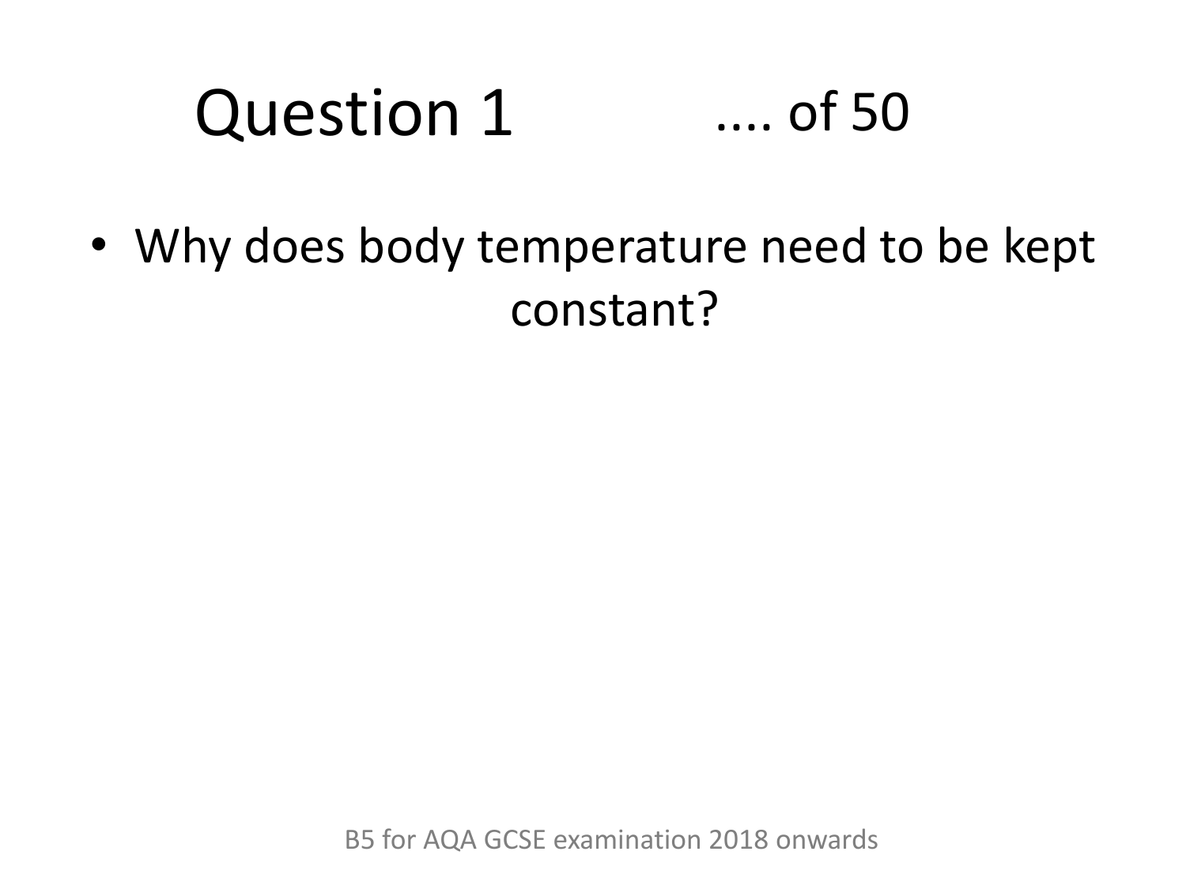# Question 1 .... of 50

- Why does body temperature need to be kept constant?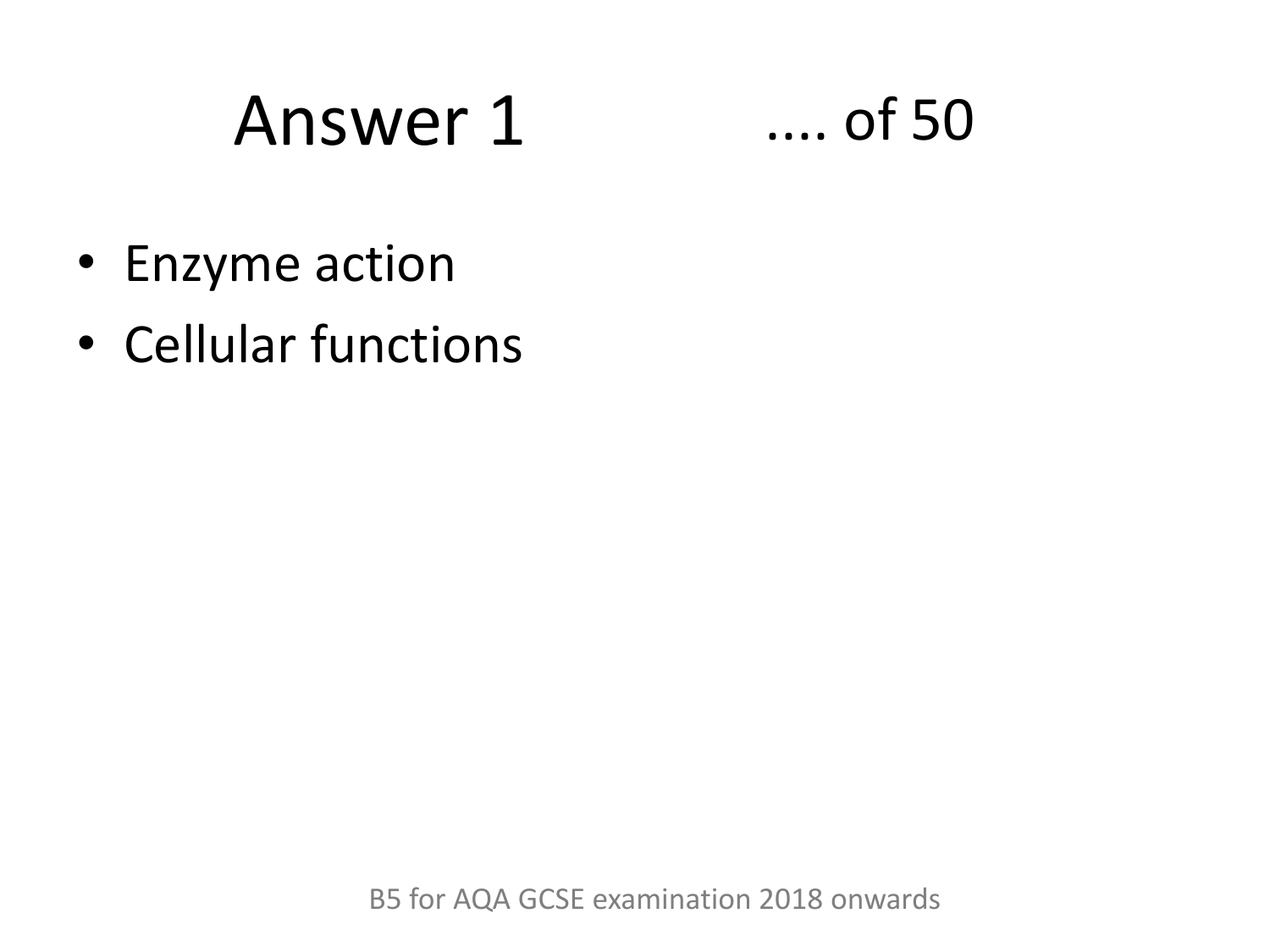# Answer 1

.... of 50

- Enzyme action
- Cellular functions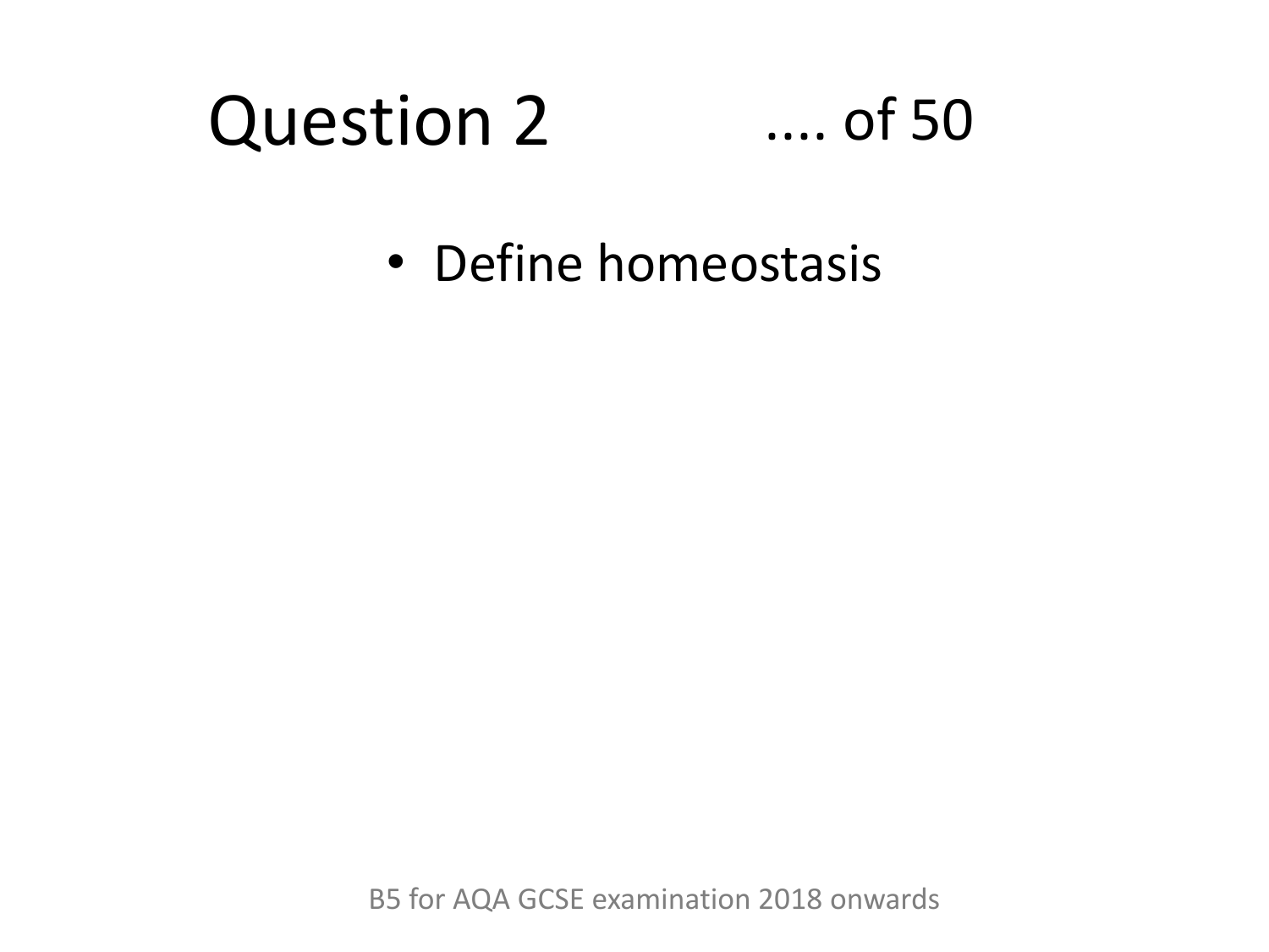# Question 2 .... of 50

- Define homeostasis

B5 for AQA GCSE examination 2018 onwards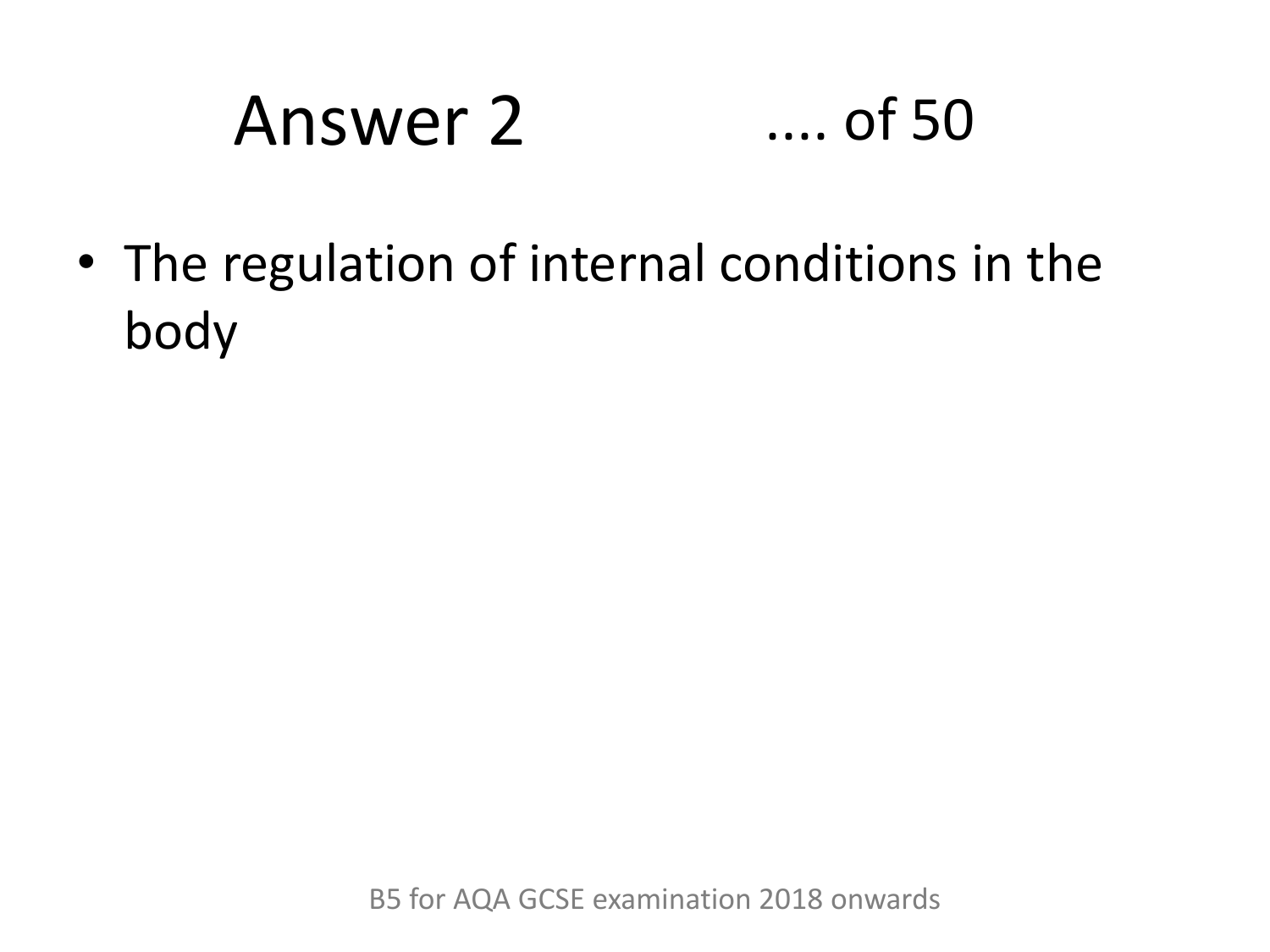# Answer 2 .... of 50

- The regulation of internal conditions in the body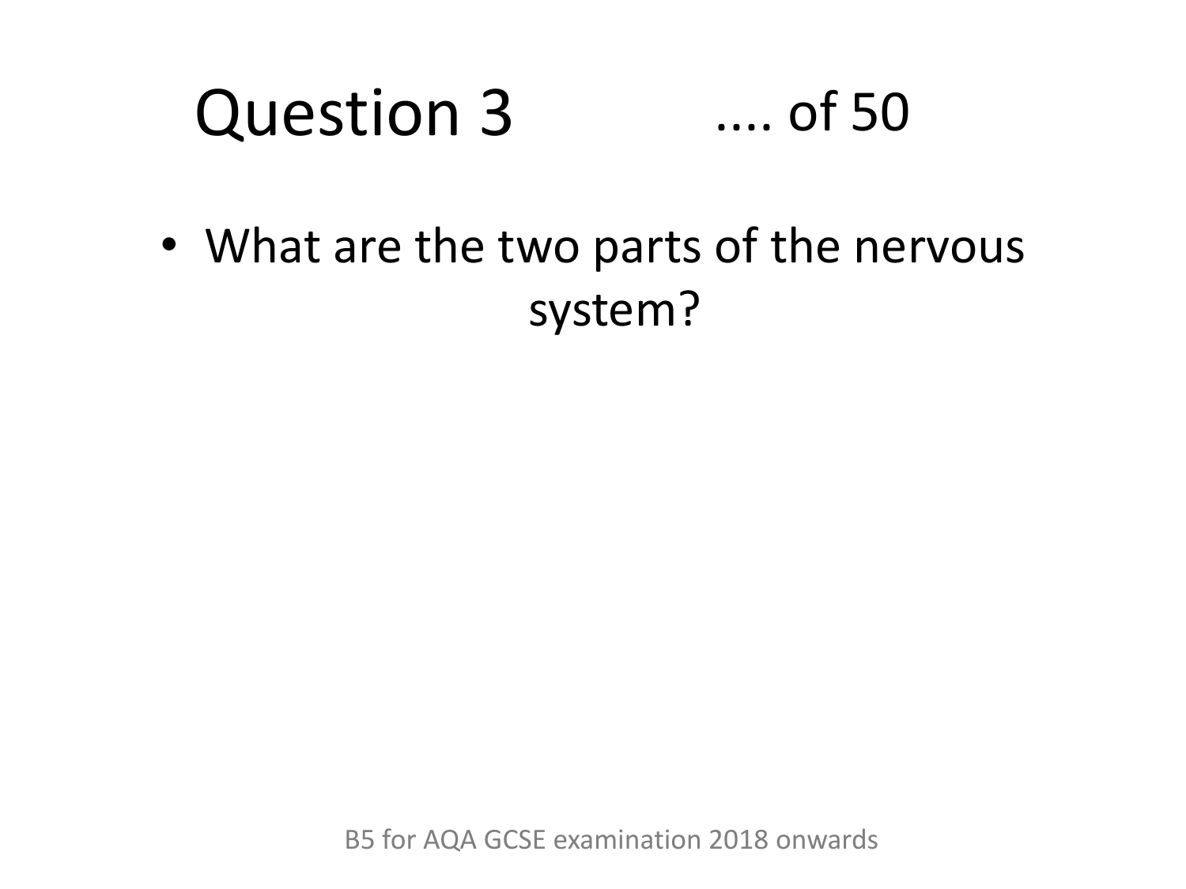# Question 3 .... of 50

- What are the two parts of the nervous system?

B5 for AQA GCSE examination 2018 onwards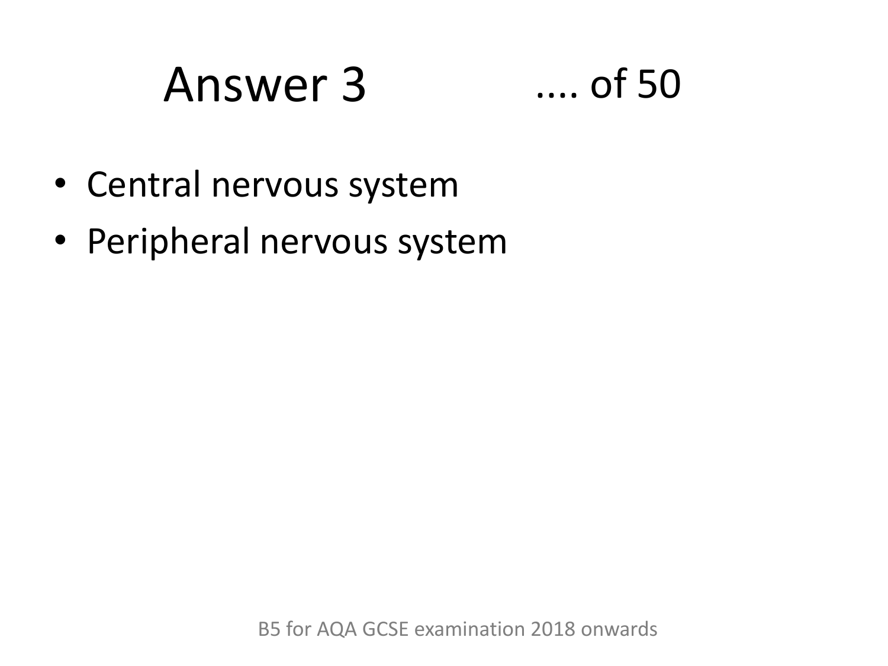# Answer 3 .... of 50

- Central nervous system
- Peripheral nervous system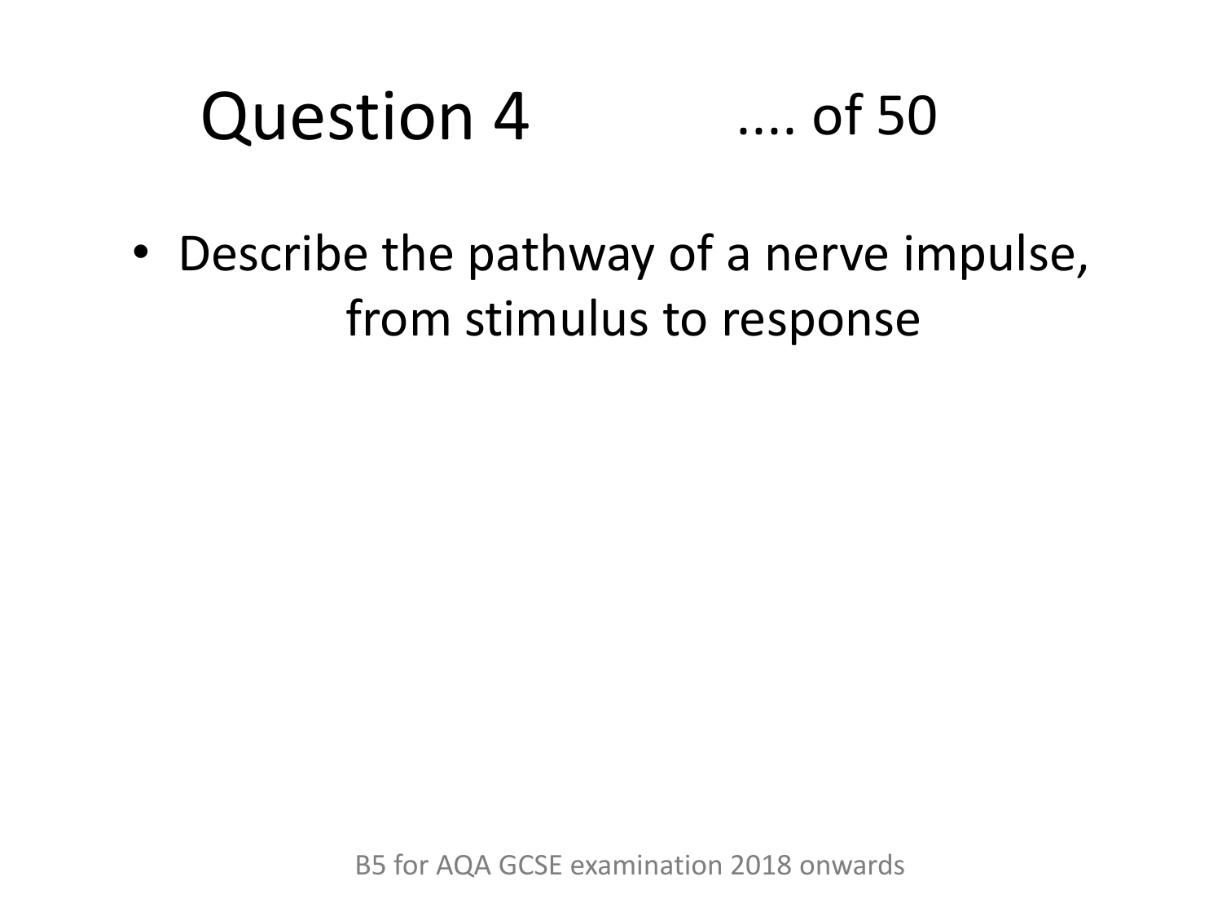# Question 4 .... of 50

- Describe the pathway of a nerve impulse, from stimulus to response

B5 for AQA GCSE examination 2018 onwards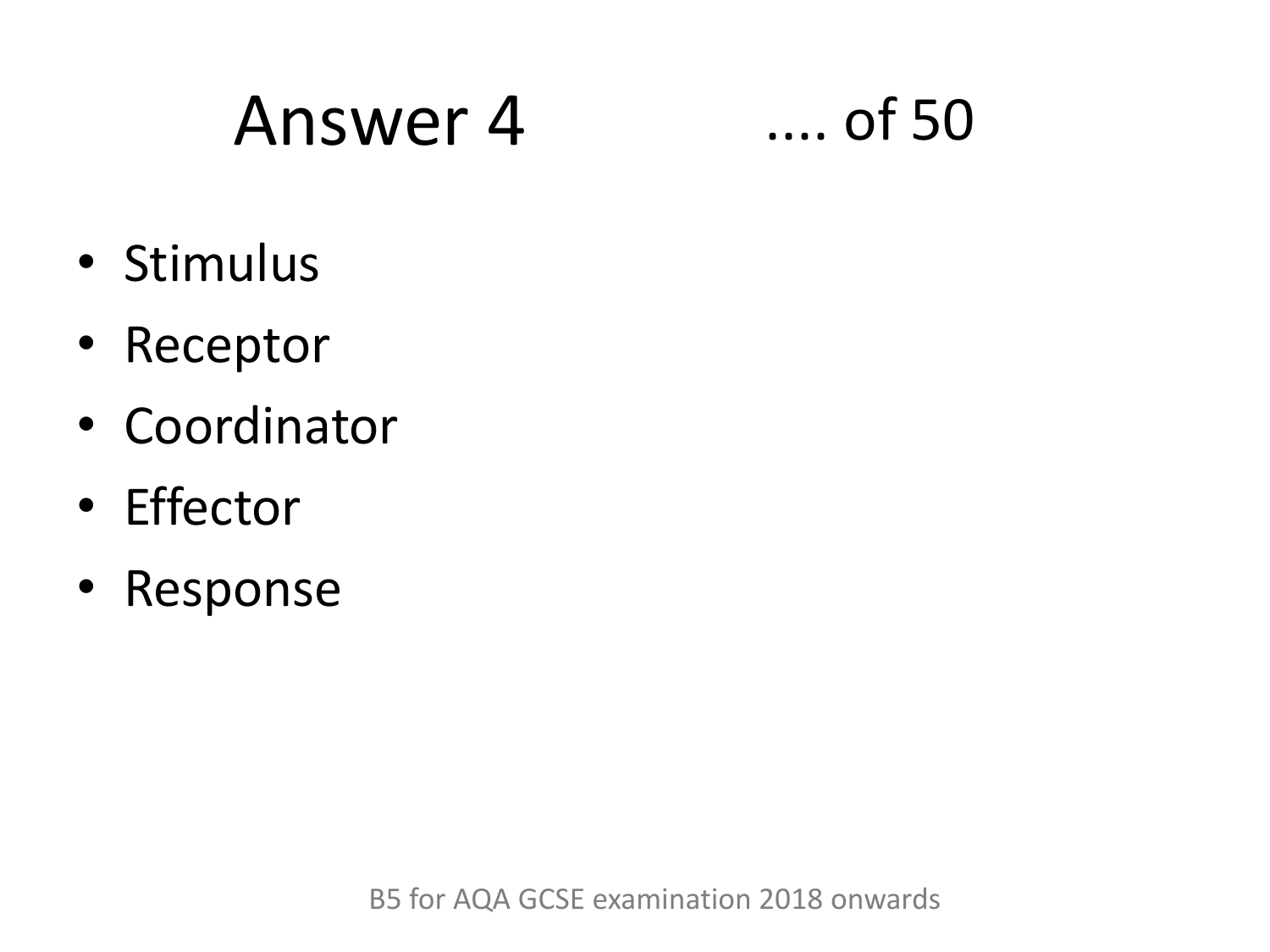# Answer 4 .... of 50

- Stimulus
- Receptor
- Coordinator
- Effector
- Response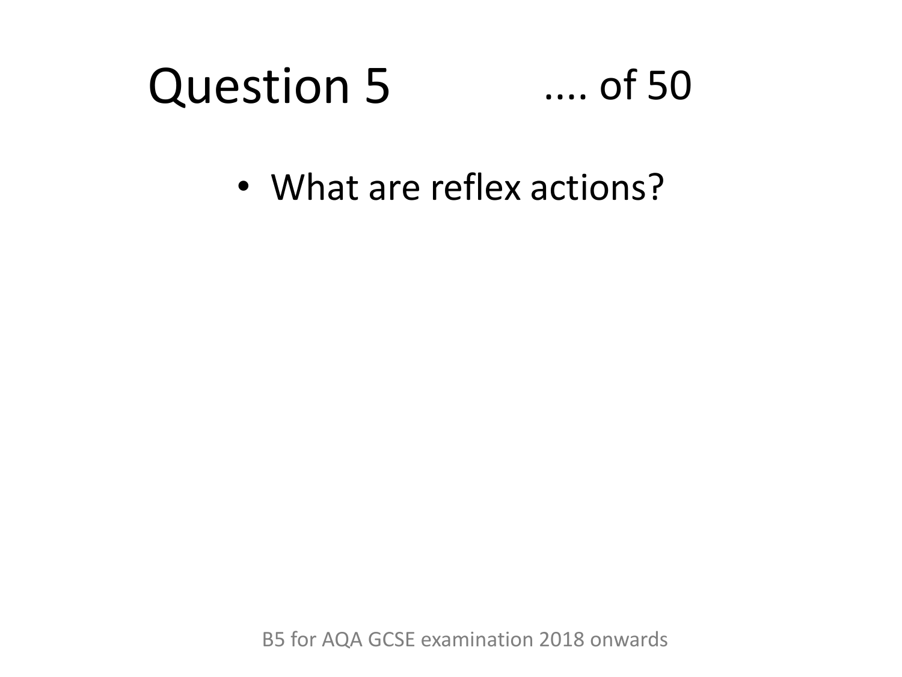# Question 5 .... of 50

- What are reflex actions?

B5 for AQA GCSE examination 2018 onwards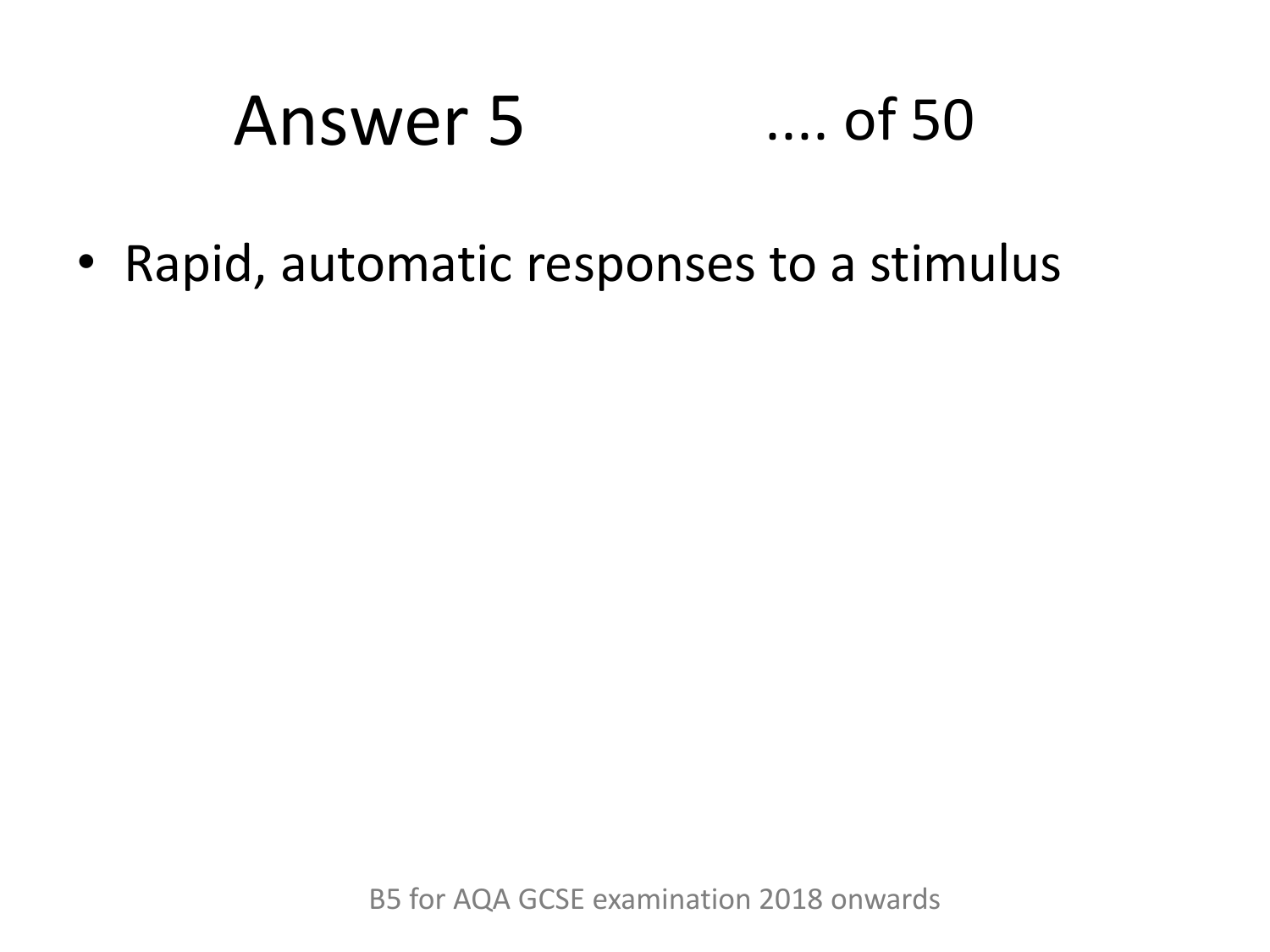# Answer 5 .... of 50

- Rapid, automatic responses to a stimulus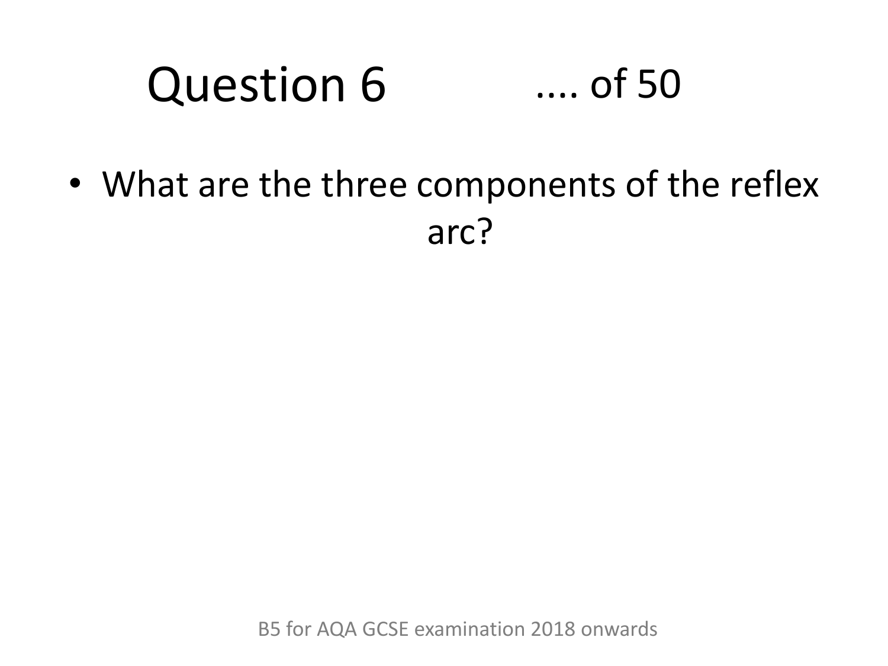# Question 6 .... of 50

- What are the three components of the reflex arc?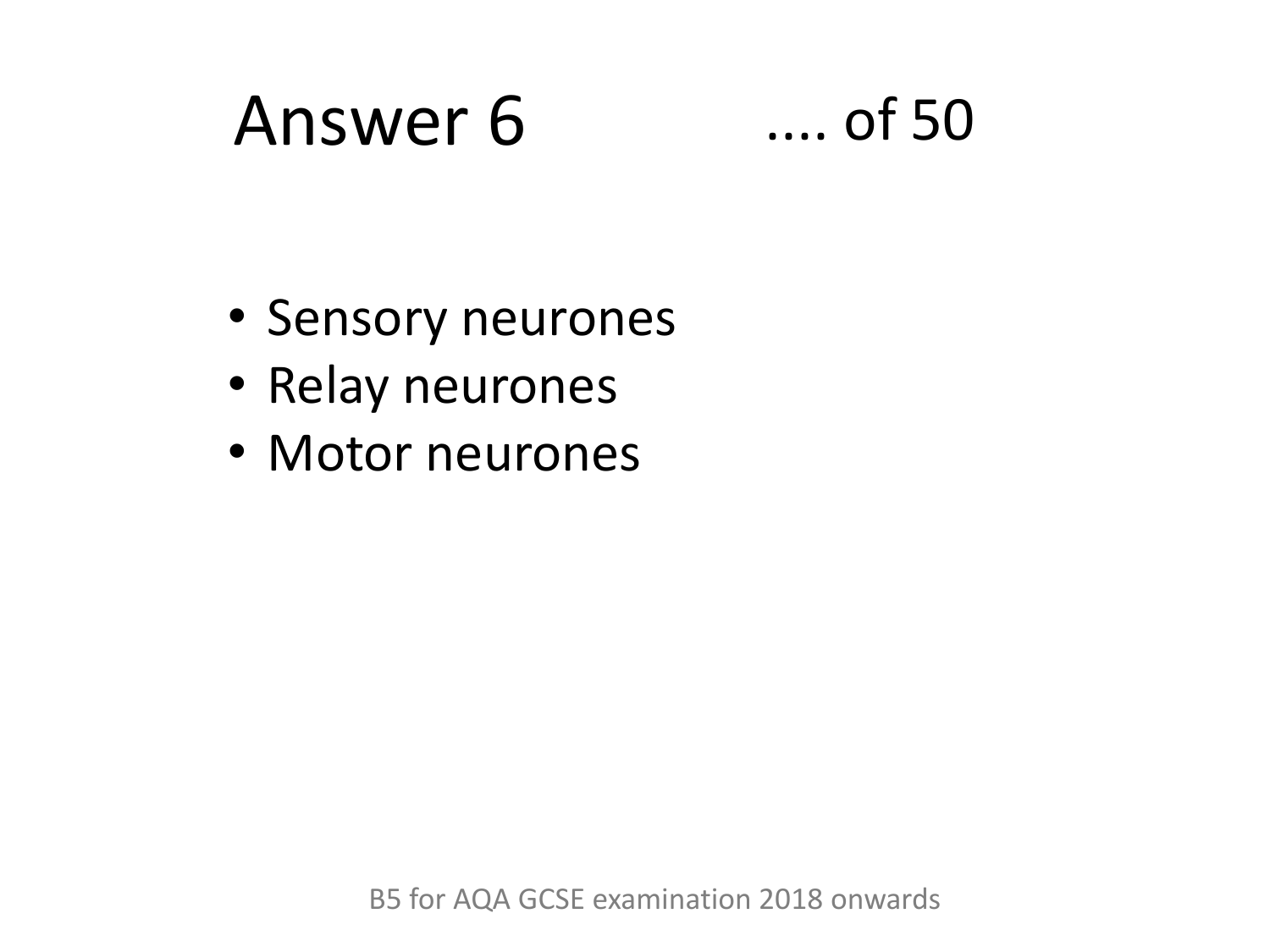# Answer 6

- Sensory neurones
- Relay neurones
- Motor neurones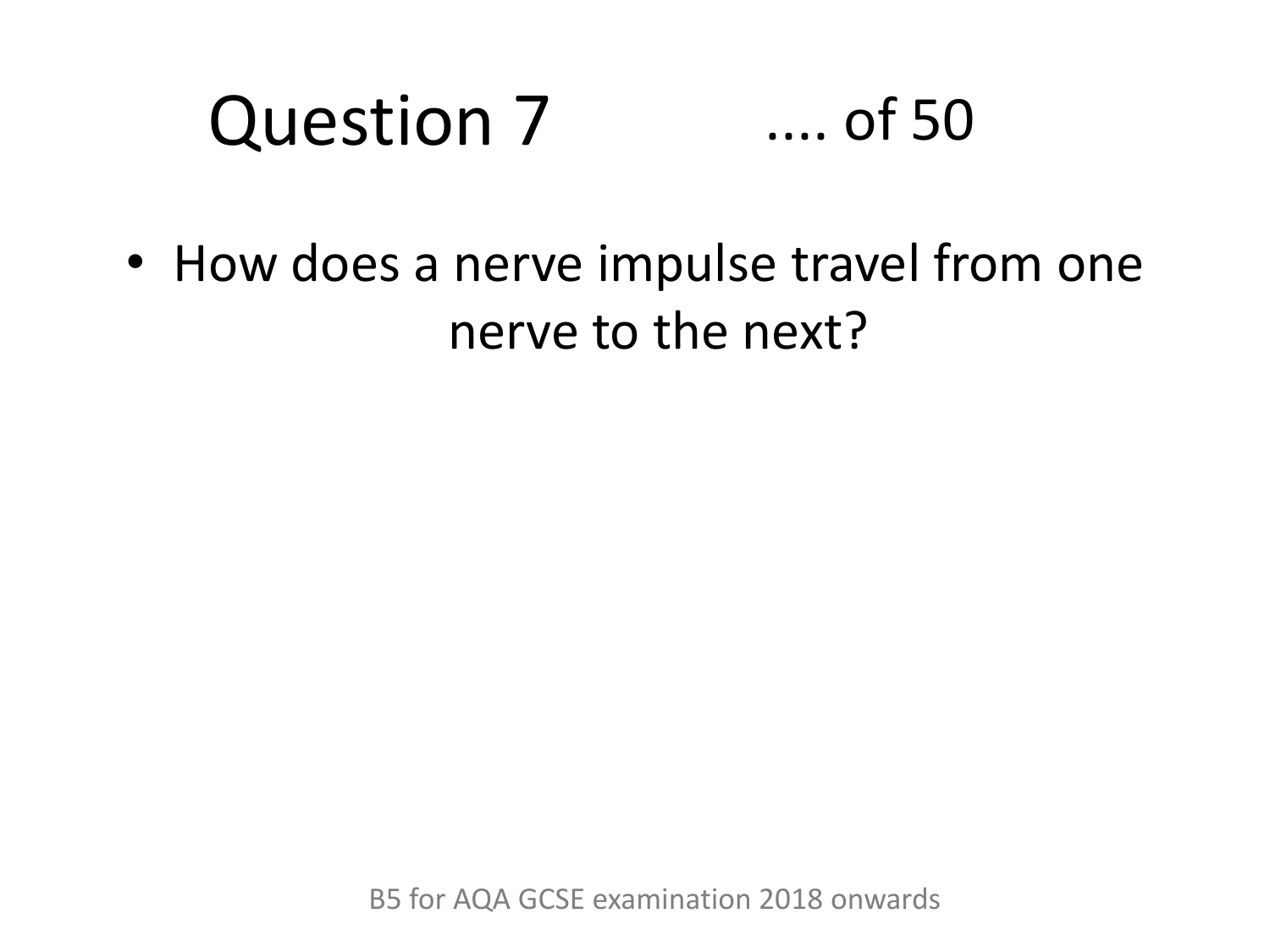# Question 7 .... of 50

- How does a nerve impulse travel from one nerve to the next?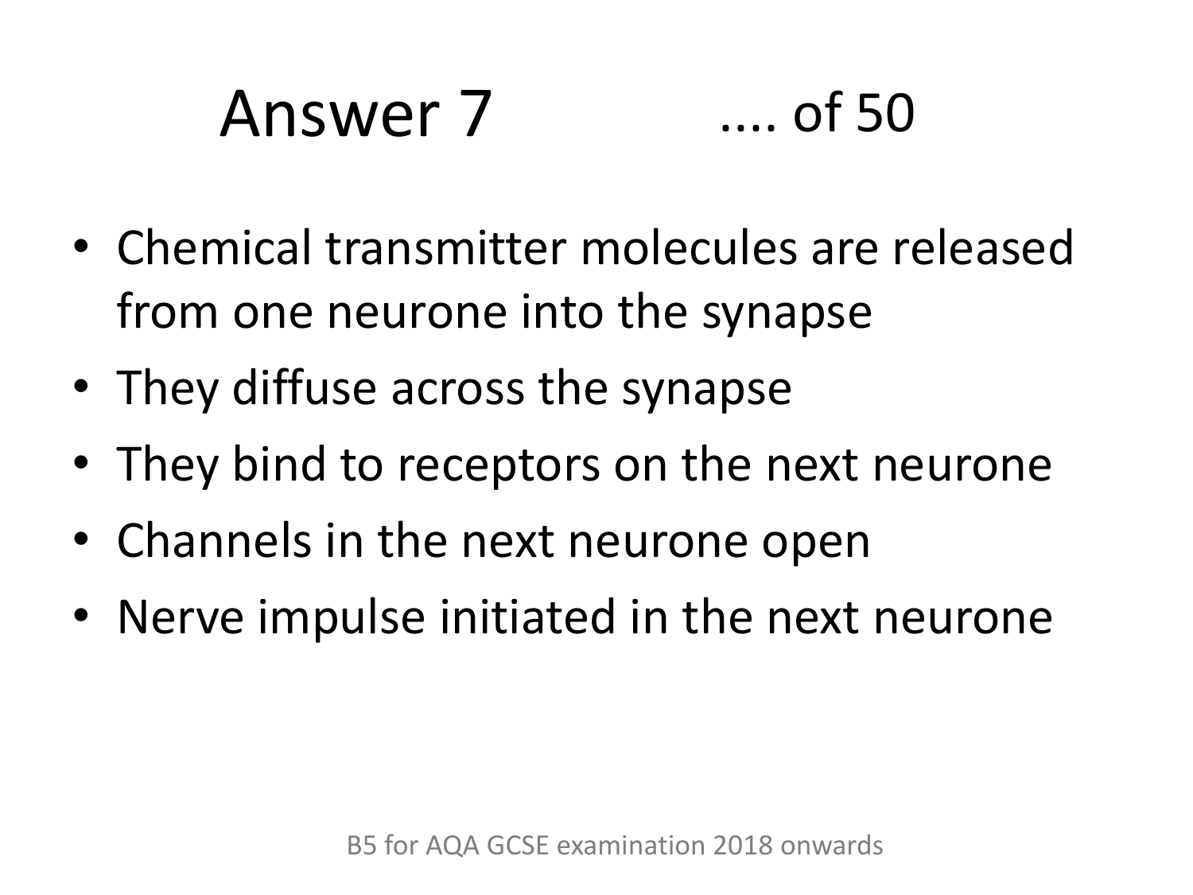# Answer 7 .... of 50

- Chemical transmitter molecules are released from one neurone into the synapse
- They diffuse across the synapse
- They bind to receptors on the next neurone
- Channels in the next neurone open
- Nerve impulse initiated in the next neurone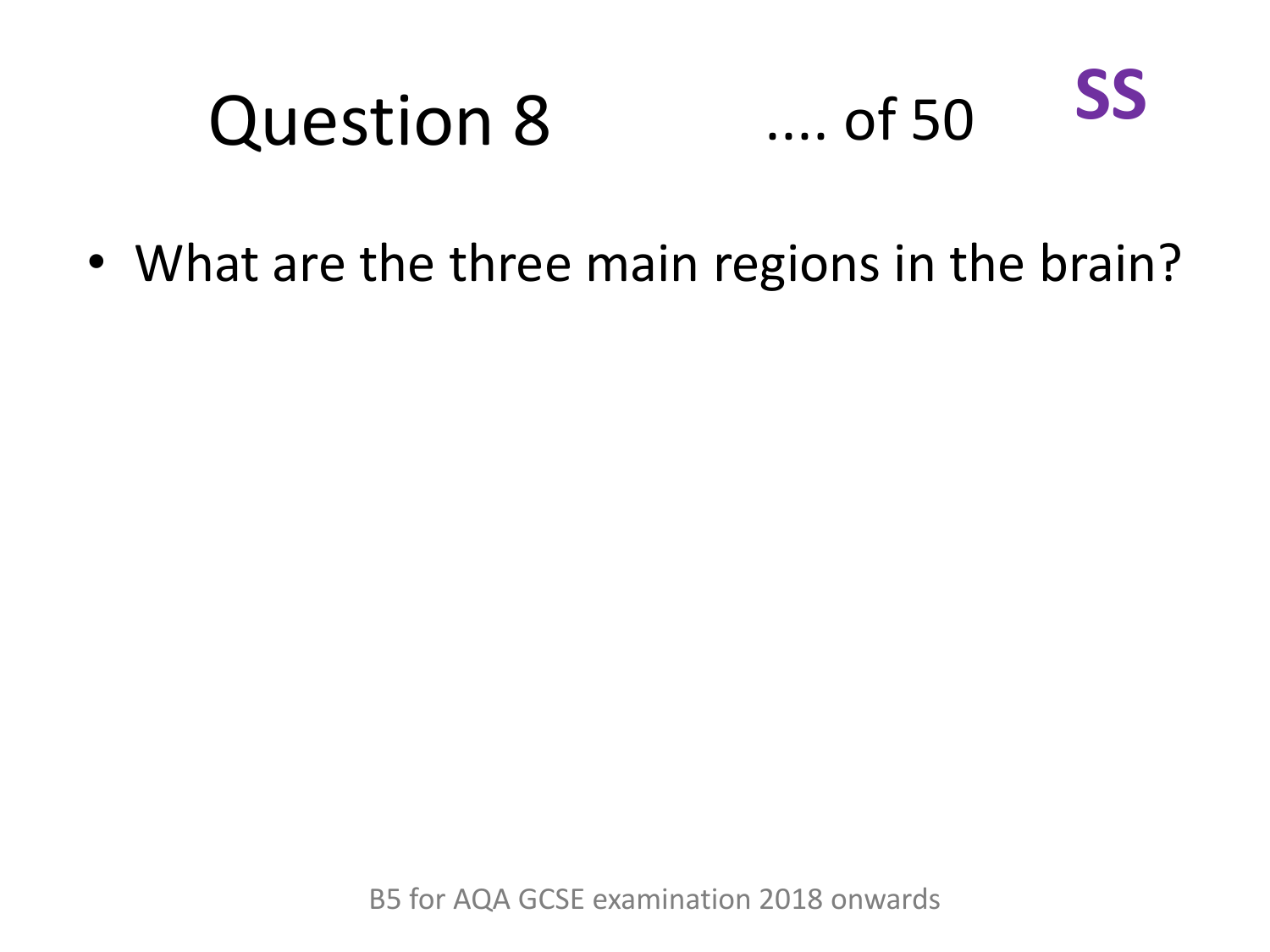# Question 8 .... of 50 **SS**

- What are the three main regions in the brain?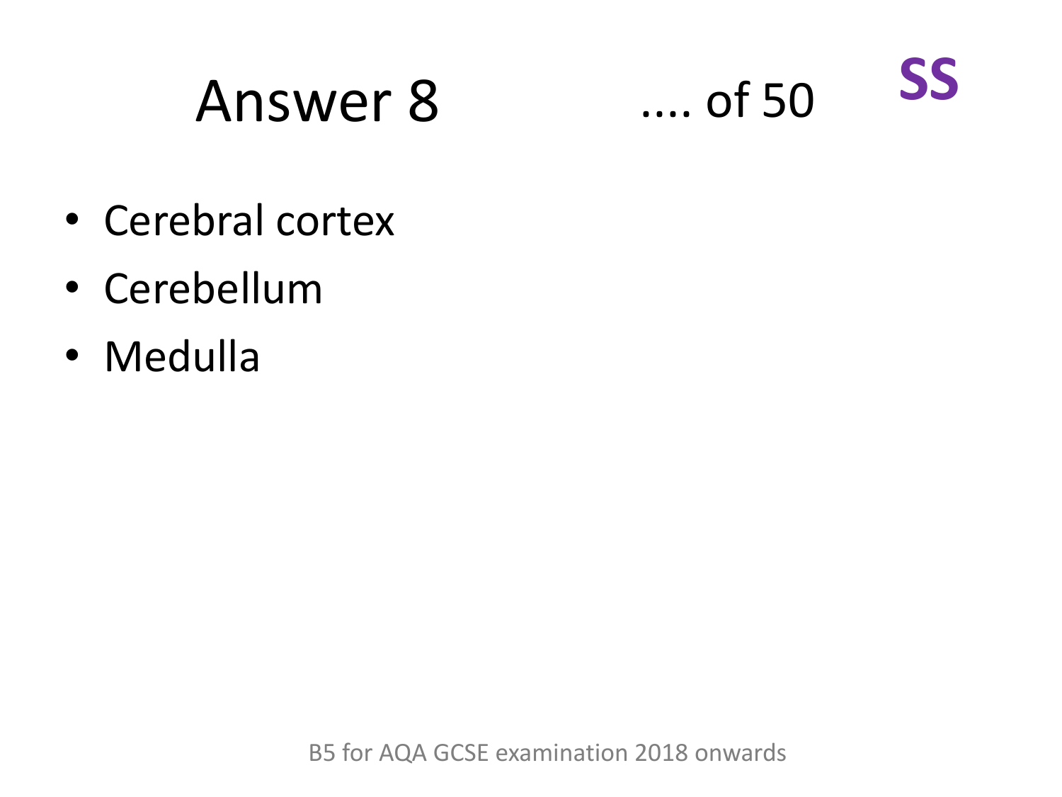# Answer 8

.... of 50 **SS**

- Cerebral cortex
- Cerebellum
- Medulla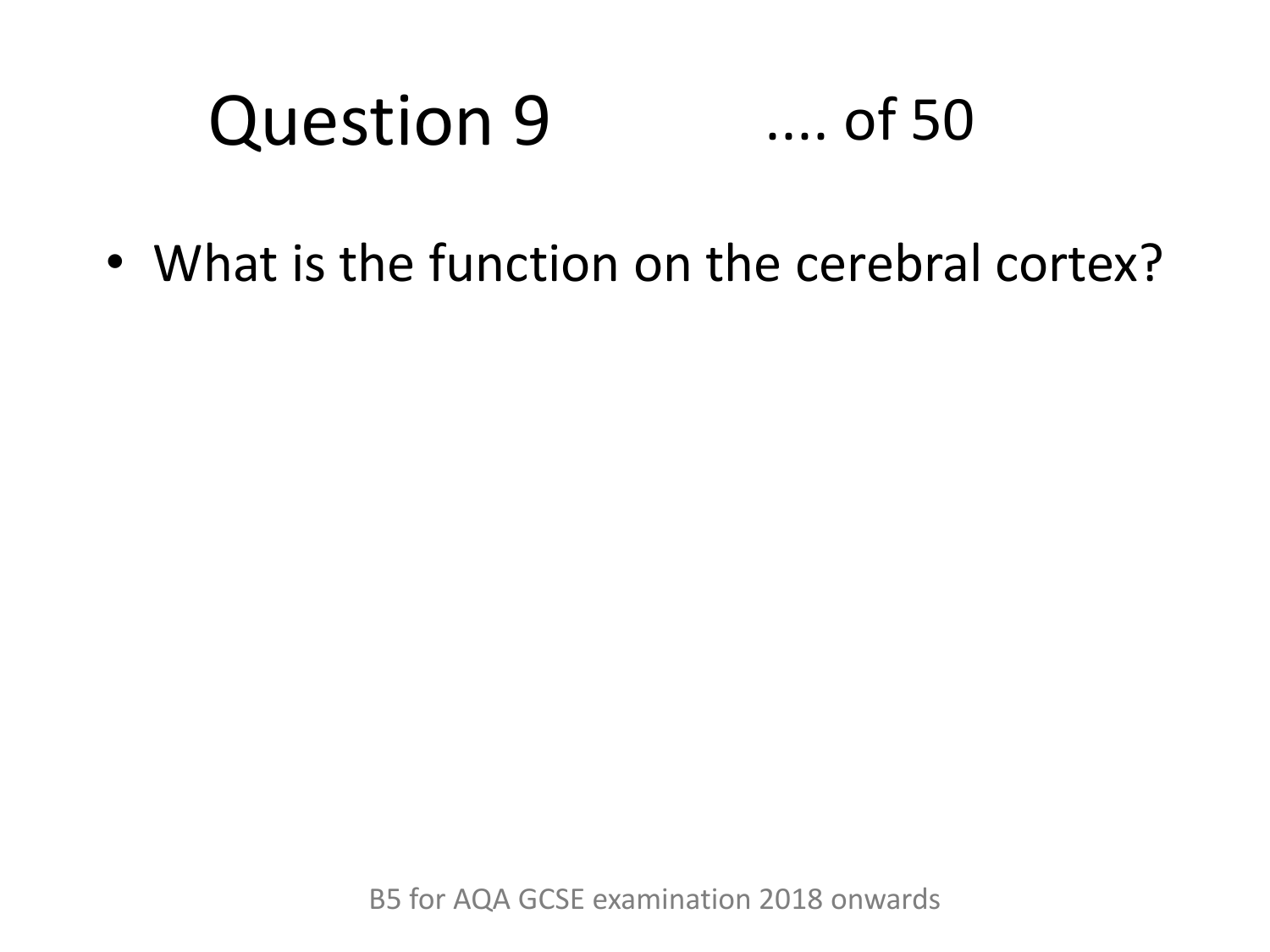# Question 9 .... of 50

- What is the function on the cerebral cortex?

B5 for AQA GCSE examination 2018 onwards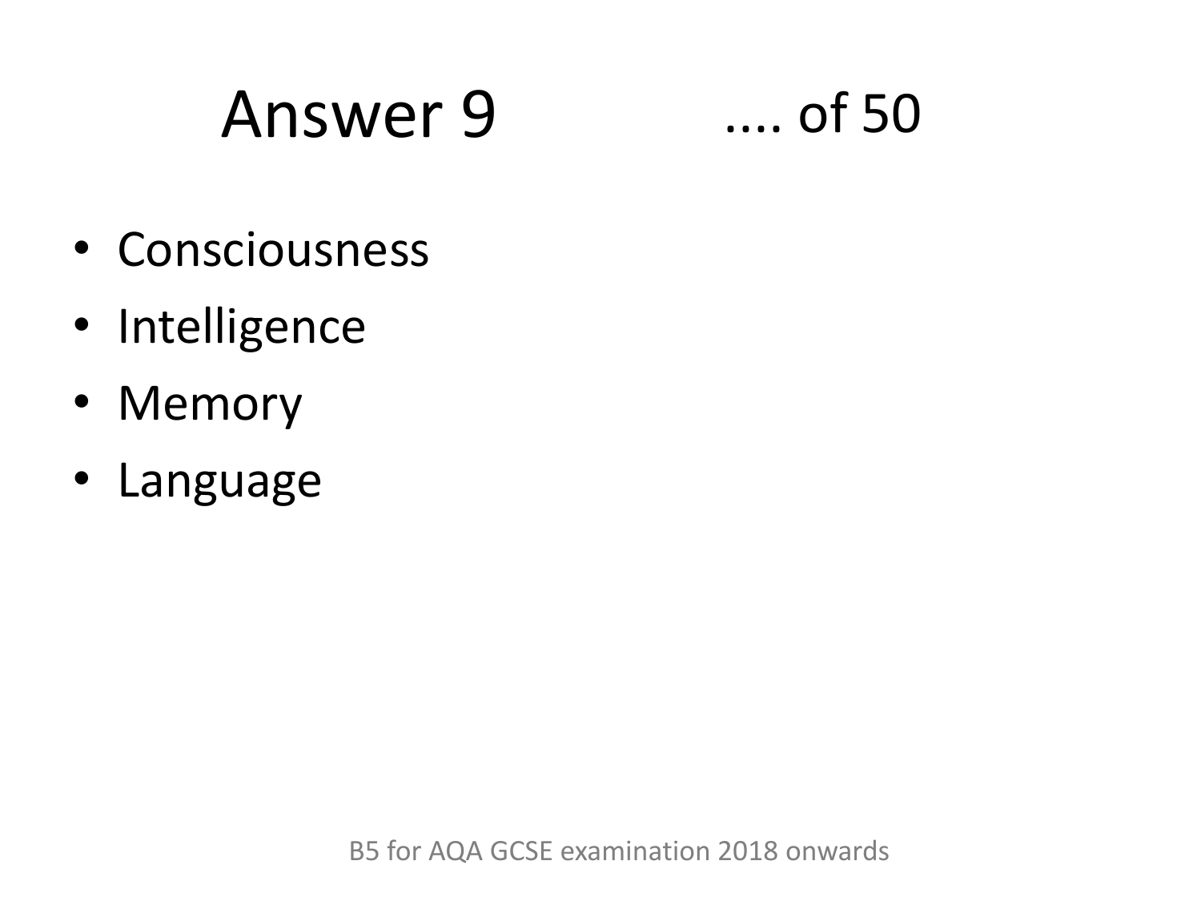# Answer 9 .... of 50

- Consciousness
- Intelligence
- Memory
- Language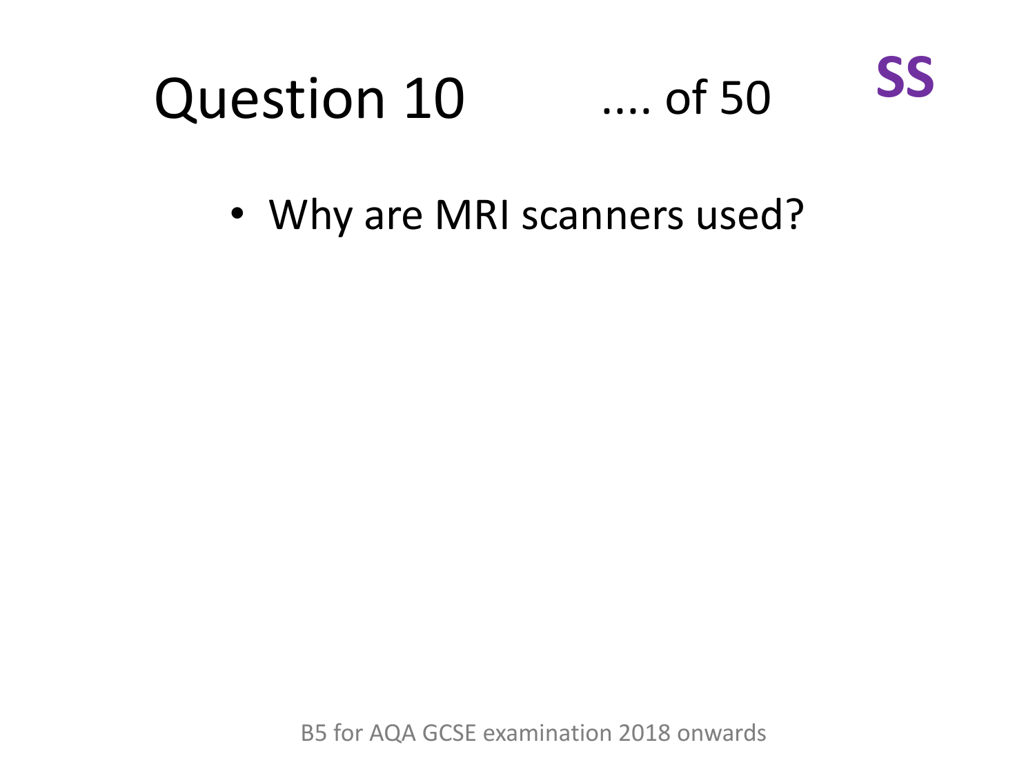# Question 10 .... of 50 **SS**

- Why are MRI scanners used?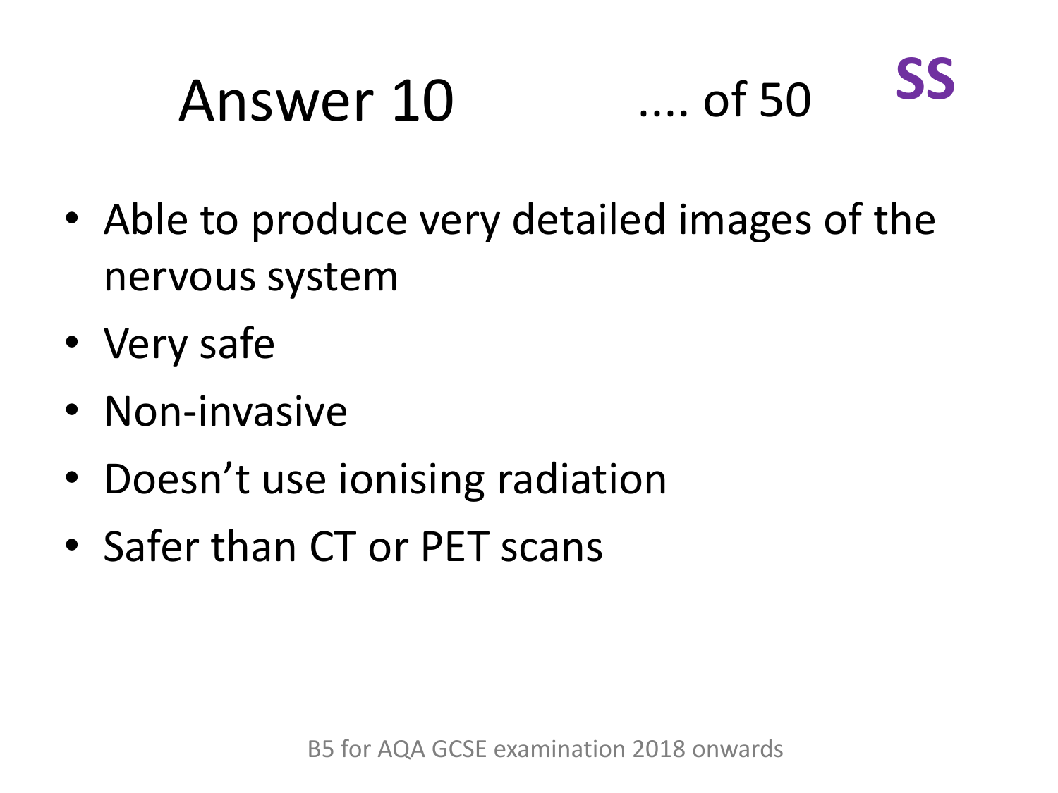# Answer 10

.... of 50

**SS**

- Able to produce very detailed images of the nervous system
- Very safe
- Non-invasive
- Doesn't use ionising radiation
- Safer than CT or PET scans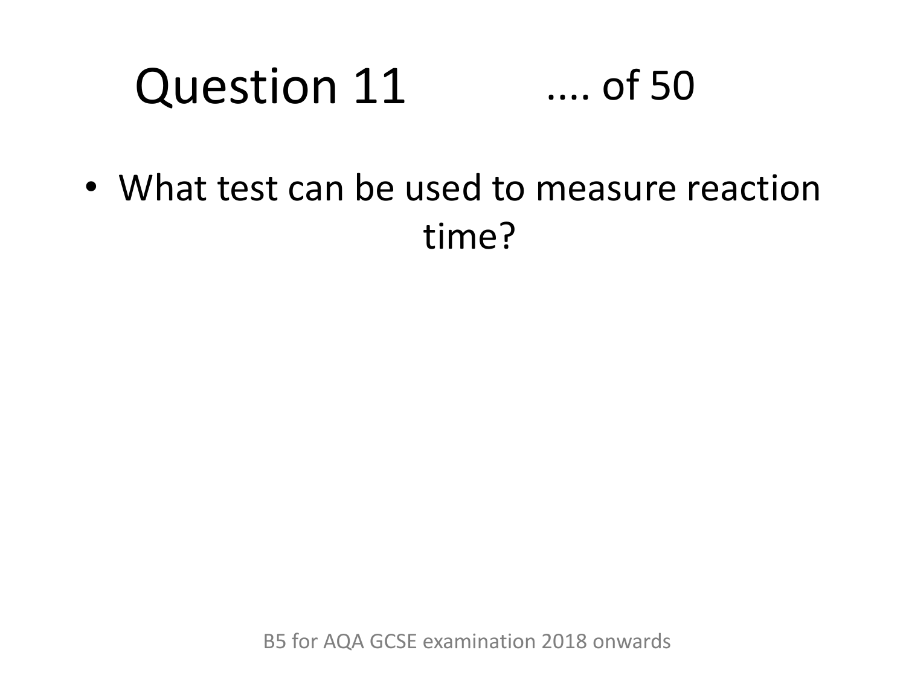# Question 11 .... of 50

- What test can be used to measure reaction time?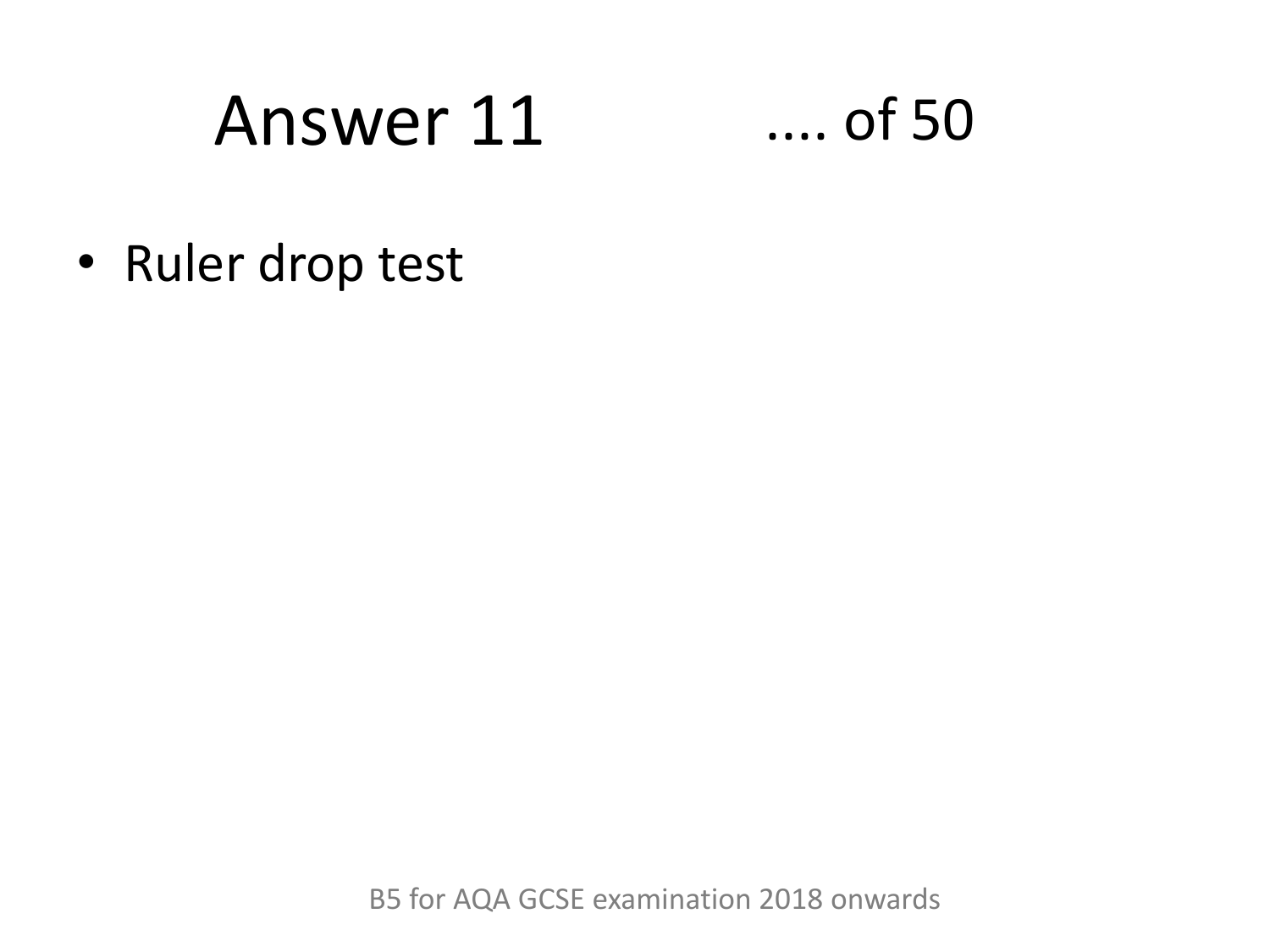# Answer 11 .... of 50

- Ruler drop test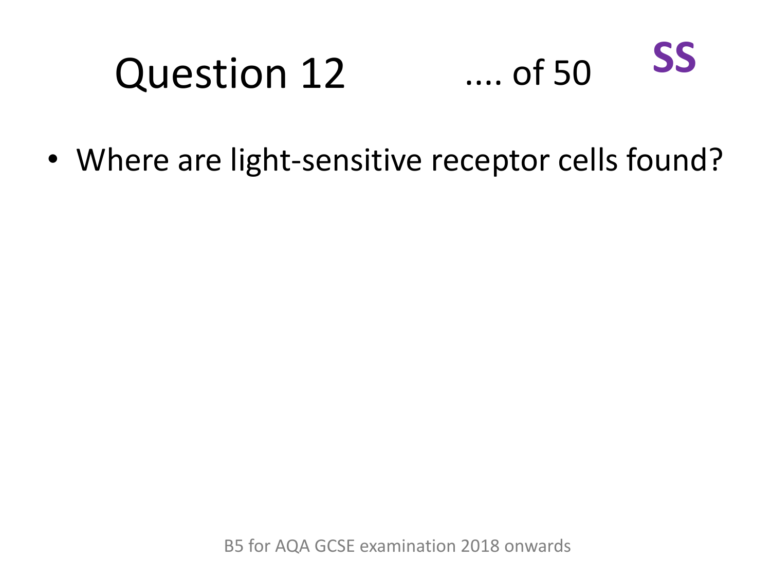# Question 12 .... of 50 **SS**

- Where are light-sensitive receptor cells found?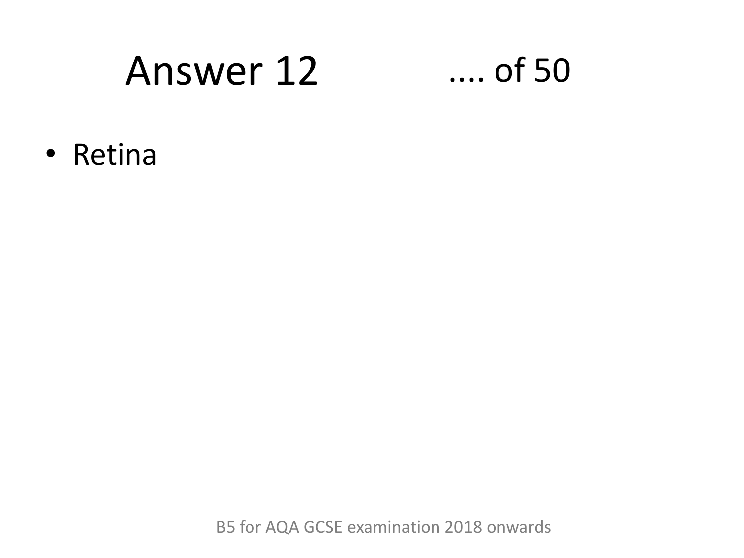# Answer 12 .... of 50

- Retina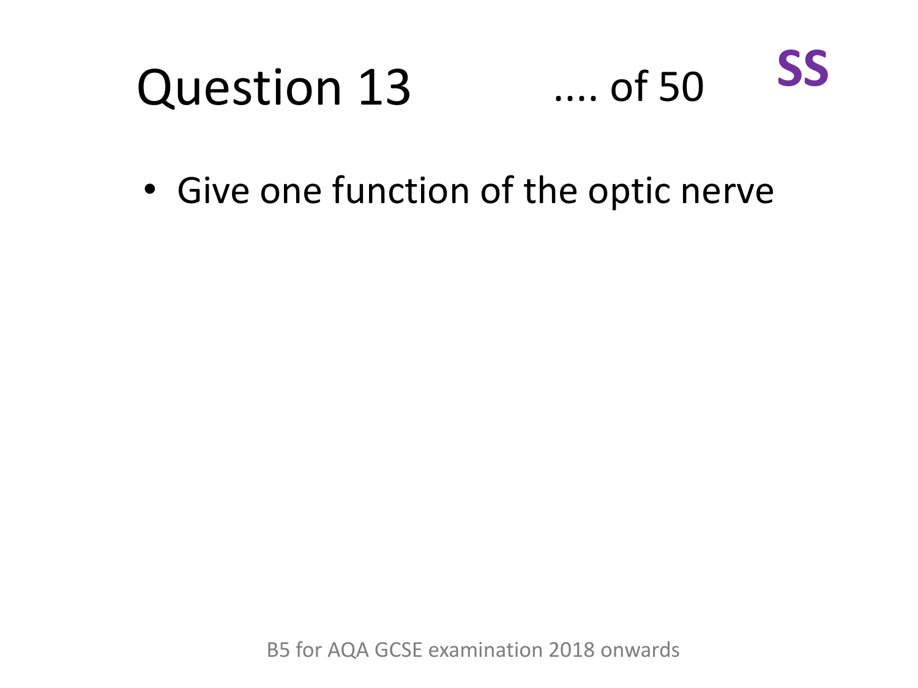# Question 13 .... of 50 SS

- Give one function of the optic nerve

B5 for AQA GCSE examination 2018 onwards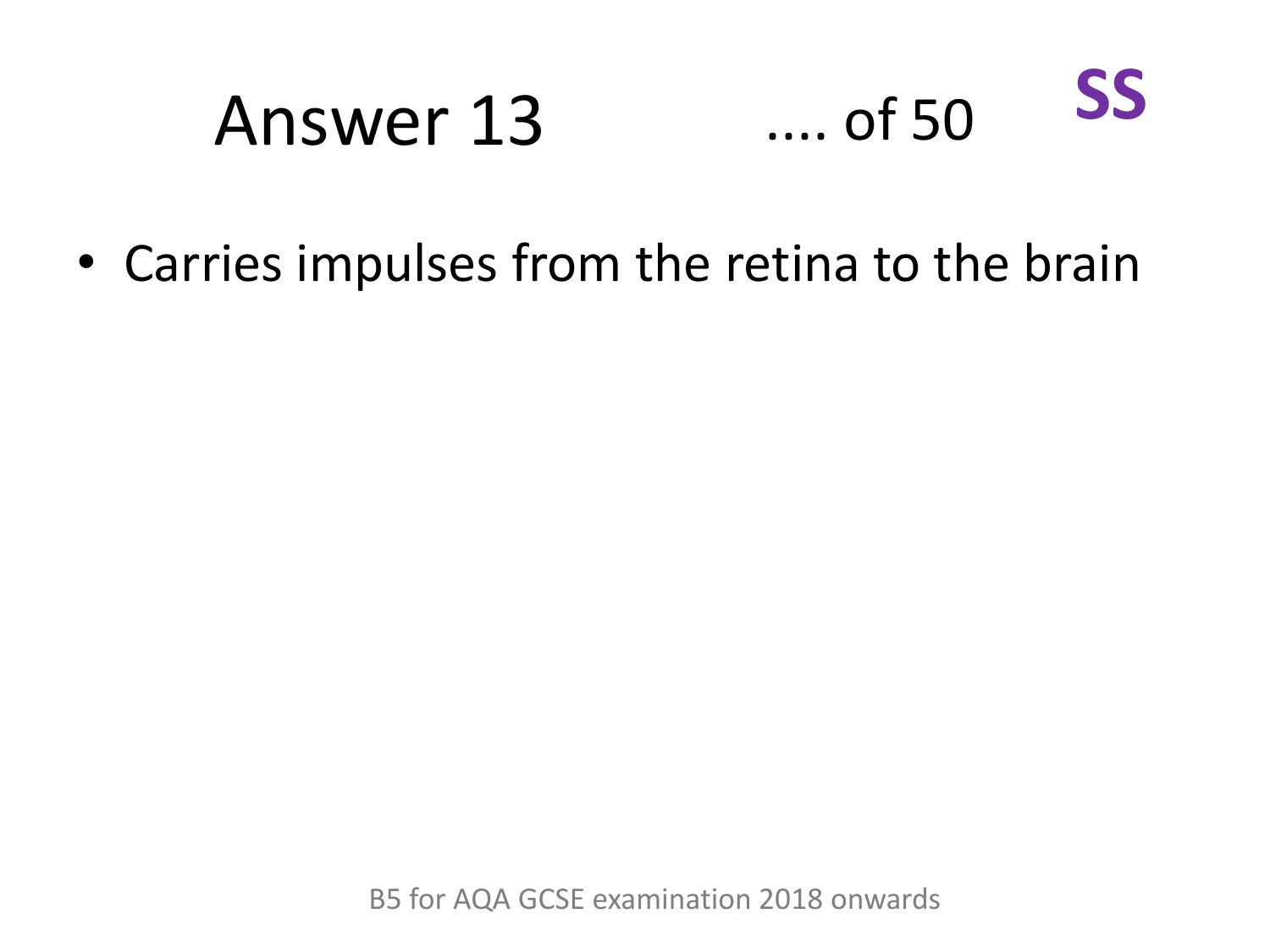# Answer 13

.... of 50

**SS**

- Carries impulses from the retina to the brain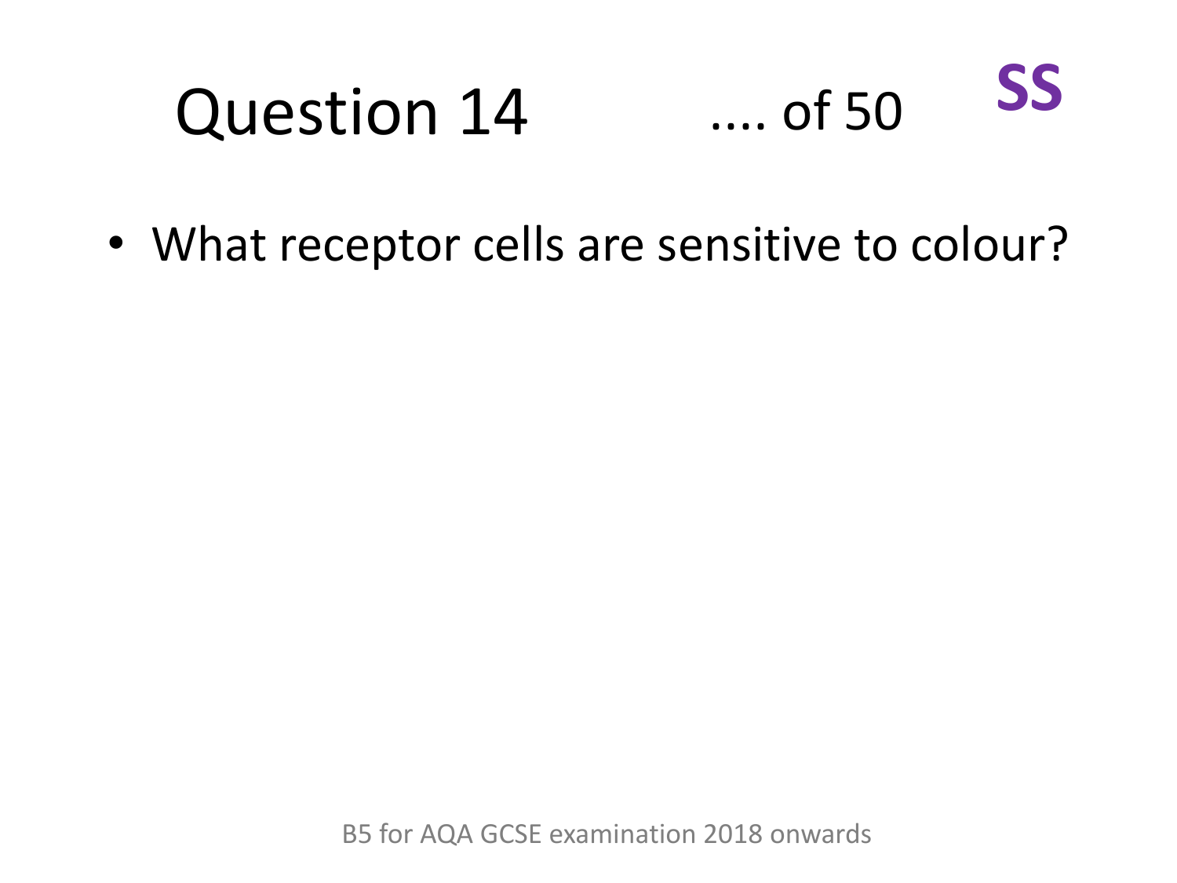# Question 14 .... of 50 **SS**

- What receptor cells are sensitive to colour?

B5 for AQA GCSE examination 2018 onwards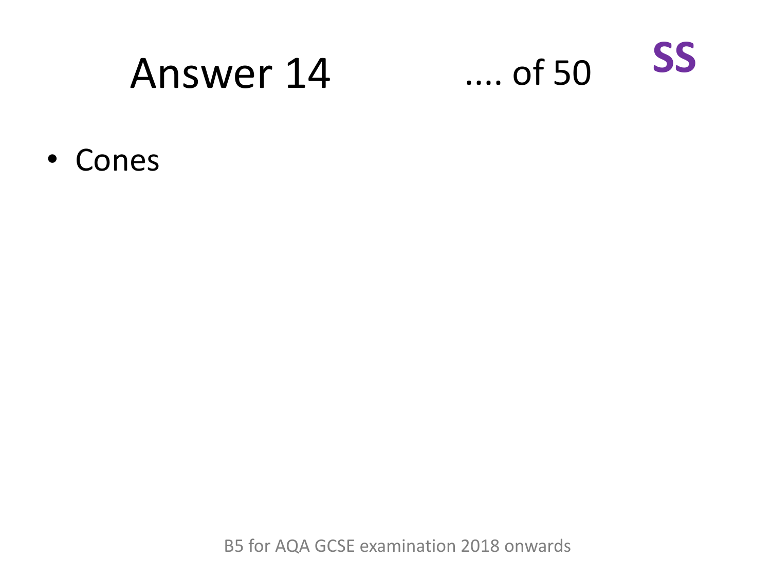# Answer 14

.... of 50

**SS**

- Cones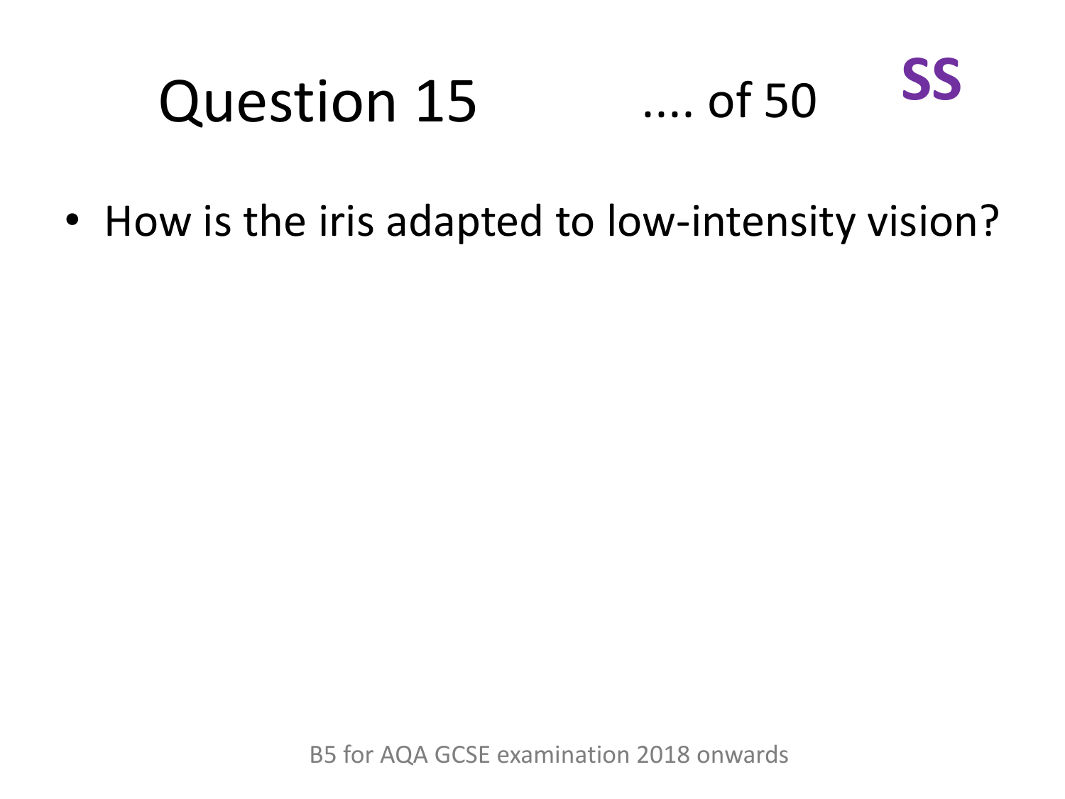# Question 15 .... of 50 **SS**

- How is the iris adapted to low-intensity vision?

B5 for AQA GCSE examination 2018 onwards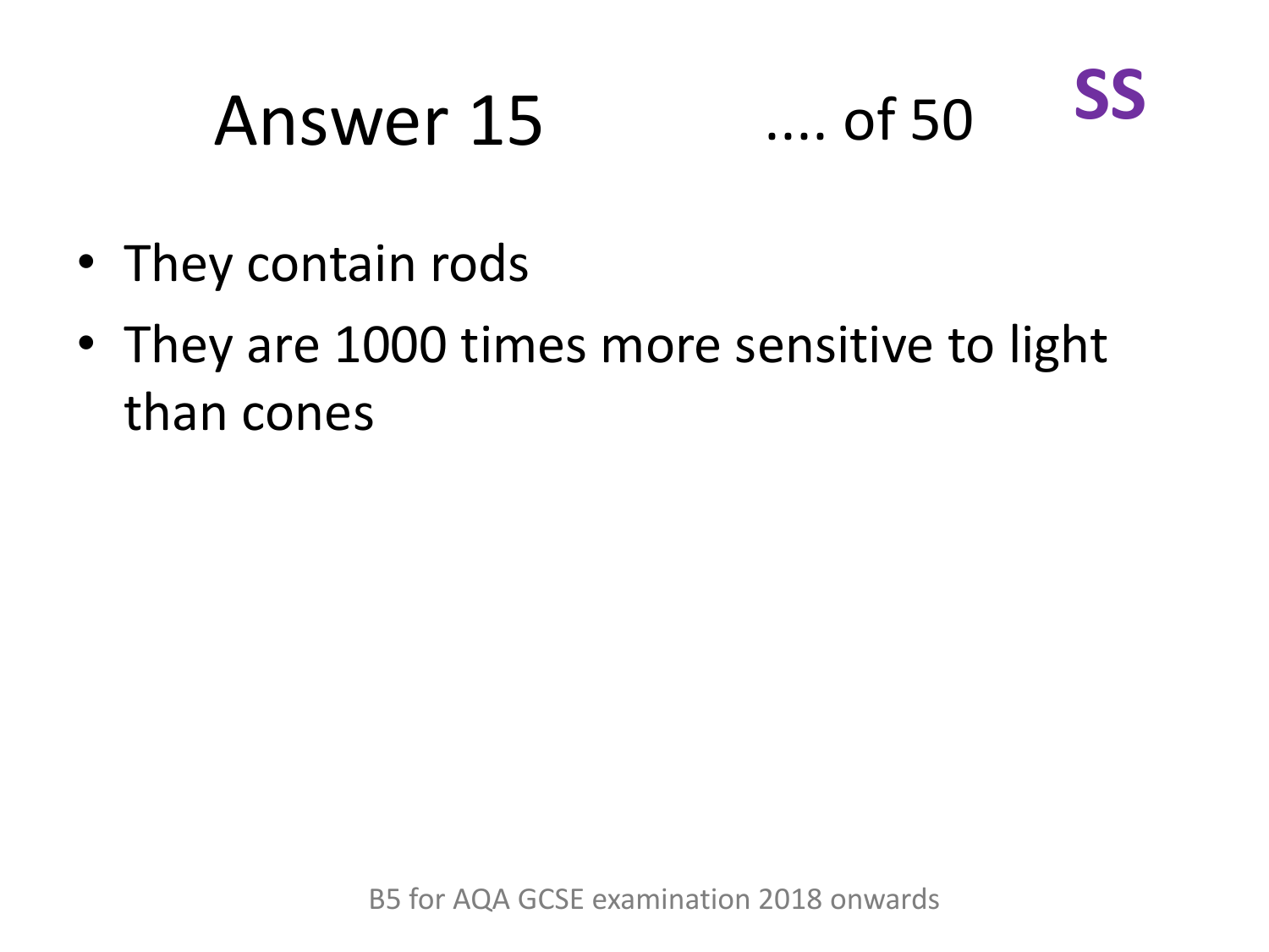# Answer 15

.... of 50

**SS**

- They contain rods
- They are 1000 times more sensitive to light than cones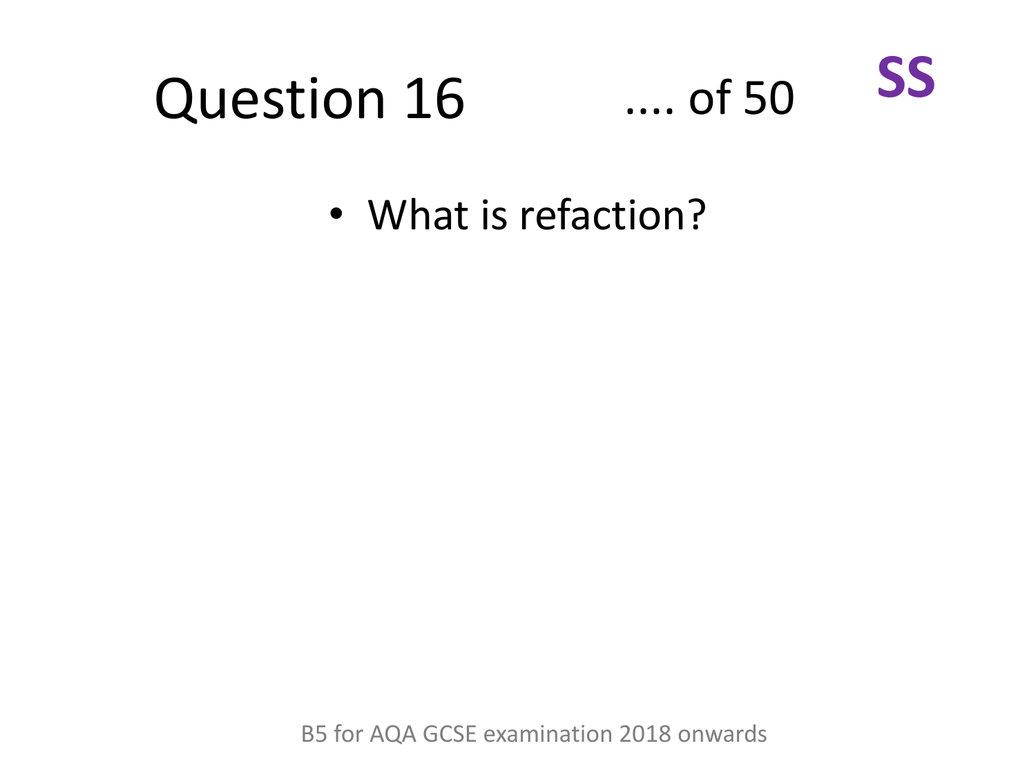# Question 16 .... of 50 SS

- What is refaction?

B5 for AQA GCSE examination 2018 onwards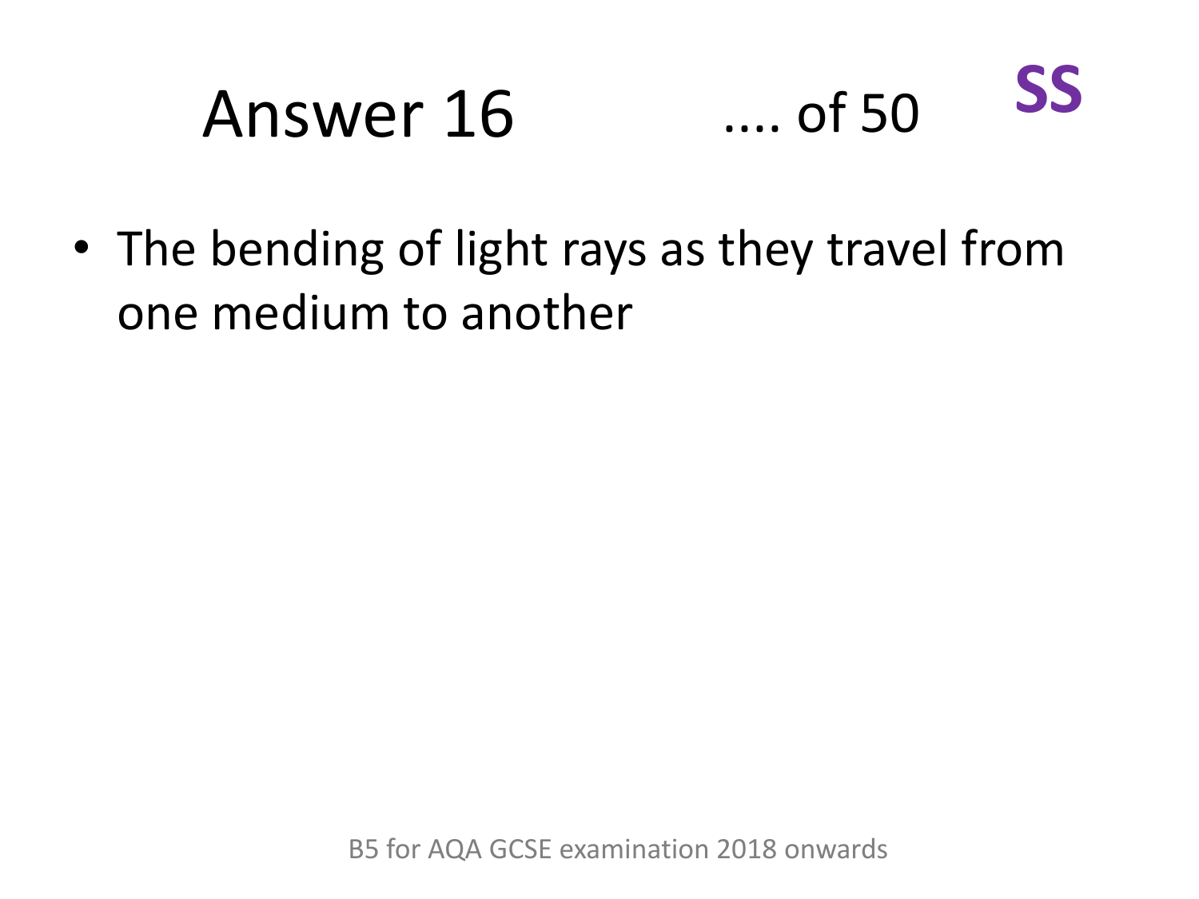# Answer 16 .... of 50

- The bending of light rays as they travel from one medium to another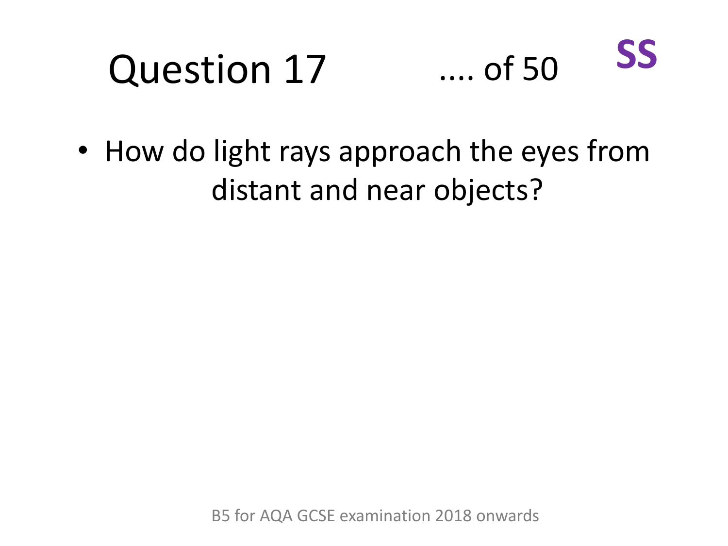# Question 17 .... of 50 **SS**

- How do light rays approach the eyes from distant and near objects?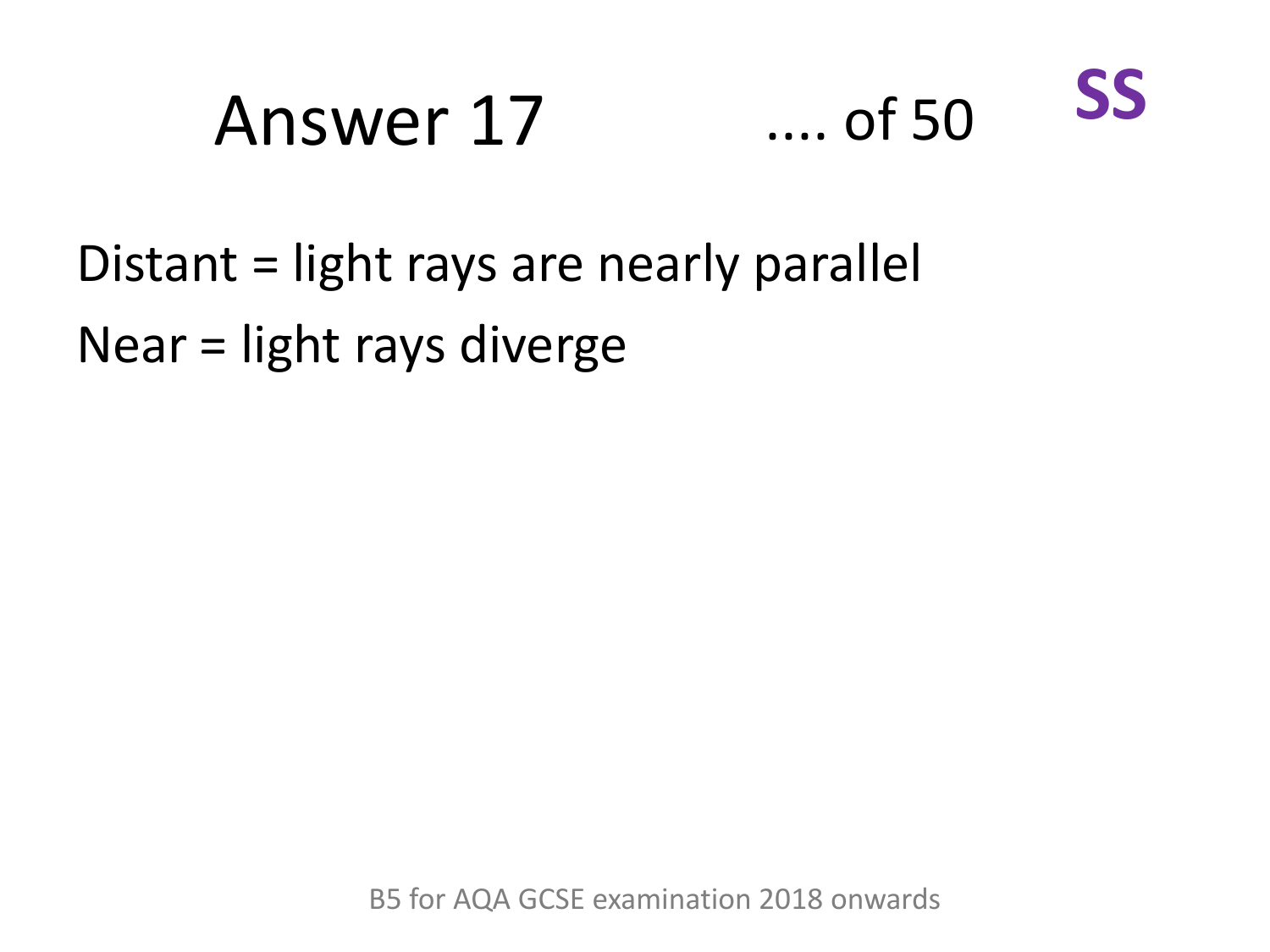# Answer 17

**SS**

Distant = light rays are nearly parallel

Near = light rays diverge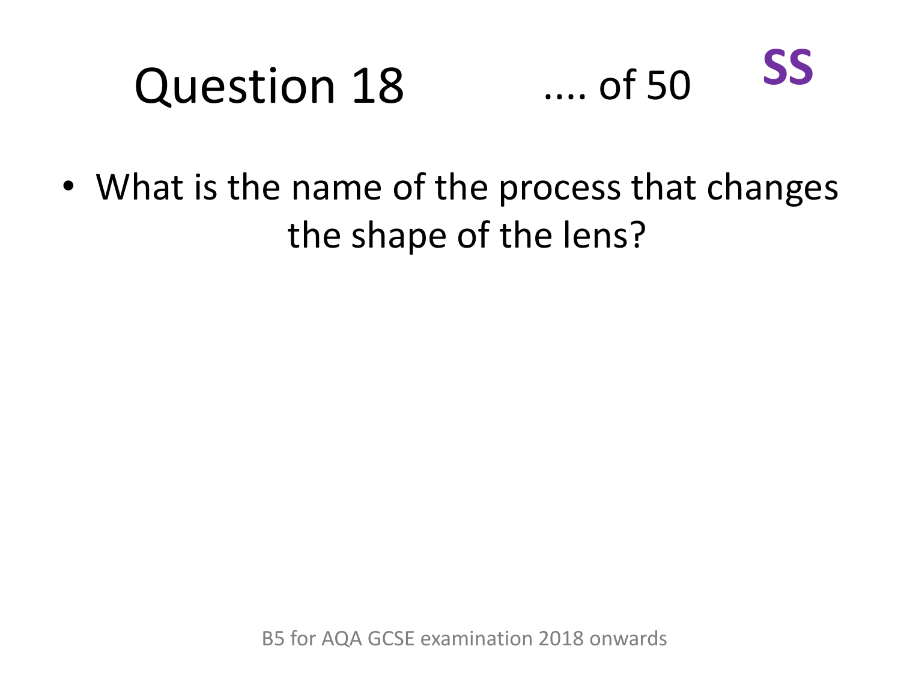# Question 18 .... of 50 **SS**

- What is the name of the process that changes the shape of the lens?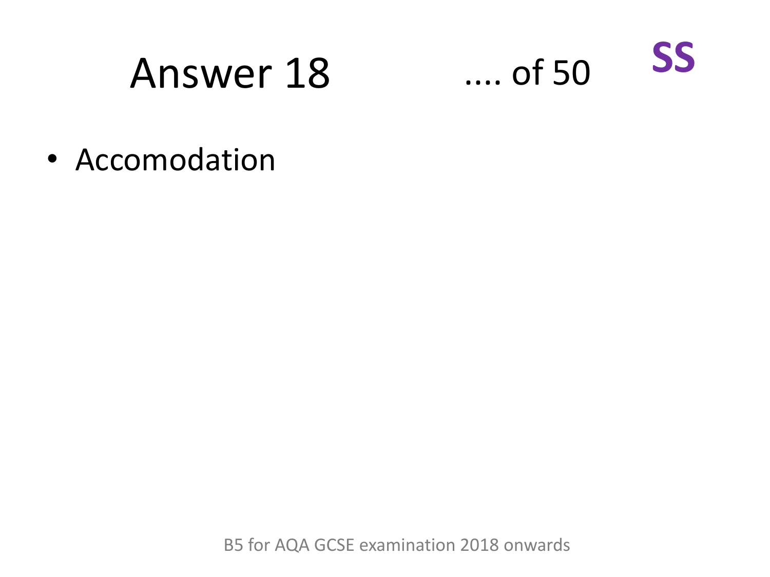# Answer 18 .... of 50 SS

- Accomodation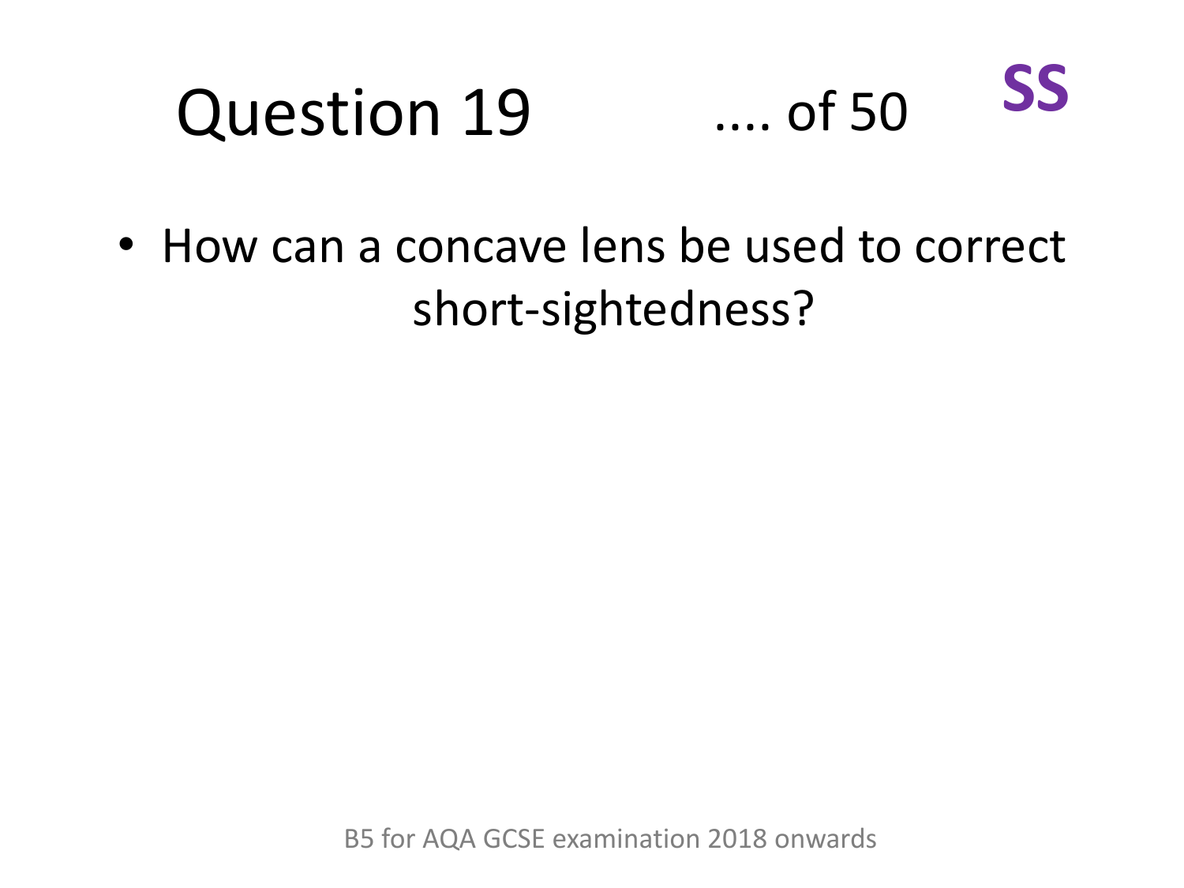# Question 19 .... of 50 **SS**

- How can a concave lens be used to correct short-sightedness?

B5 for AQA GCSE examination 2018 onwards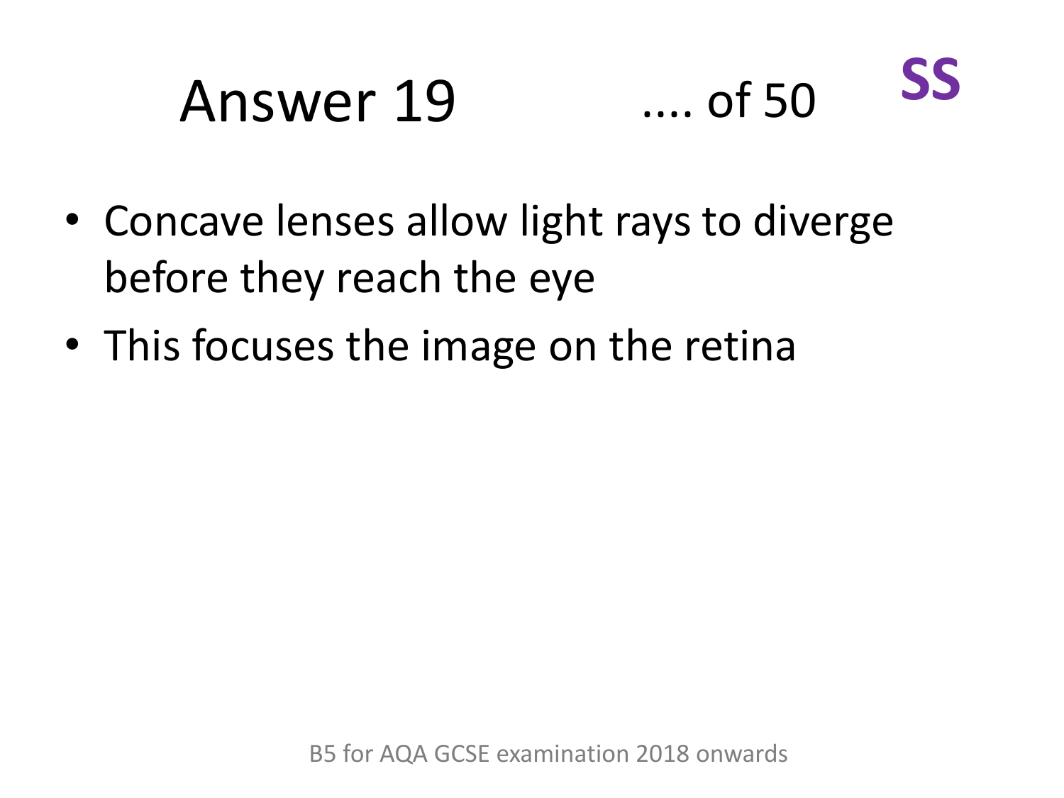# Answer 19

**SS**

- Concave lenses allow light rays to diverge before they reach the eye
- This focuses the image on the retina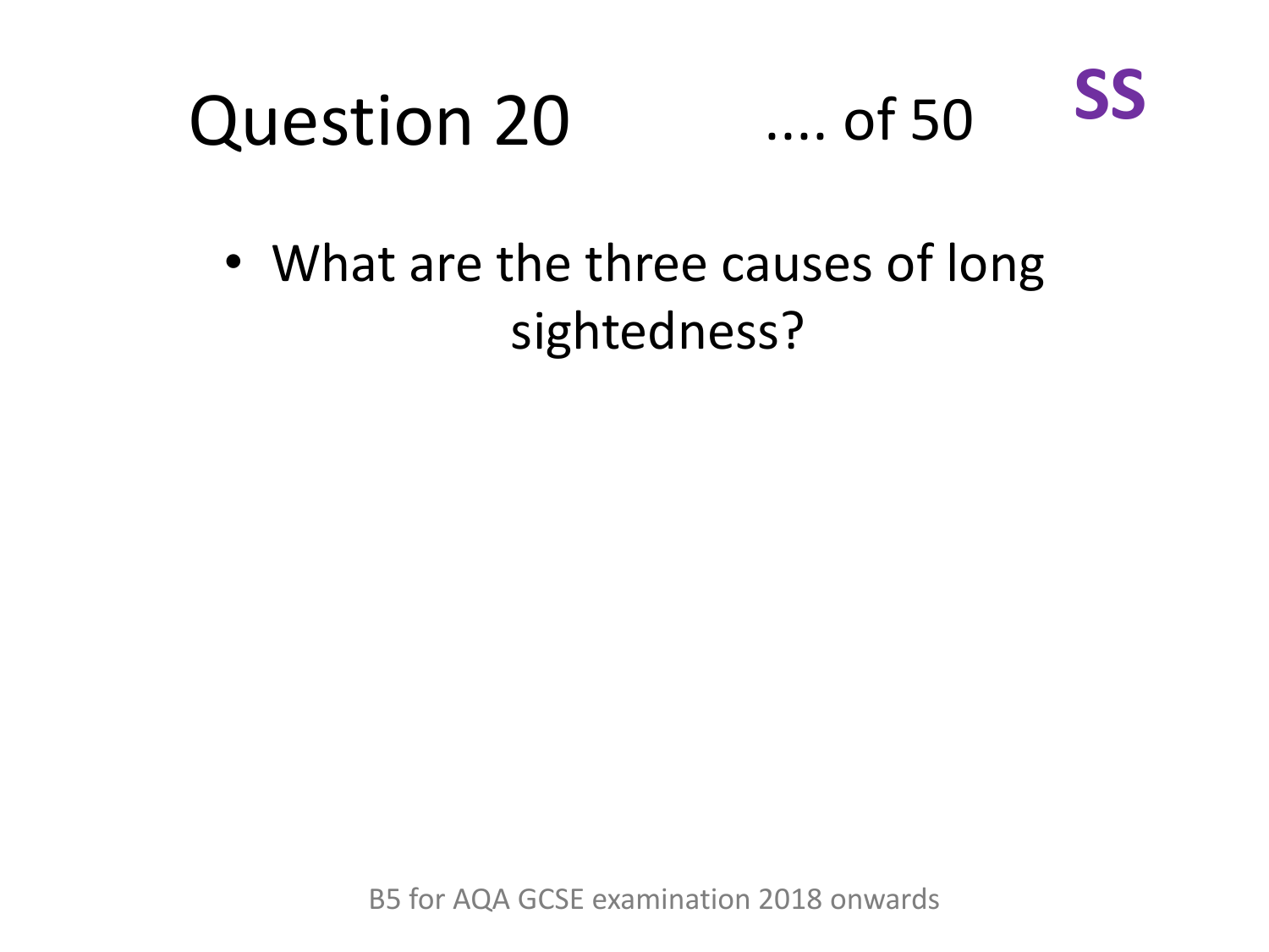# Question 20 .... of 50 **SS**

- What are the three causes of long sightedness?

B5 for AQA GCSE examination 2018 onwards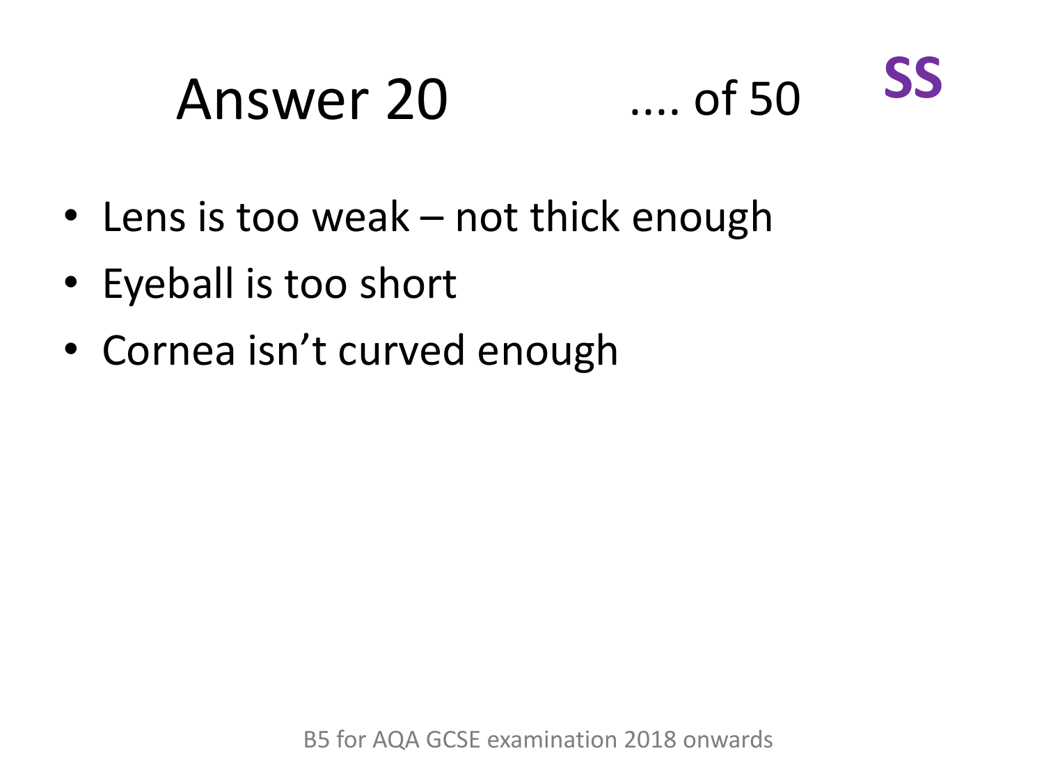# Answer 20

- Lens is too weak – not thick enough
- Eyeball is too short
- Cornea isn't curved enough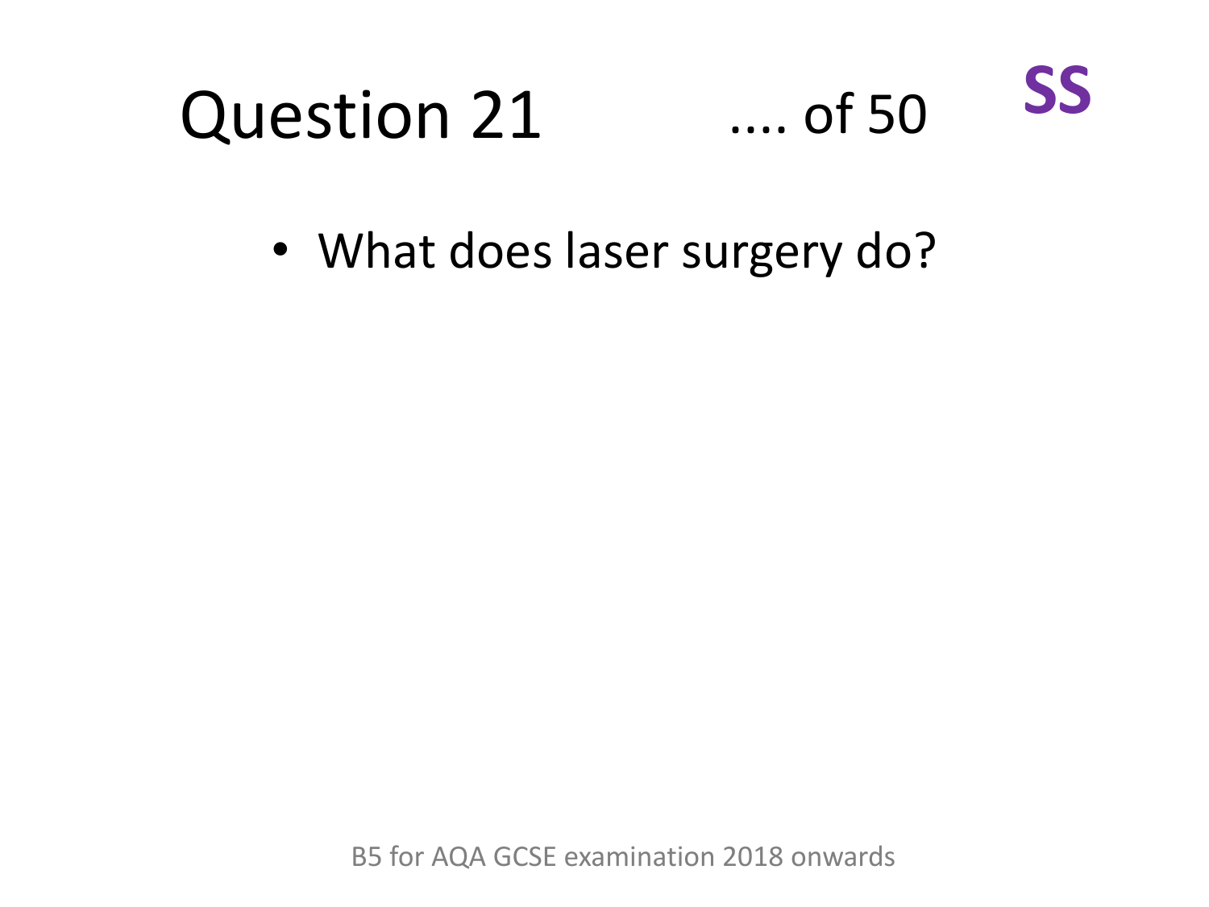# Question 21 .... of 50 **SS**

- What does laser surgery do?

B5 for AQA GCSE examination 2018 onwards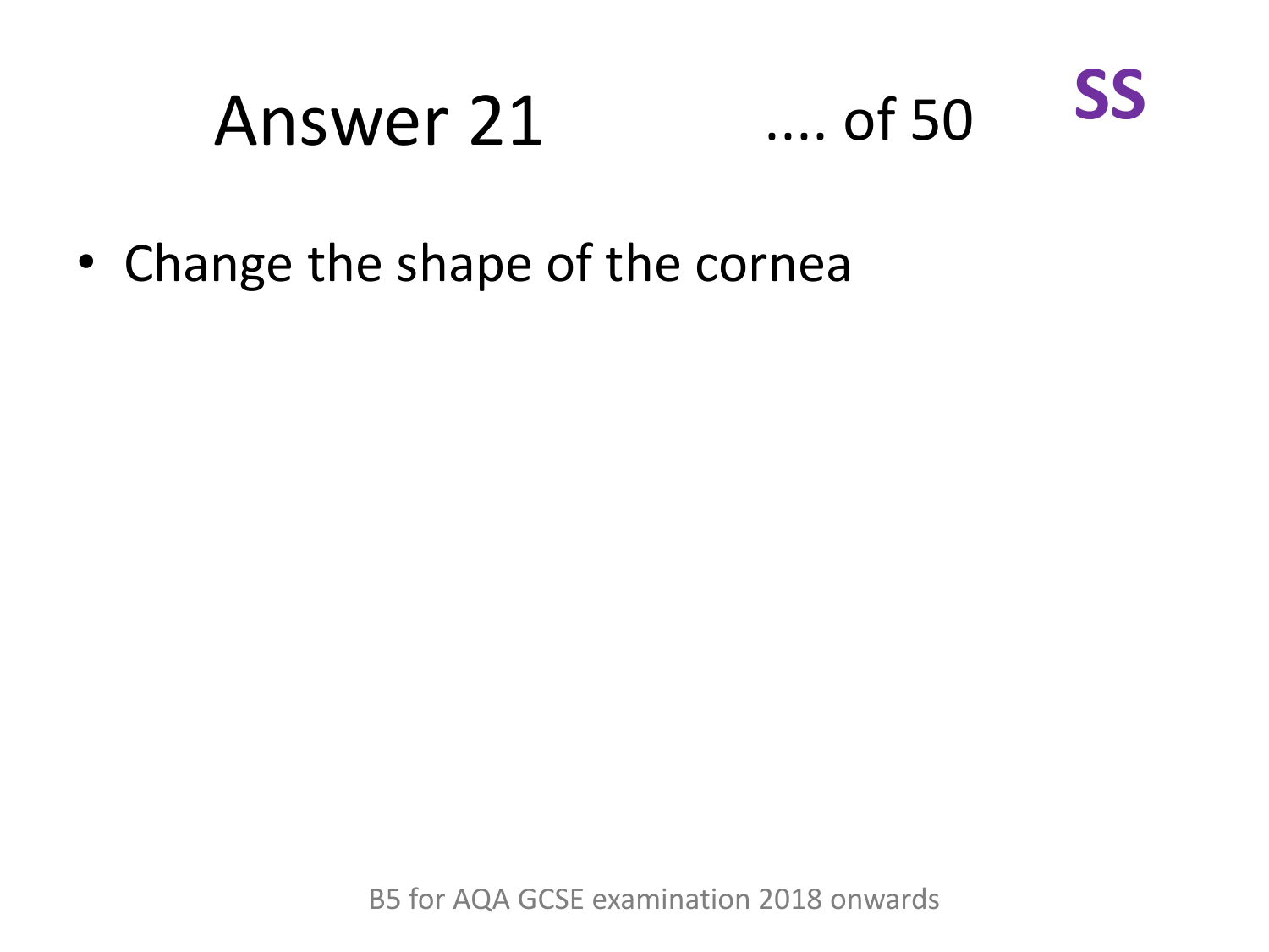# Answer 21 .... of 50 SS

- Change the shape of the cornea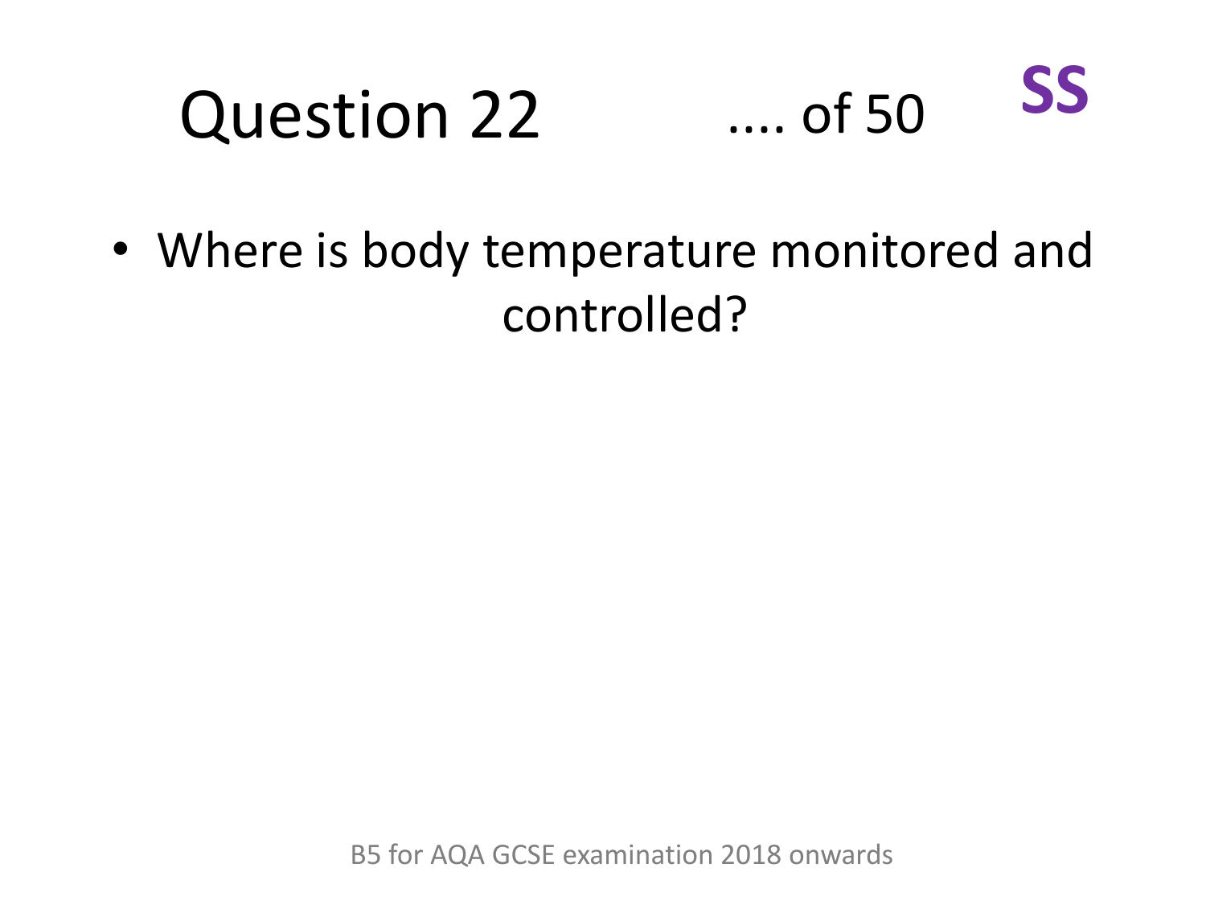# Question 22 .... of 50 **SS**

- Where is body temperature monitored and controlled?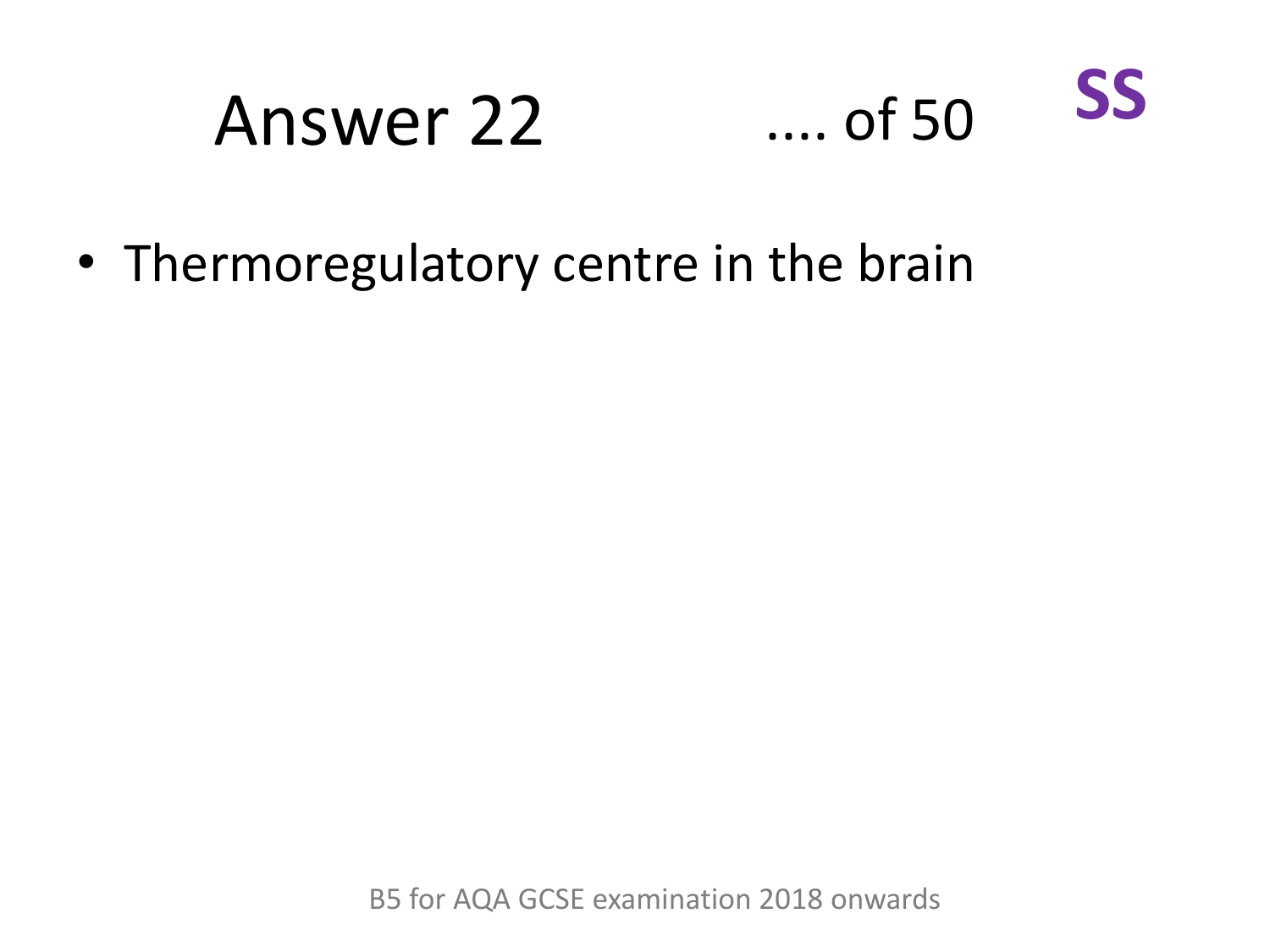# Answer 22 .... of 50

- Thermoregulatory centre in the brain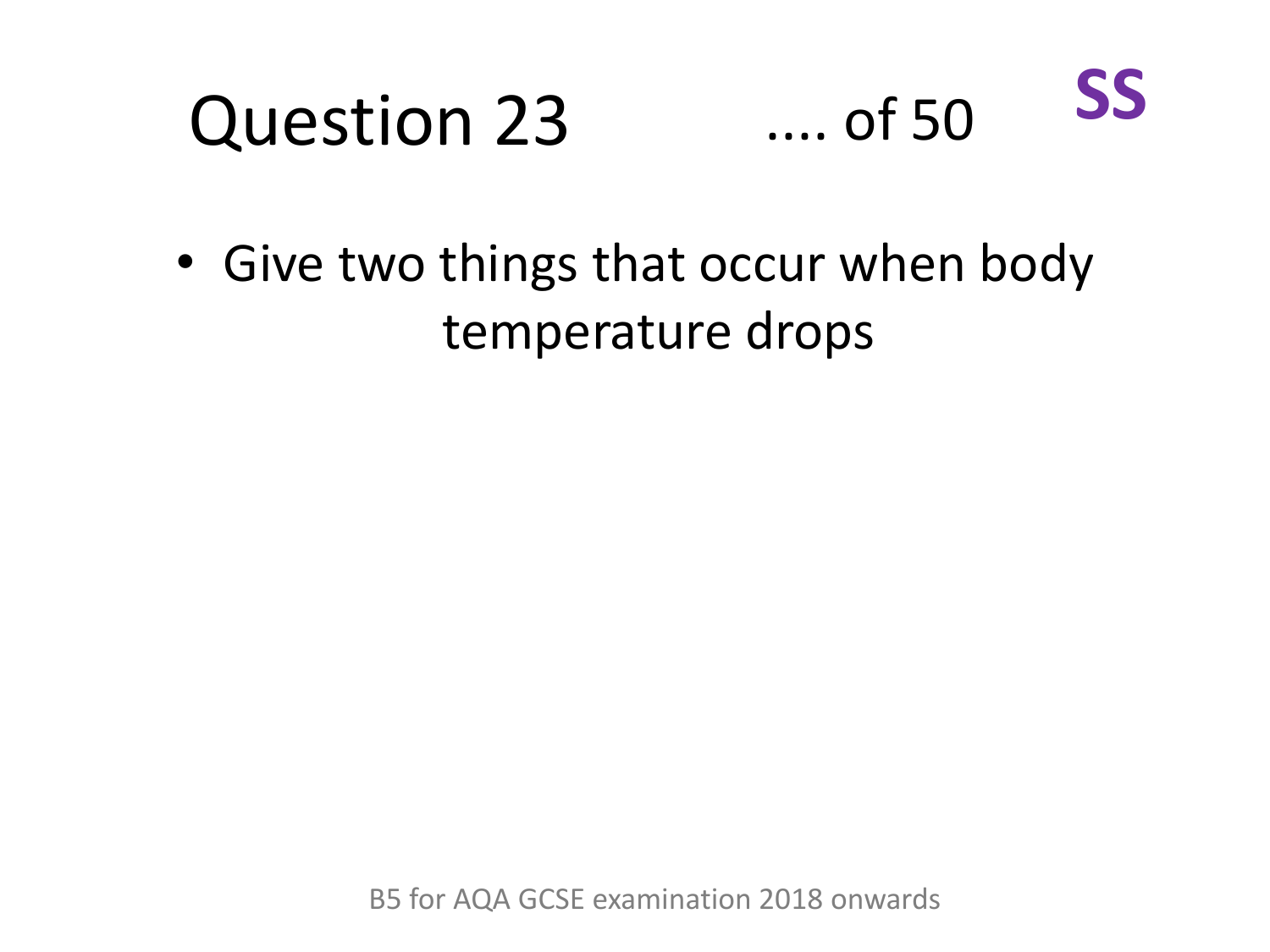# Question 23

.... of 50

**SS**

- Give two things that occur when body temperature drops

B5 for AQA GCSE examination 2018 onwards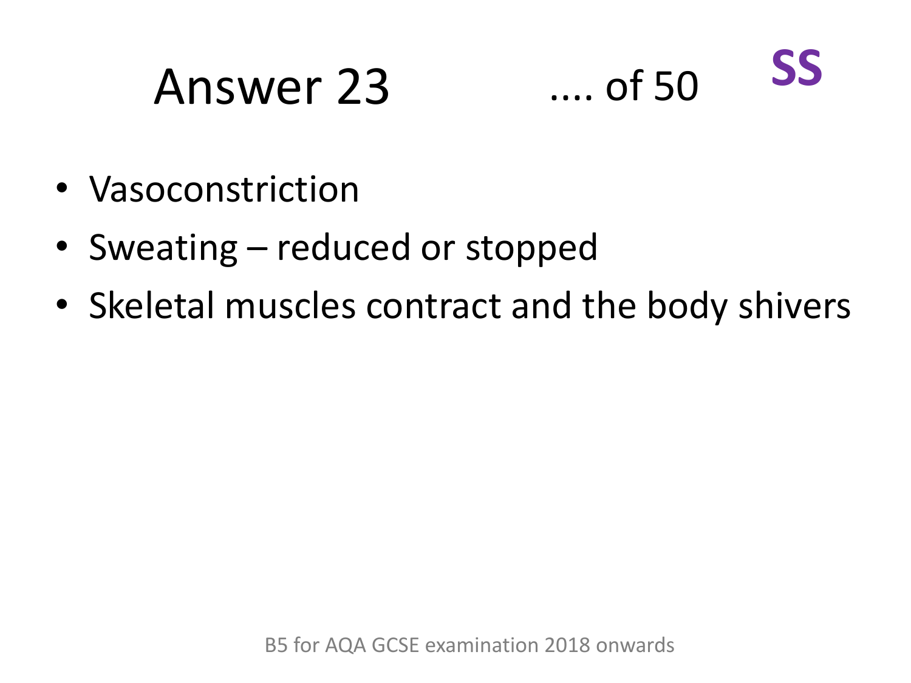# Answer 23

.... of 50

**SS**

- Vasoconstriction
- Sweating – reduced or stopped
- Skeletal muscles contract and the body shivers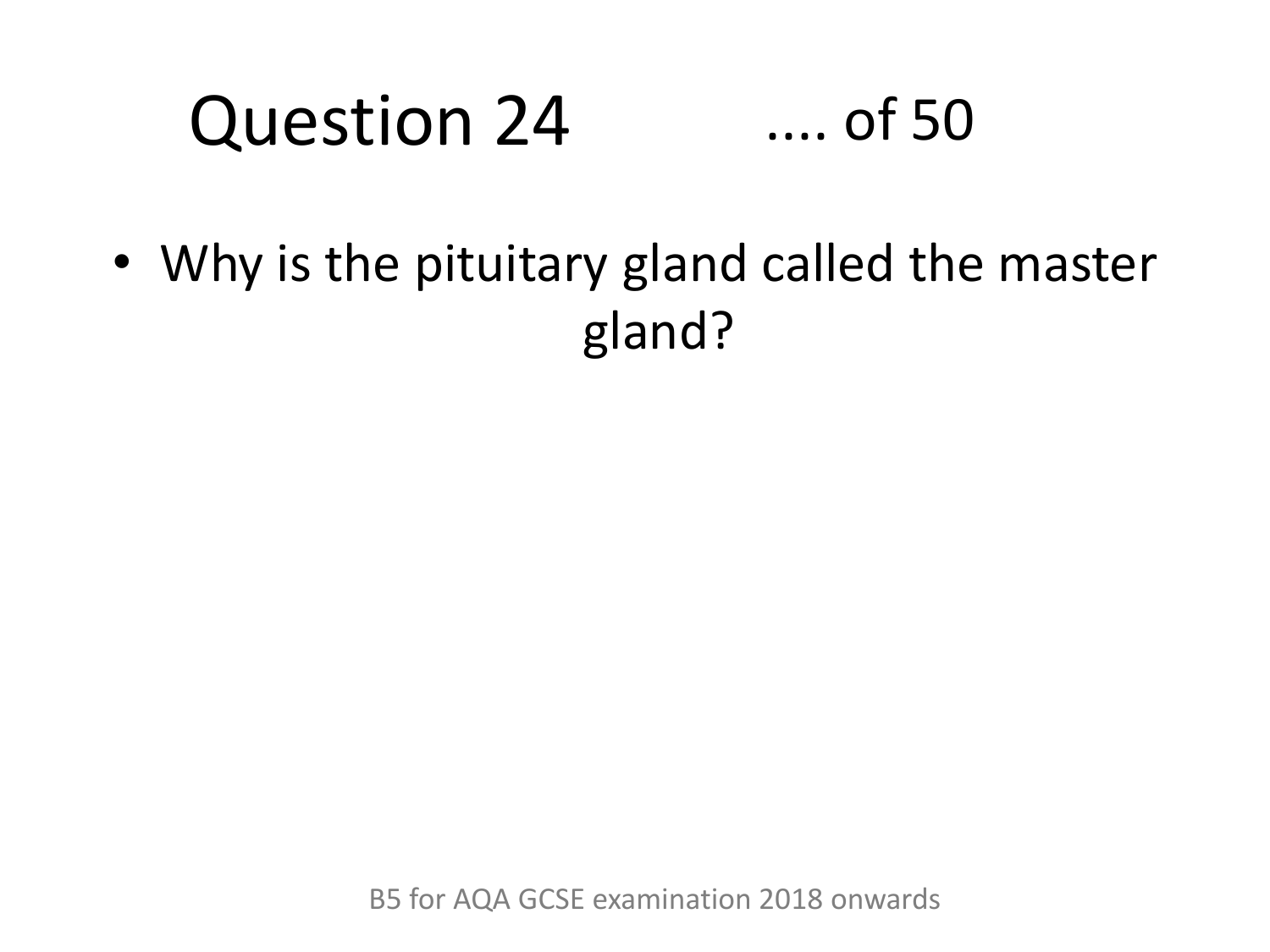# Question 24 .... of 50

- Why is the pituitary gland called the master gland?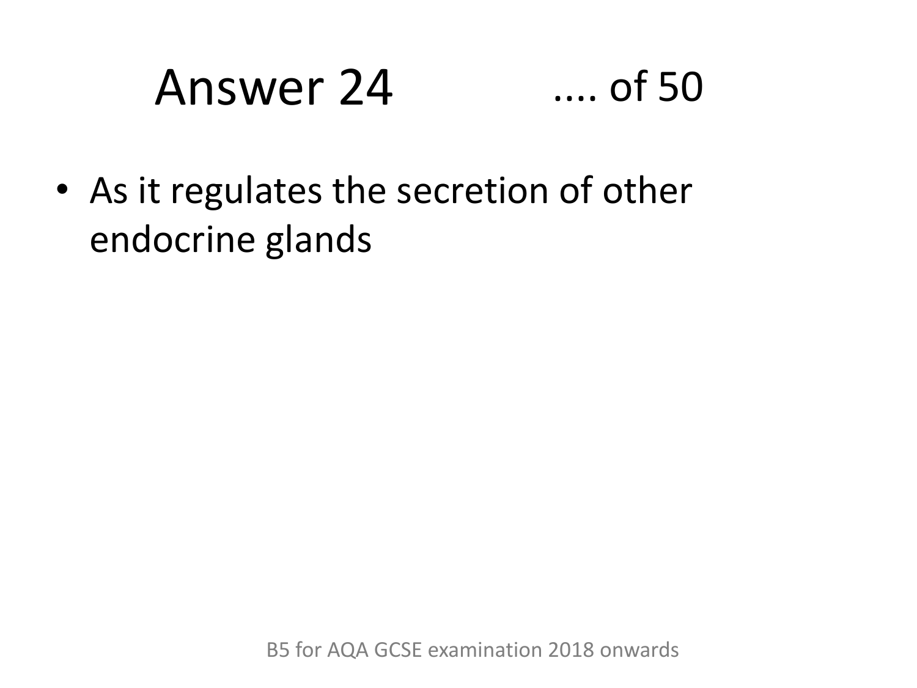# Answer 24 .... of 50

- As it regulates the secretion of other endocrine glands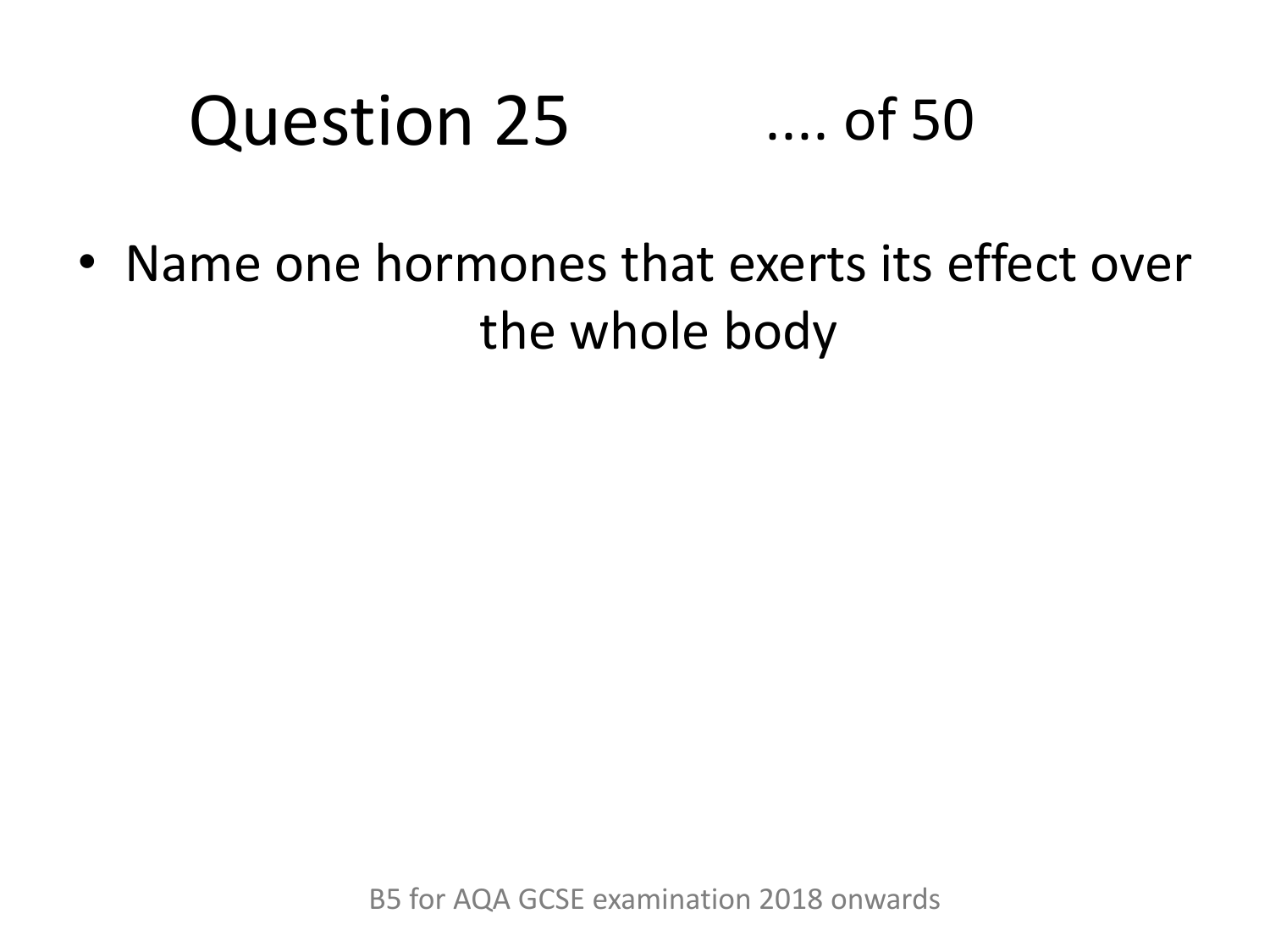# Question 25 .... of 50

- Name one hormones that exerts its effect over the whole body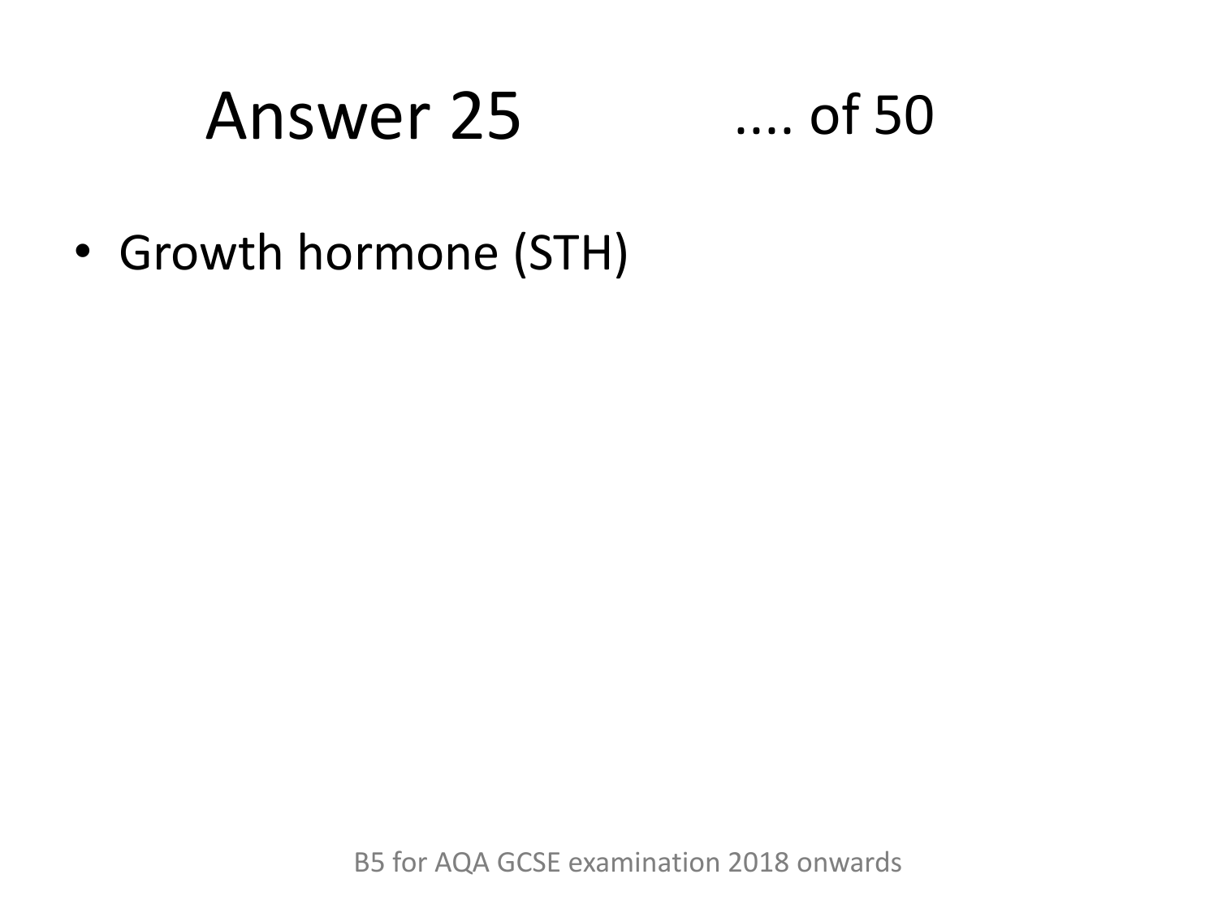# Answer 25 .... of 50

- Growth hormone (STH)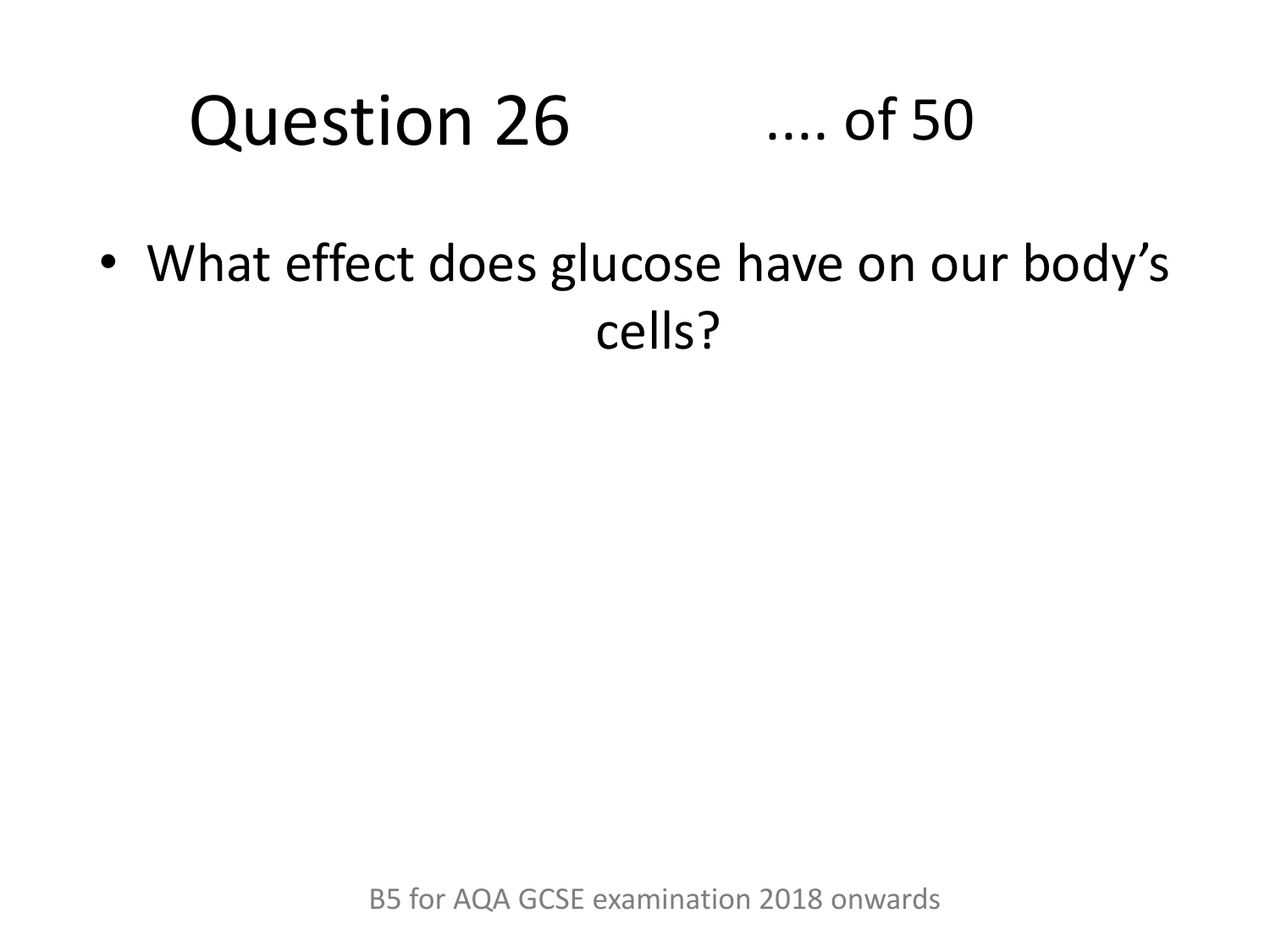# Question 26 .... of 50

- What effect does glucose have on our body's cells?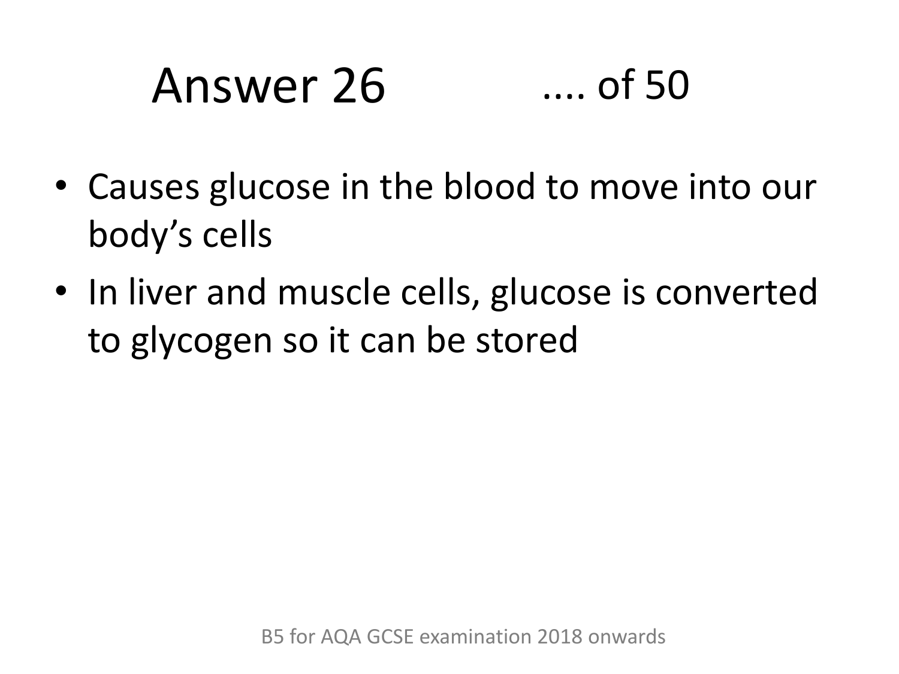# Answer 26 .... of 50

- Causes glucose in the blood to move into our body's cells
- In liver and muscle cells, glucose is converted to glycogen so it can be stored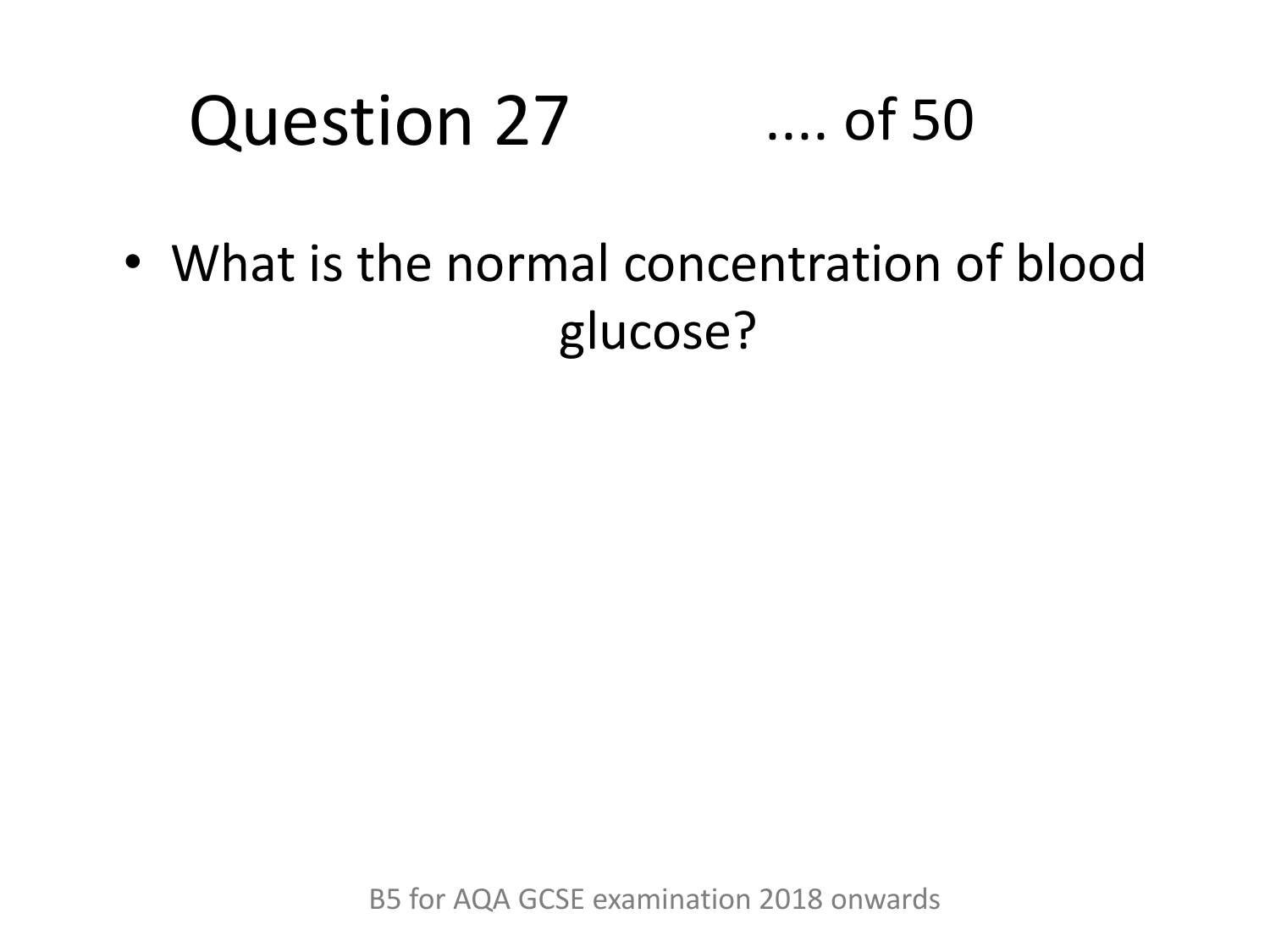# Question 27 .... of 50

- What is the normal concentration of blood glucose?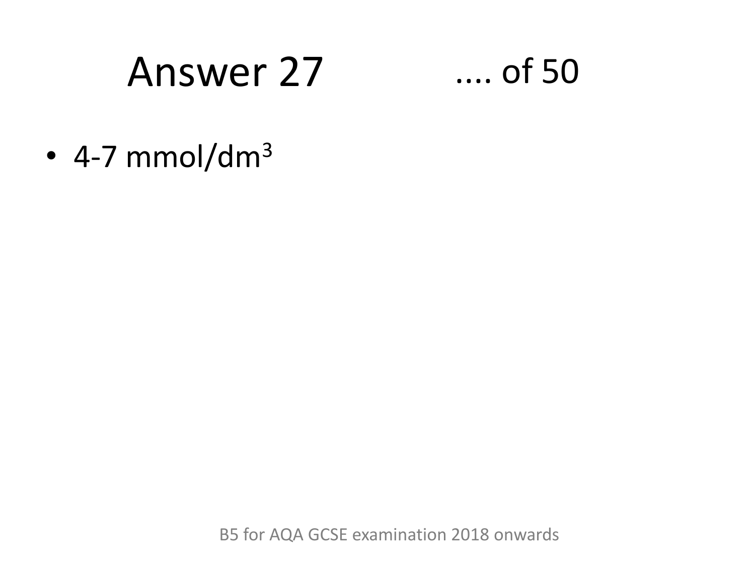# Answer 27

- 4-7 $mmol/dm^3$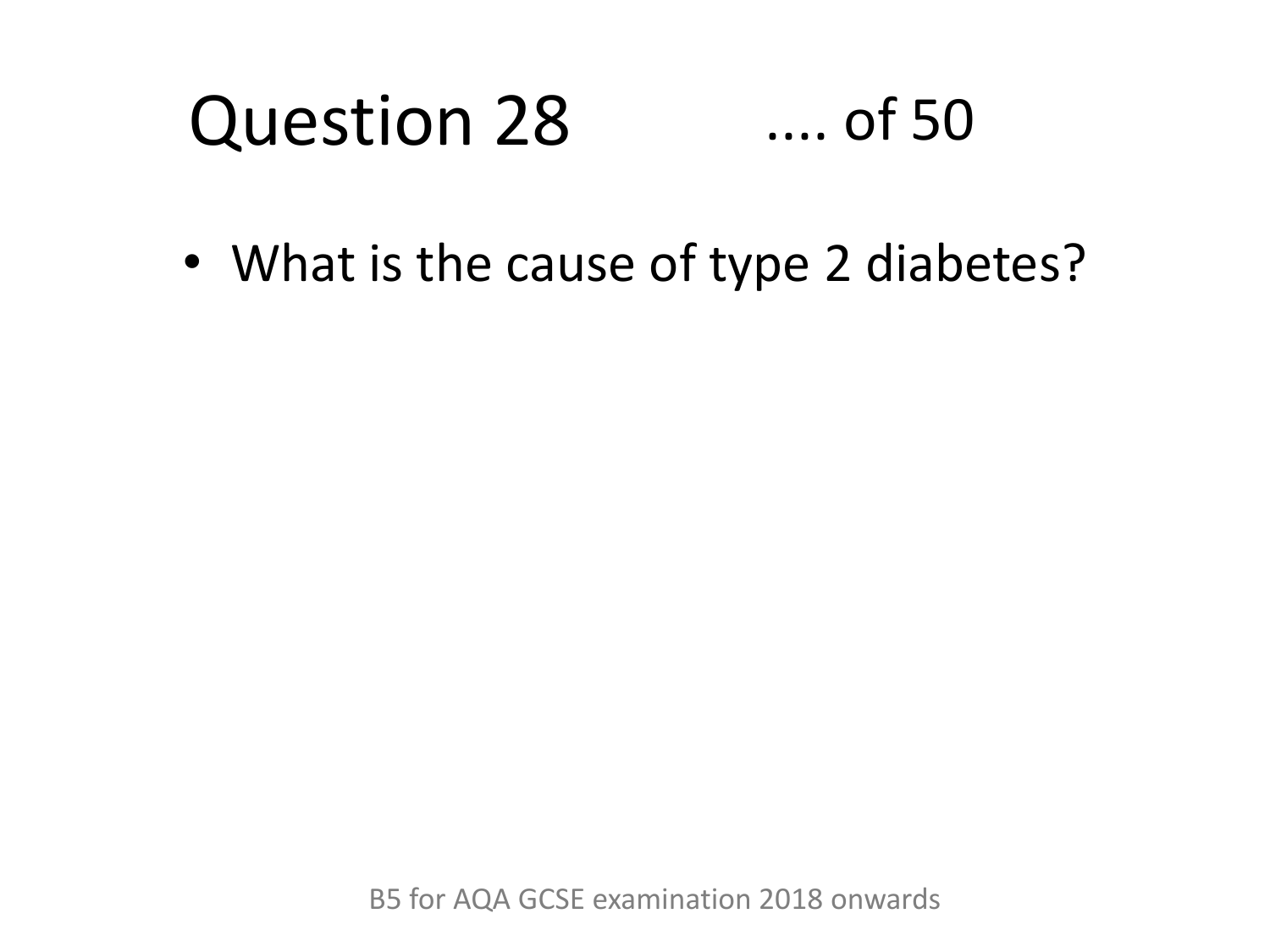# Question 28 .... of 50

- What is the cause of type 2 diabetes?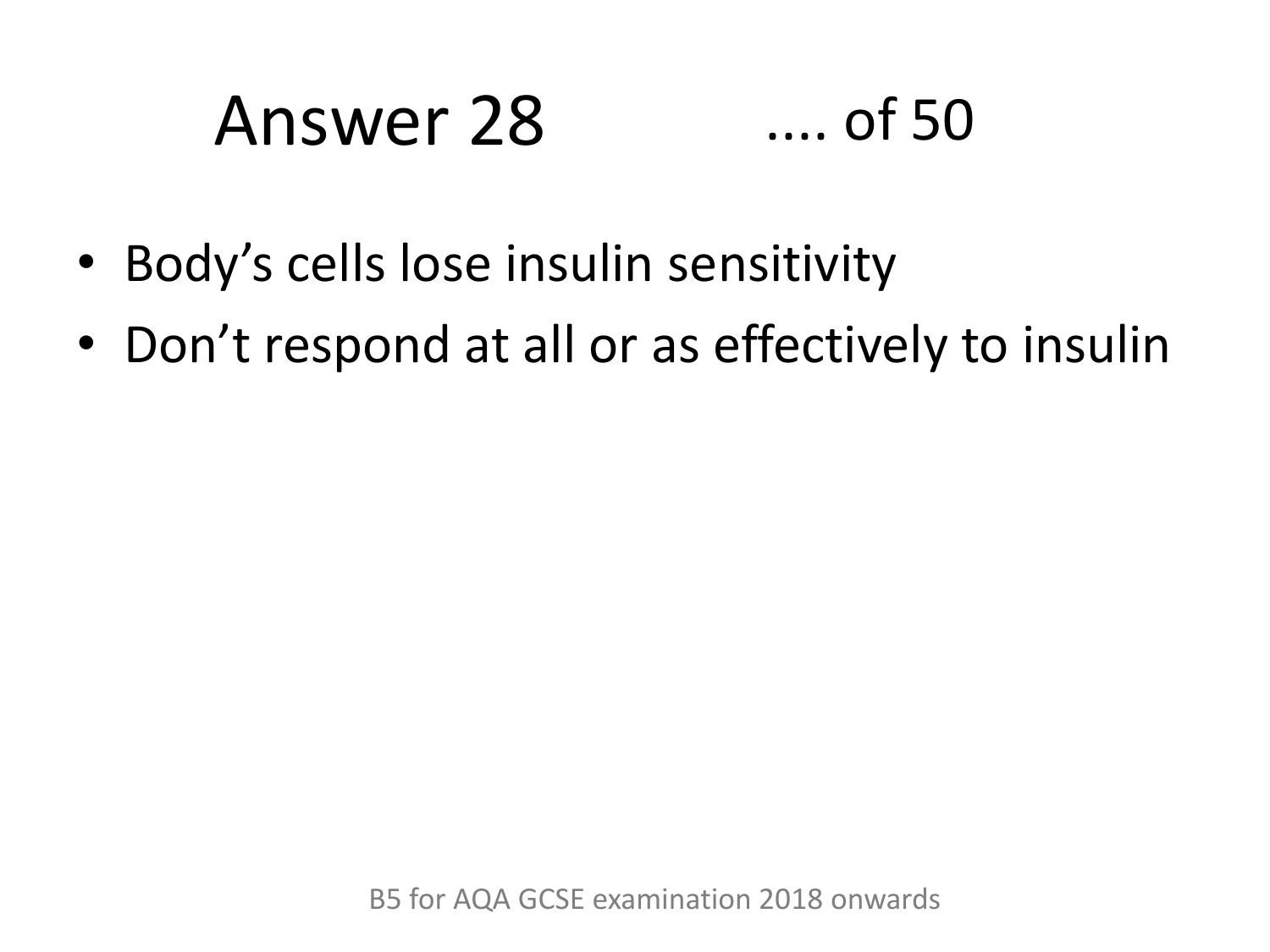# Answer 28 .... of 50

- Body's cells lose insulin sensitivity
- Don't respond at all or as effectively to insulin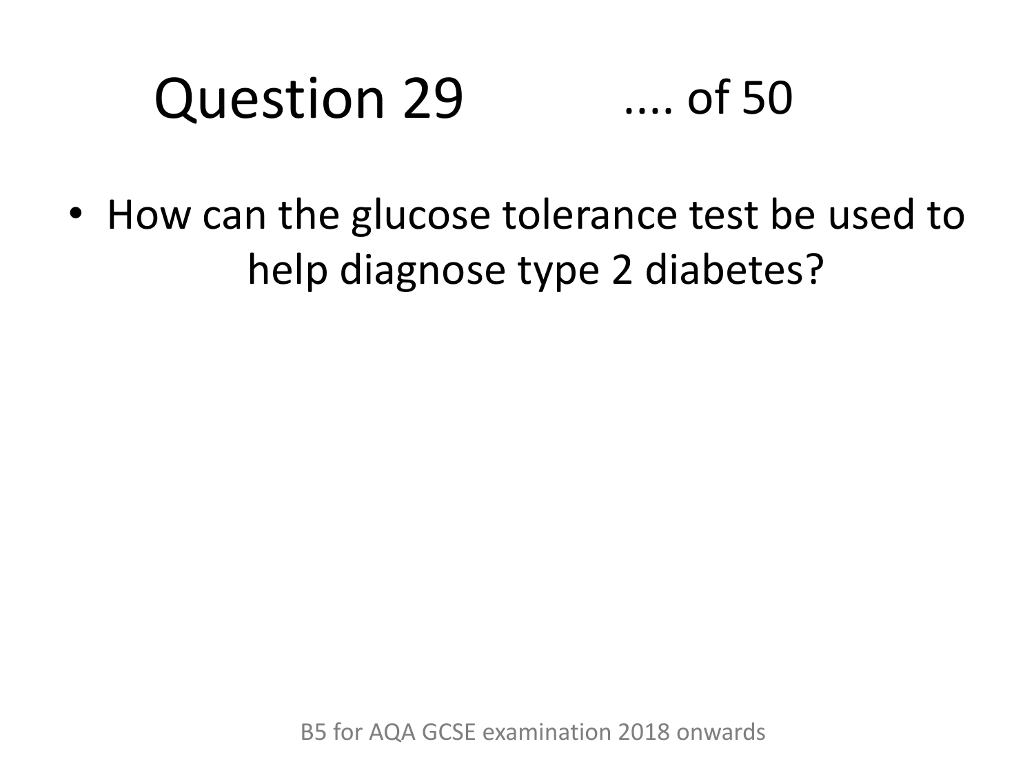# Question 29 .... of 50

- How can the glucose tolerance test be used to help diagnose type 2 diabetes?

B5 for AQA GCSE examination 2018 onwards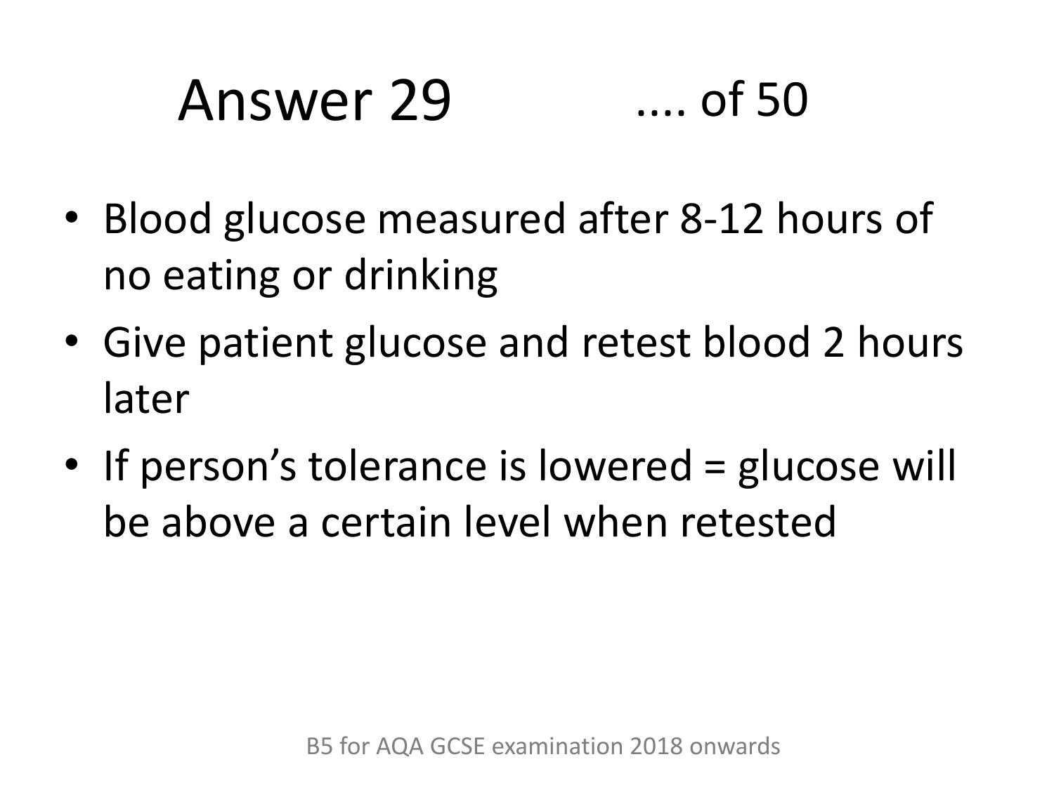# Answer 29 .... of 50

- Blood glucose measured after 8-12 hours of no eating or drinking
- Give patient glucose and retest blood 2 hours later
- If person's tolerance is lowered = glucose will be above a certain level when retested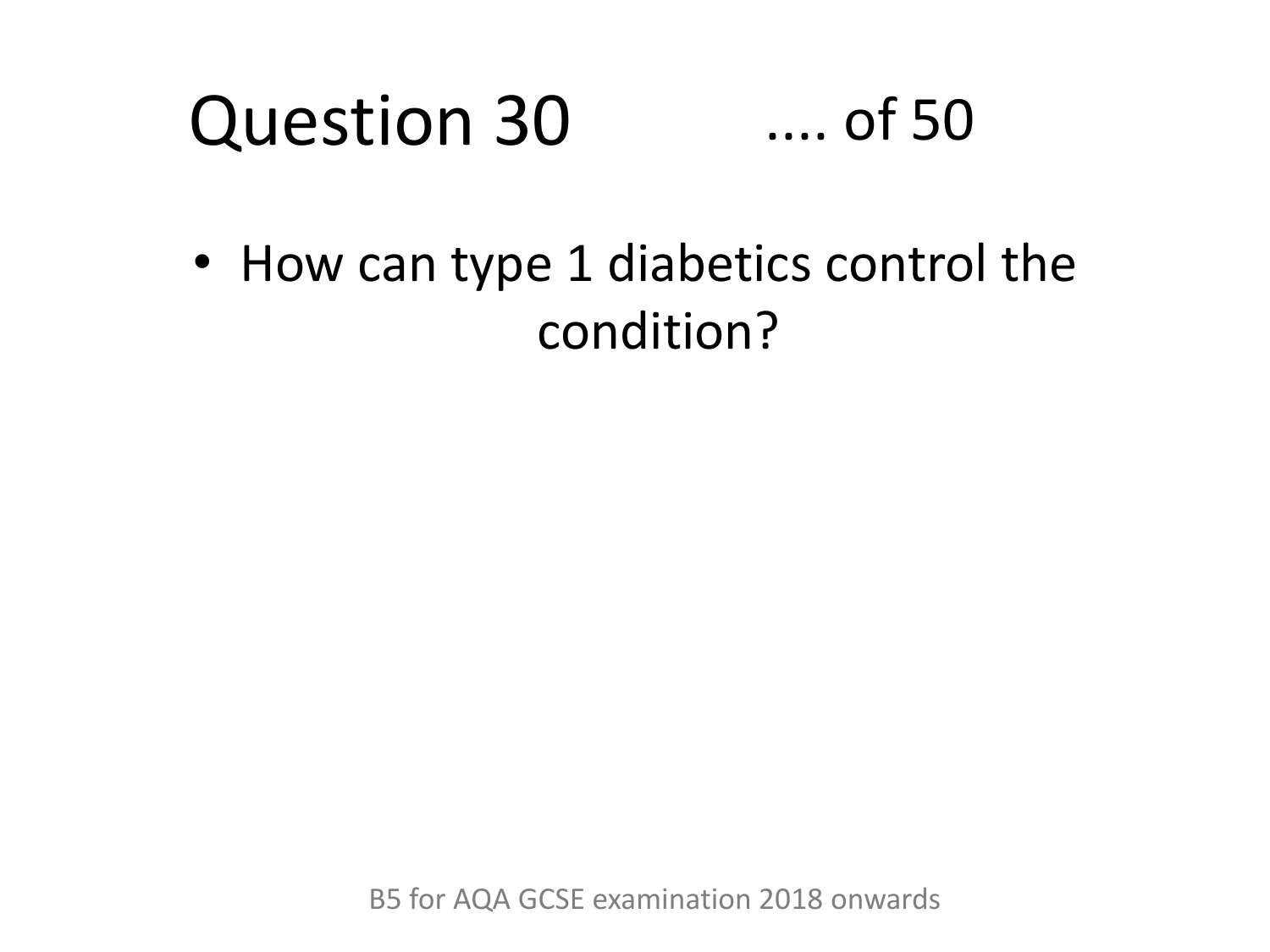# Question 30 .... of 50

- How can type 1 diabetics control the condition?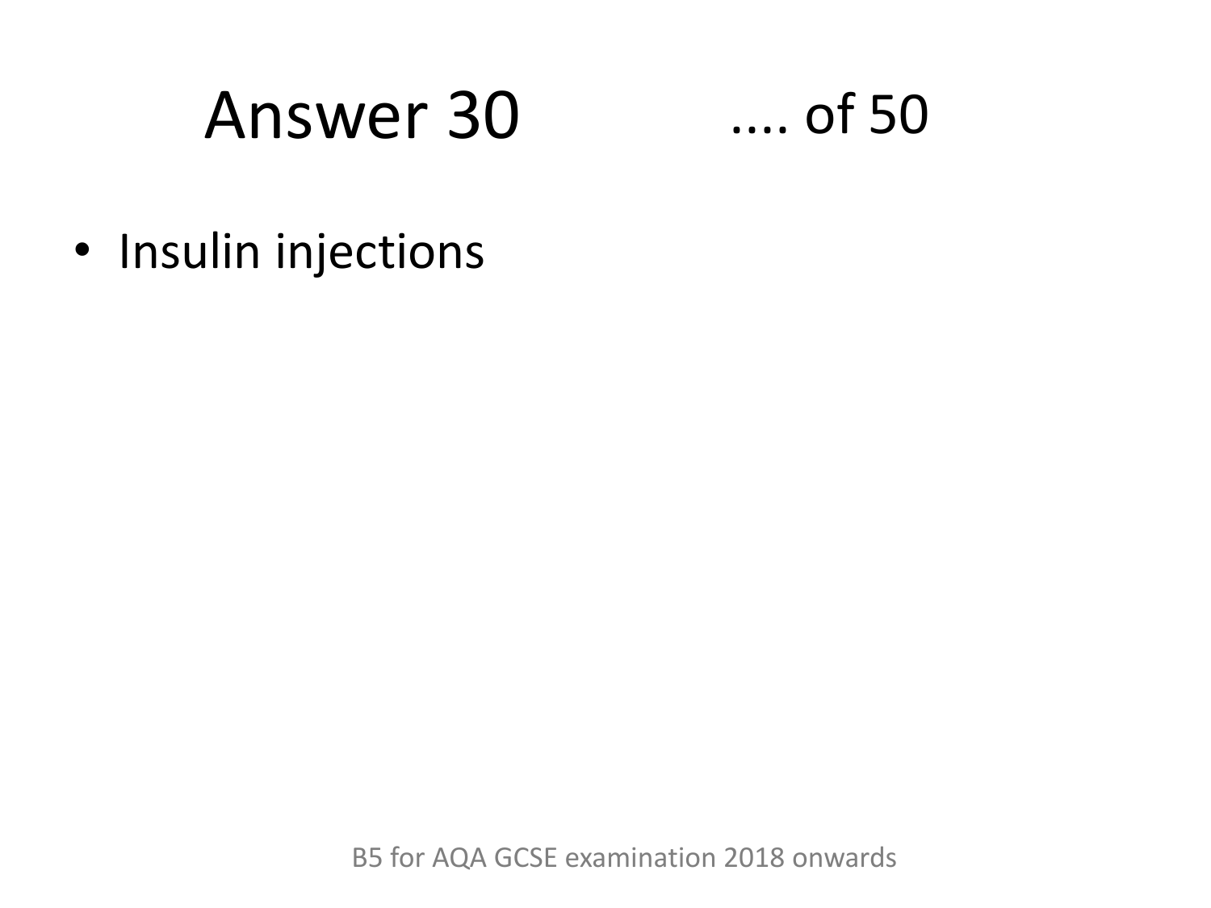# Answer 30 .... of 50

- Insulin injections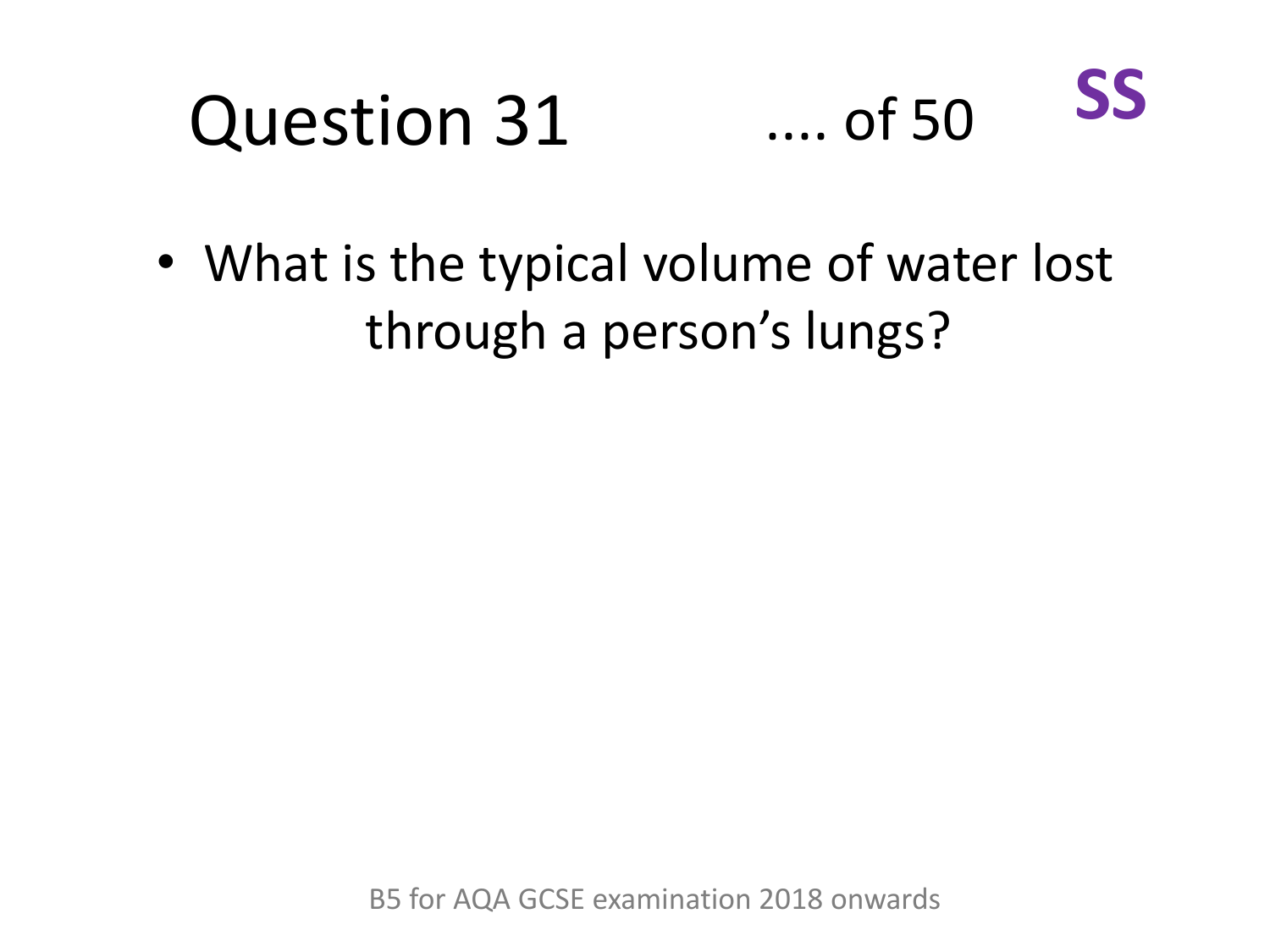# Question 31 .... of 50 **SS**

- What is the typical volume of water lost through a person's lungs?

B5 for AQA GCSE examination 2018 onwards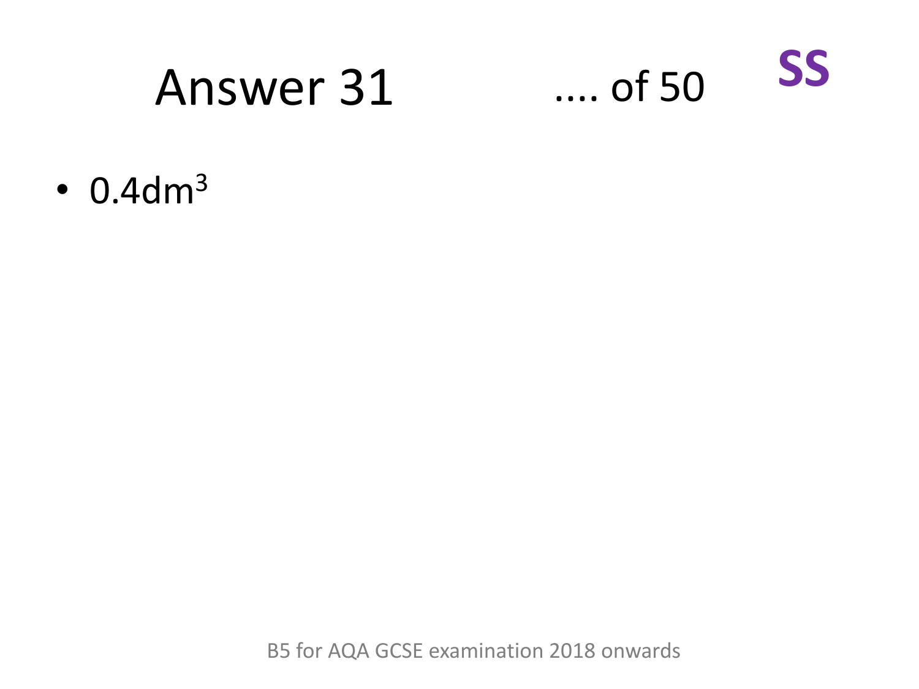# Answer 31

.... of 50

**SS**

- $0.4dm^3$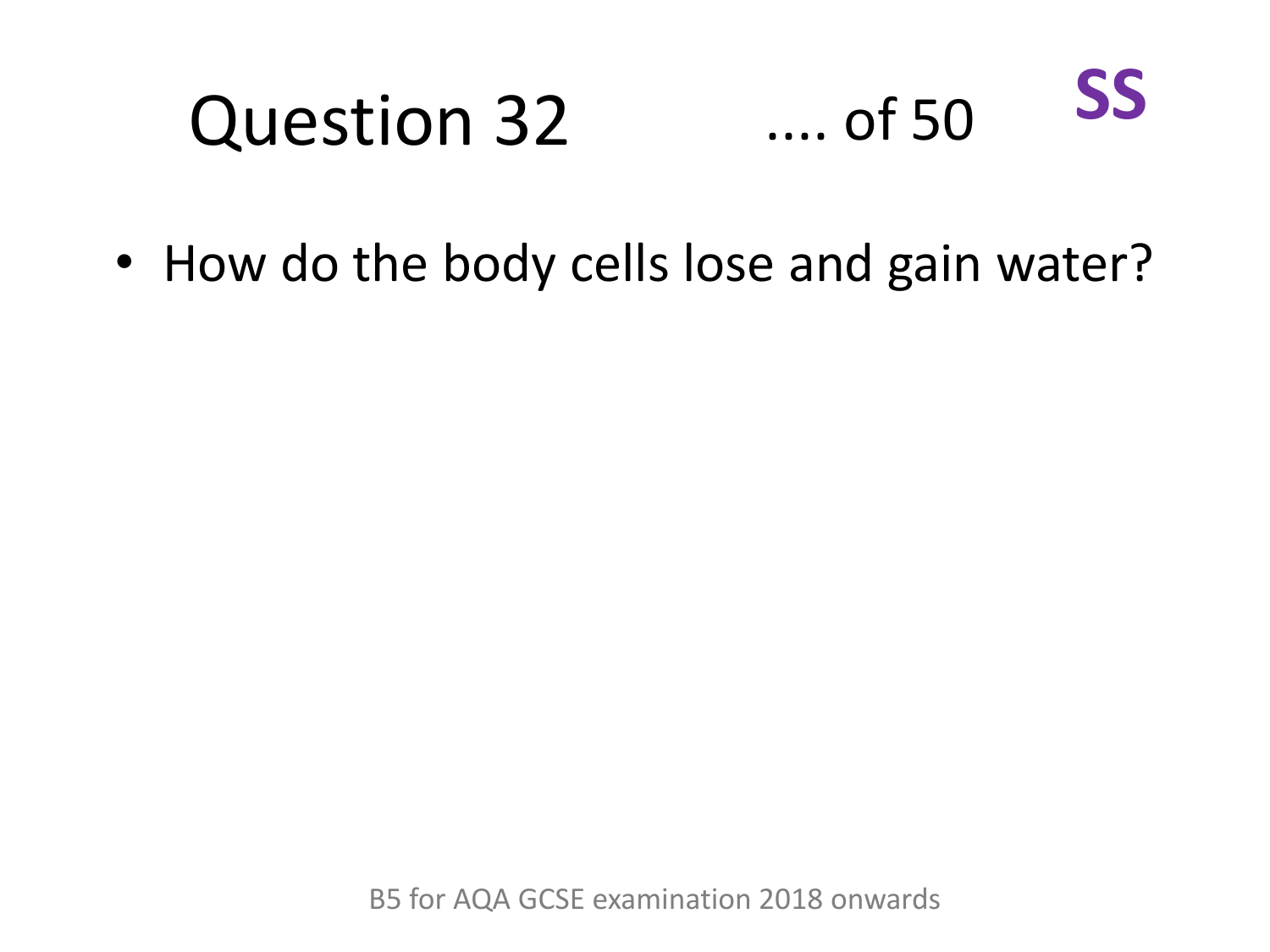# Question 32 .... of 50 **SS**

- How do the body cells lose and gain water?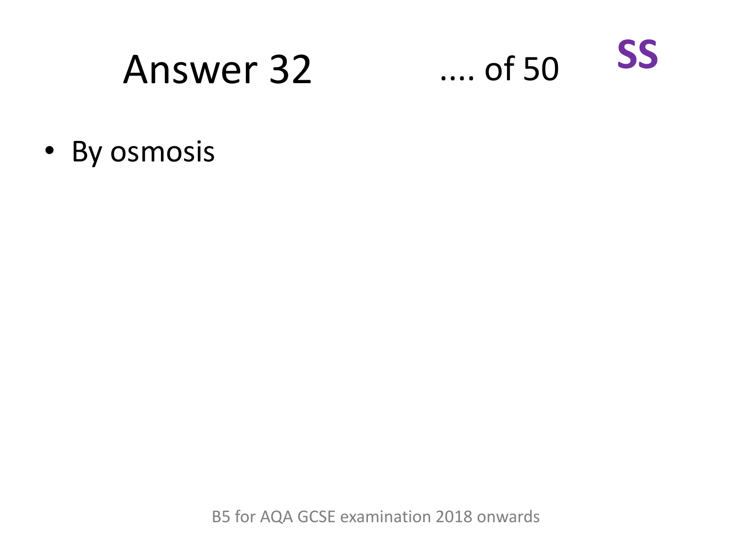# Answer 32 .... of 50 SS

- By osmosis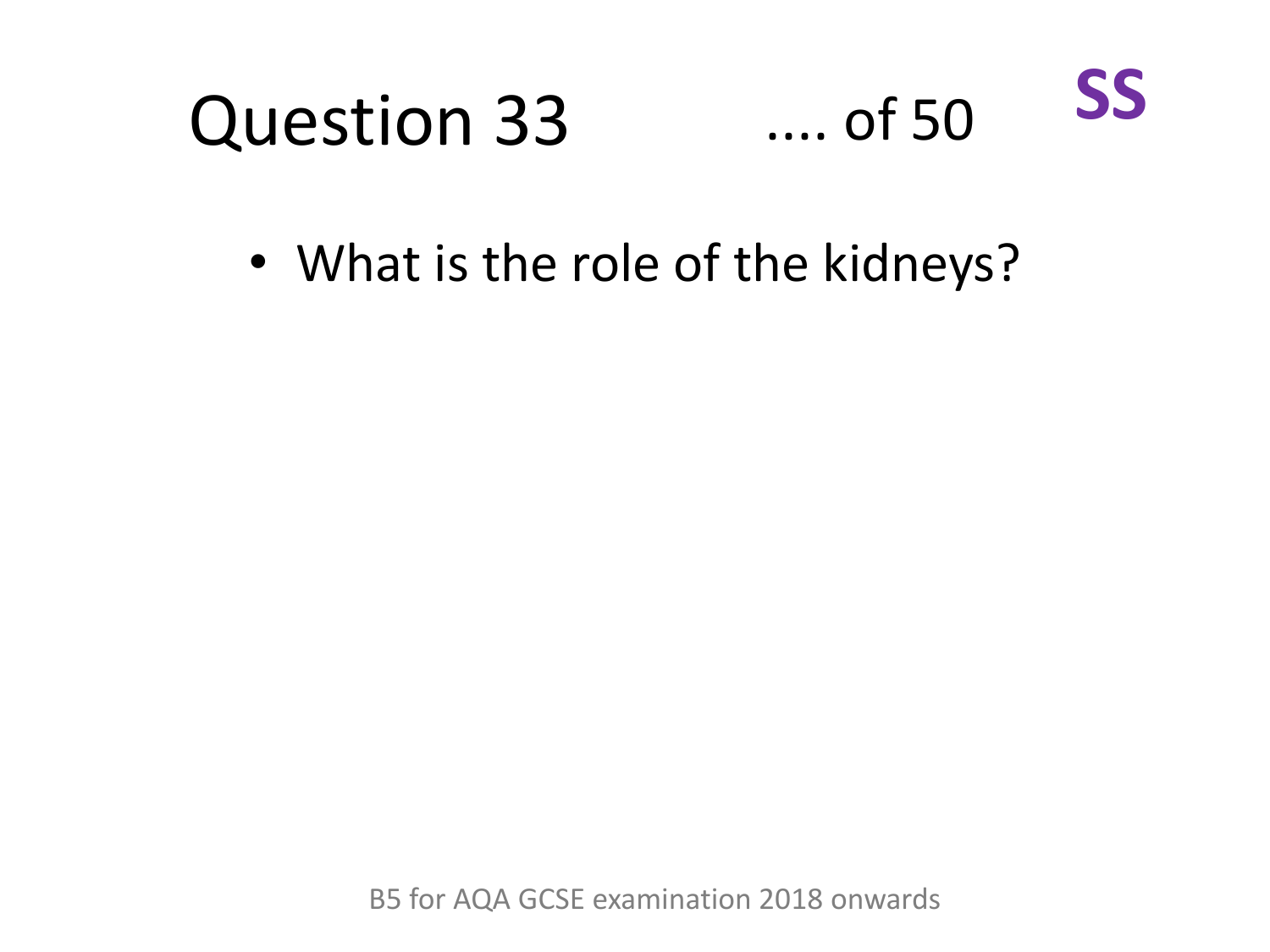# Question 33 .... of 50 **SS**

- What is the role of the kidneys?

B5 for AQA GCSE examination 2018 onwards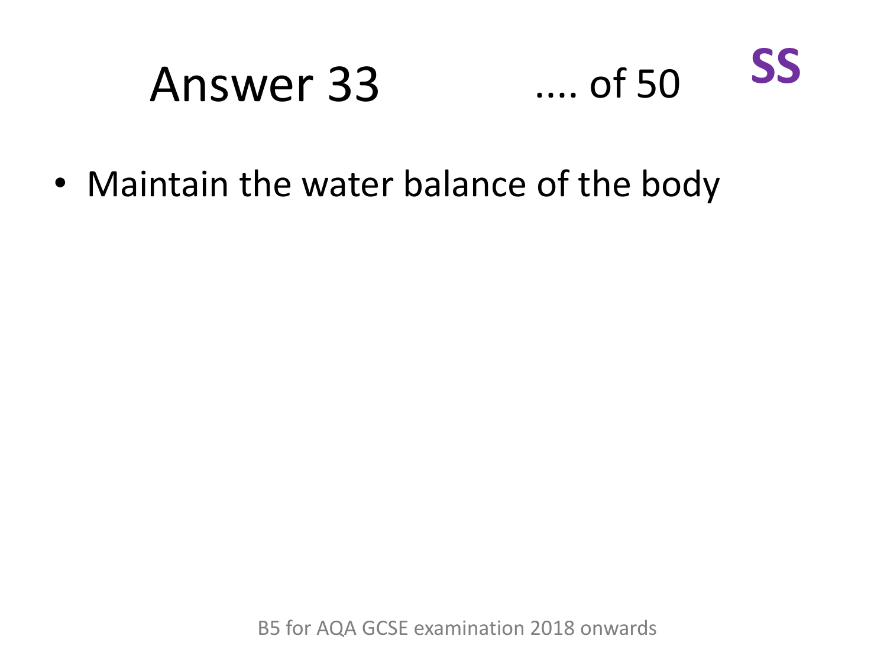# Answer 33 .... of 50 **SS**

- Maintain the water balance of the body

B5 for AQA GCSE examination 2018 onwards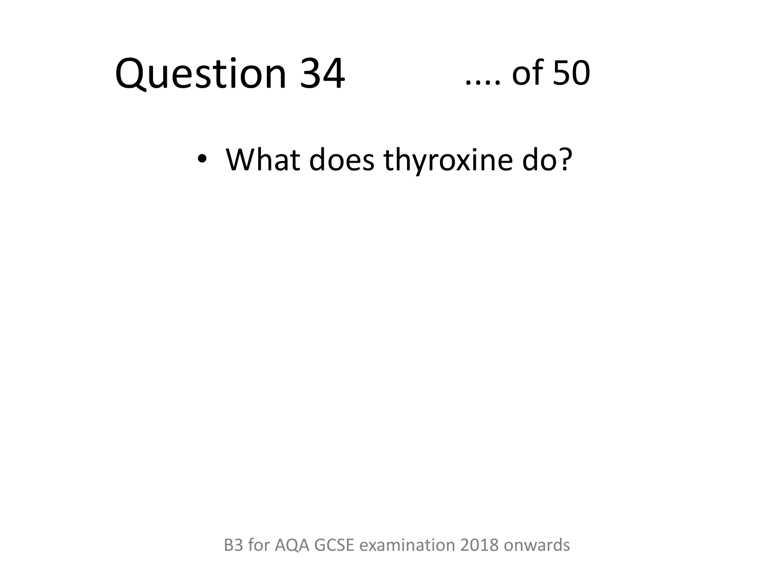# Question 34 .... of 50

- What does thyroxine do?

B3 for AQA GCSE examination 2018 onwards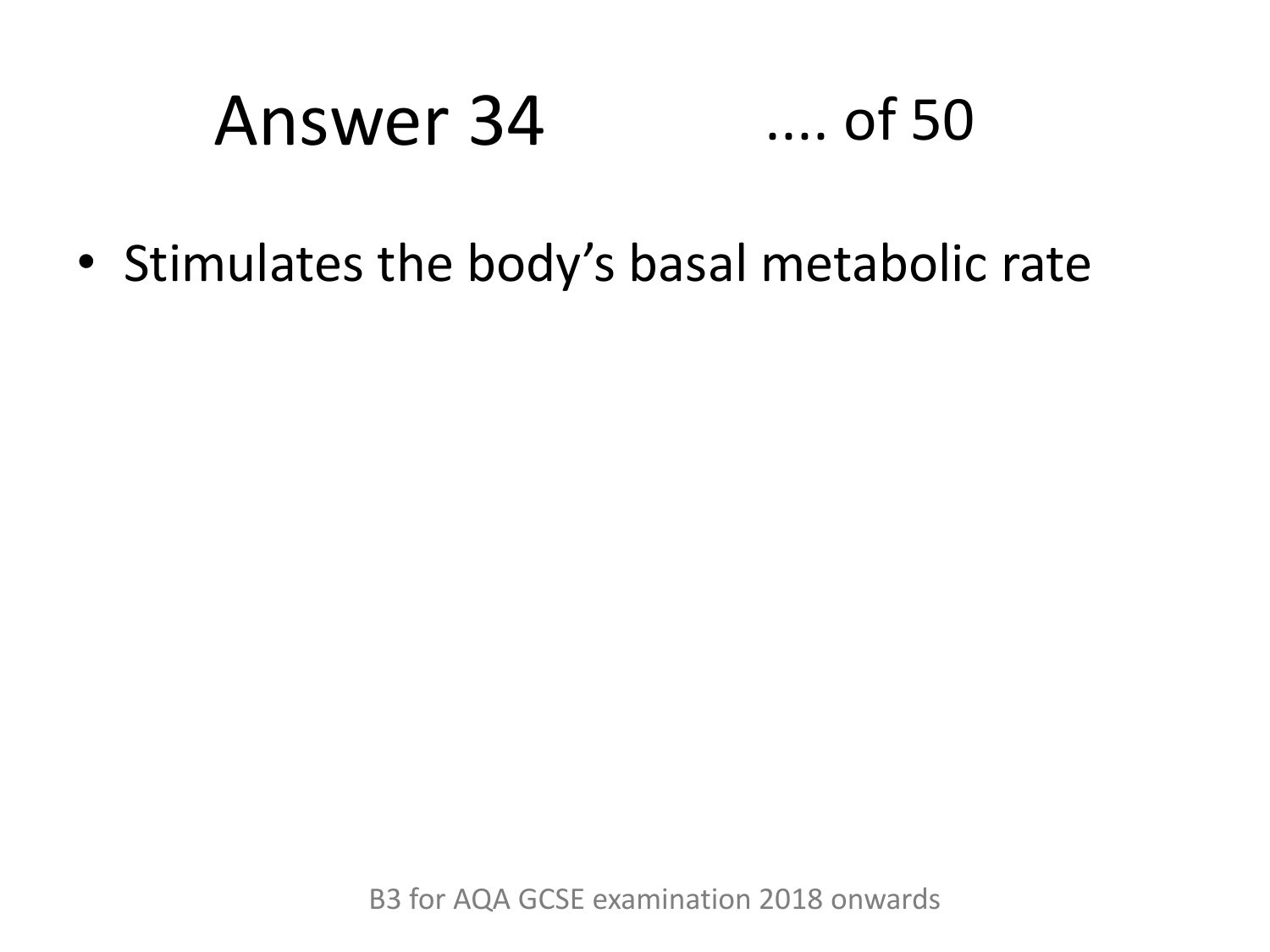# Answer 34 .... of 50

- Stimulates the body's basal metabolic rate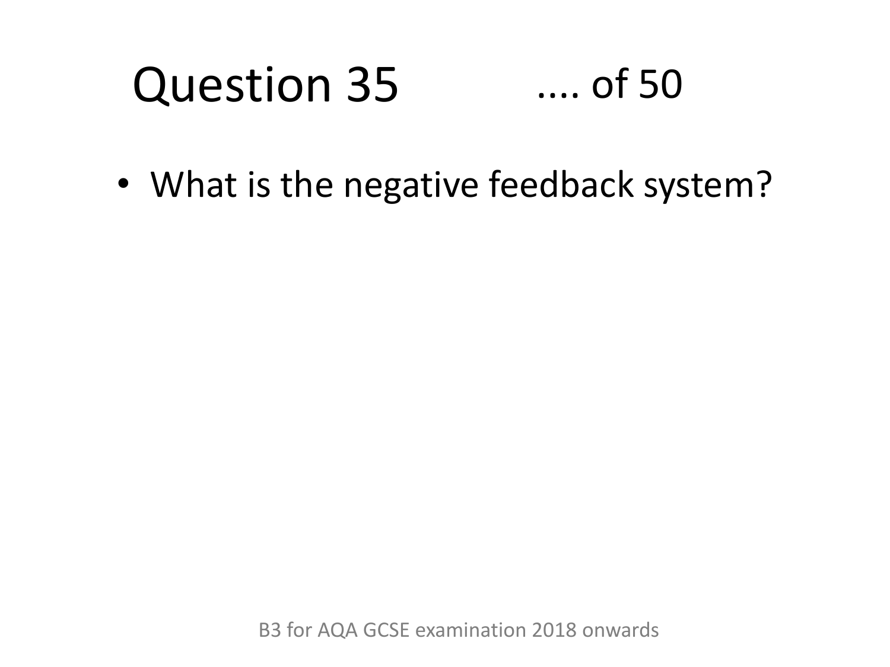# Question 35 .... of 50

- What is the negative feedback system?

B3 for AQA GCSE examination 2018 onwards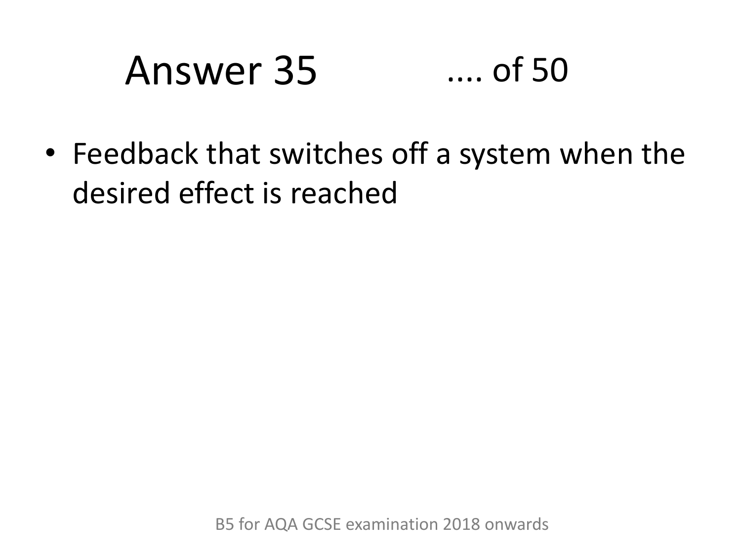# Answer 35 .... of 50

- Feedback that switches off a system when the desired effect is reached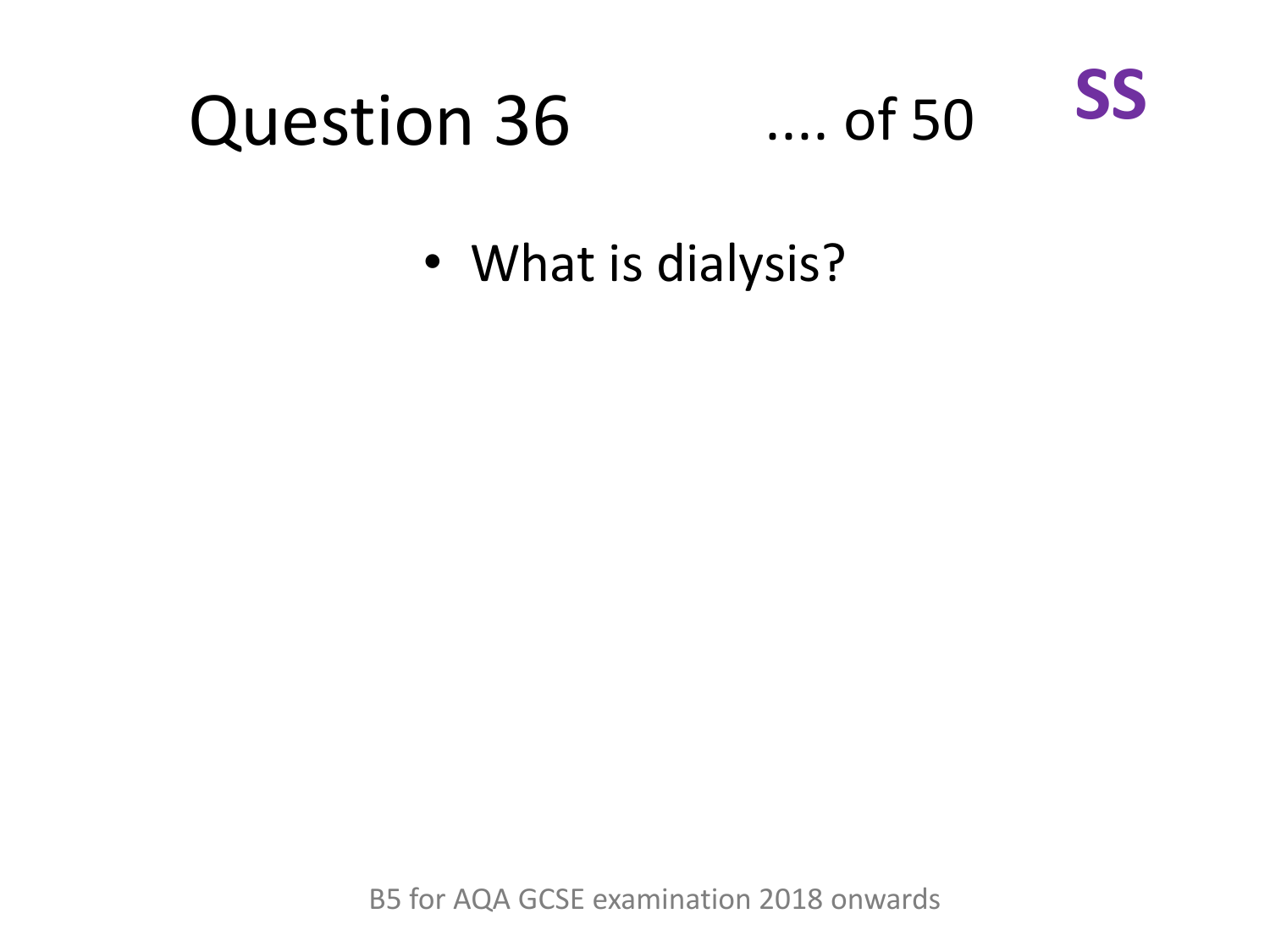# Question 36 .... of 50 SS

- What is dialysis?

B5 for AQA GCSE examination 2018 onwards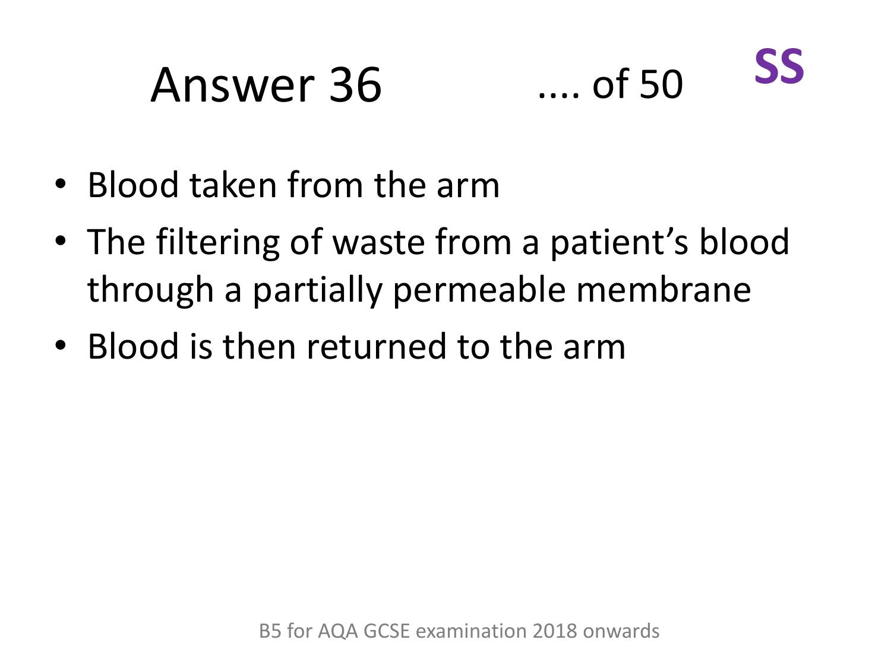# Answer 36 .... of 50 SS

- Blood taken from the arm
- The filtering of waste from a patient's blood through a partially permeable membrane
- Blood is then returned to the arm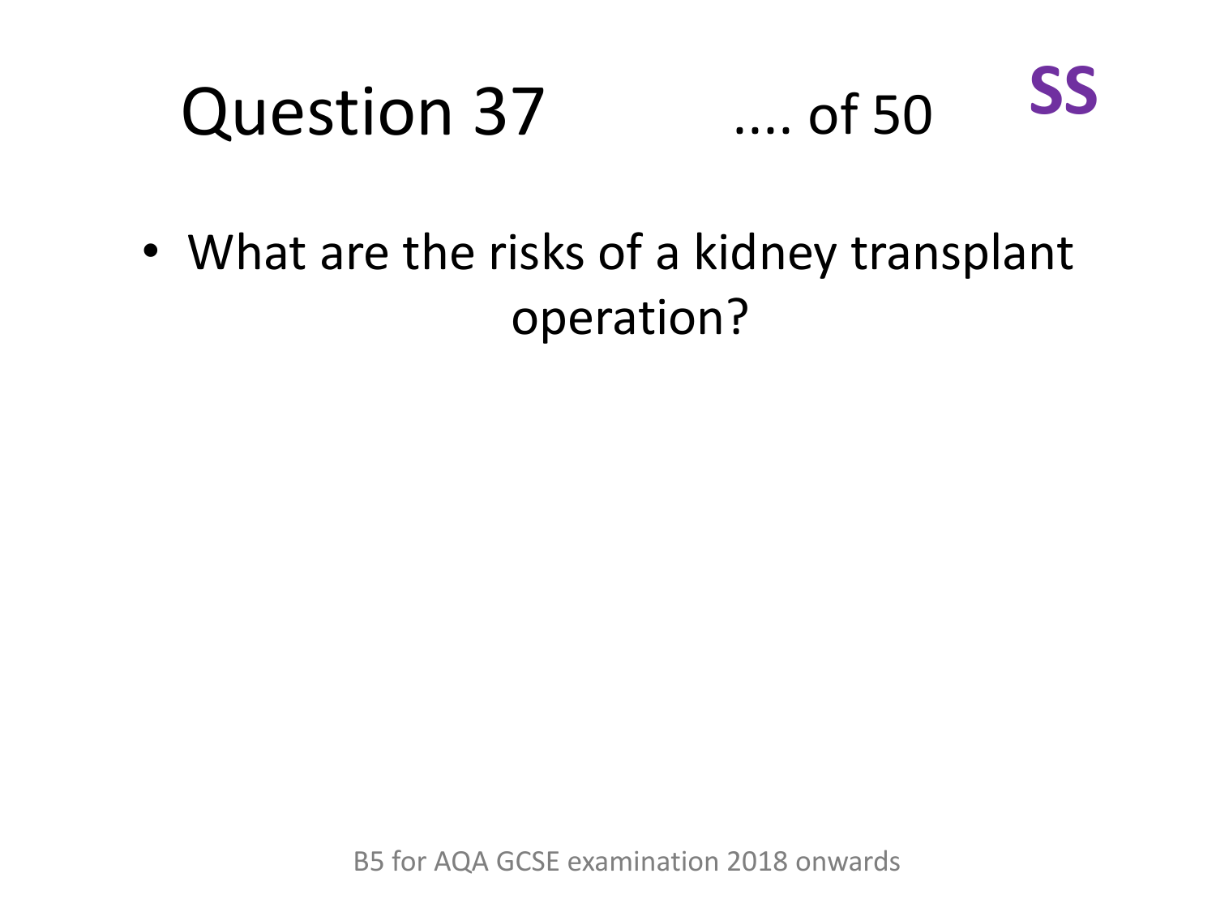# Question 37 .... of 50 **SS**

- What are the risks of a kidney transplant operation?

B5 for AQA GCSE examination 2018 onwards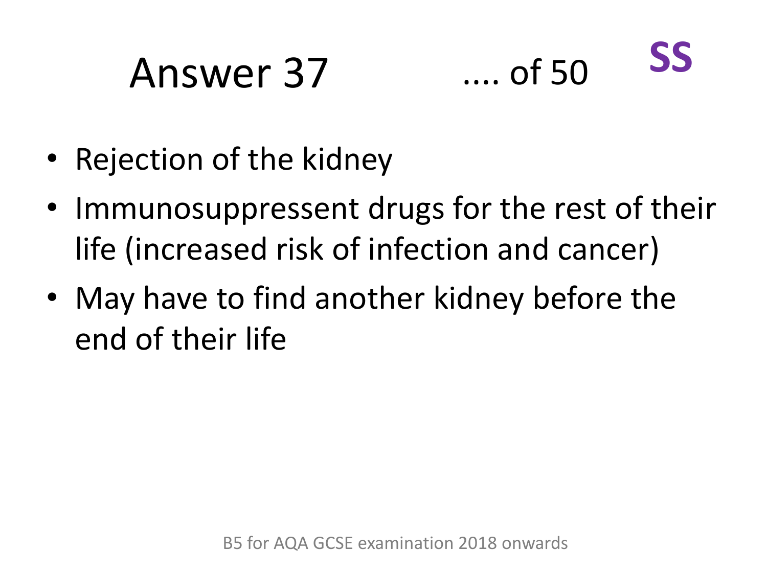# Answer 37

.... of 50

**SS**

- Rejection of the kidney
- Immunosuppressent drugs for the rest of their life (increased risk of infection and cancer)
- May have to find another kidney before the end of their life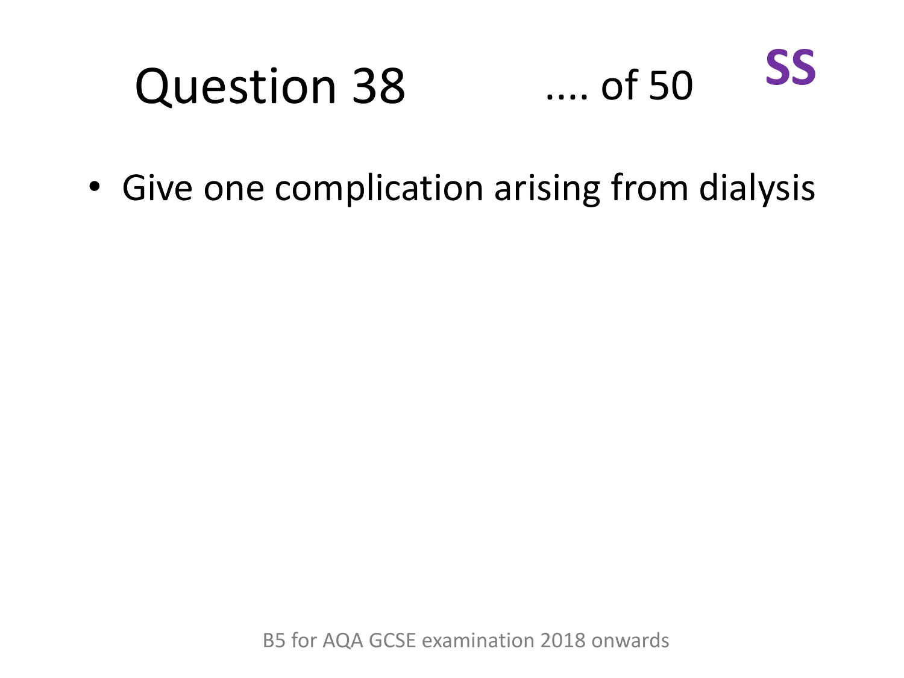# Question 38 .... of 50 **SS**

- Give one complication arising from dialysis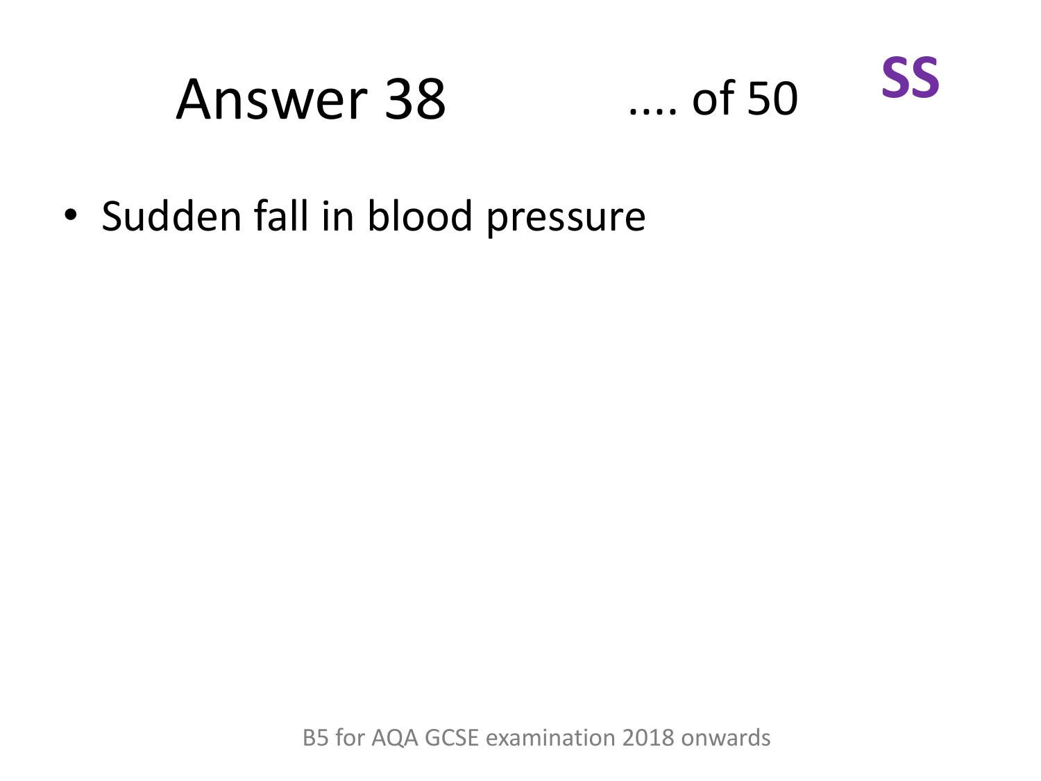# Answer 38

.... of 50

**SS**

- Sudden fall in blood pressure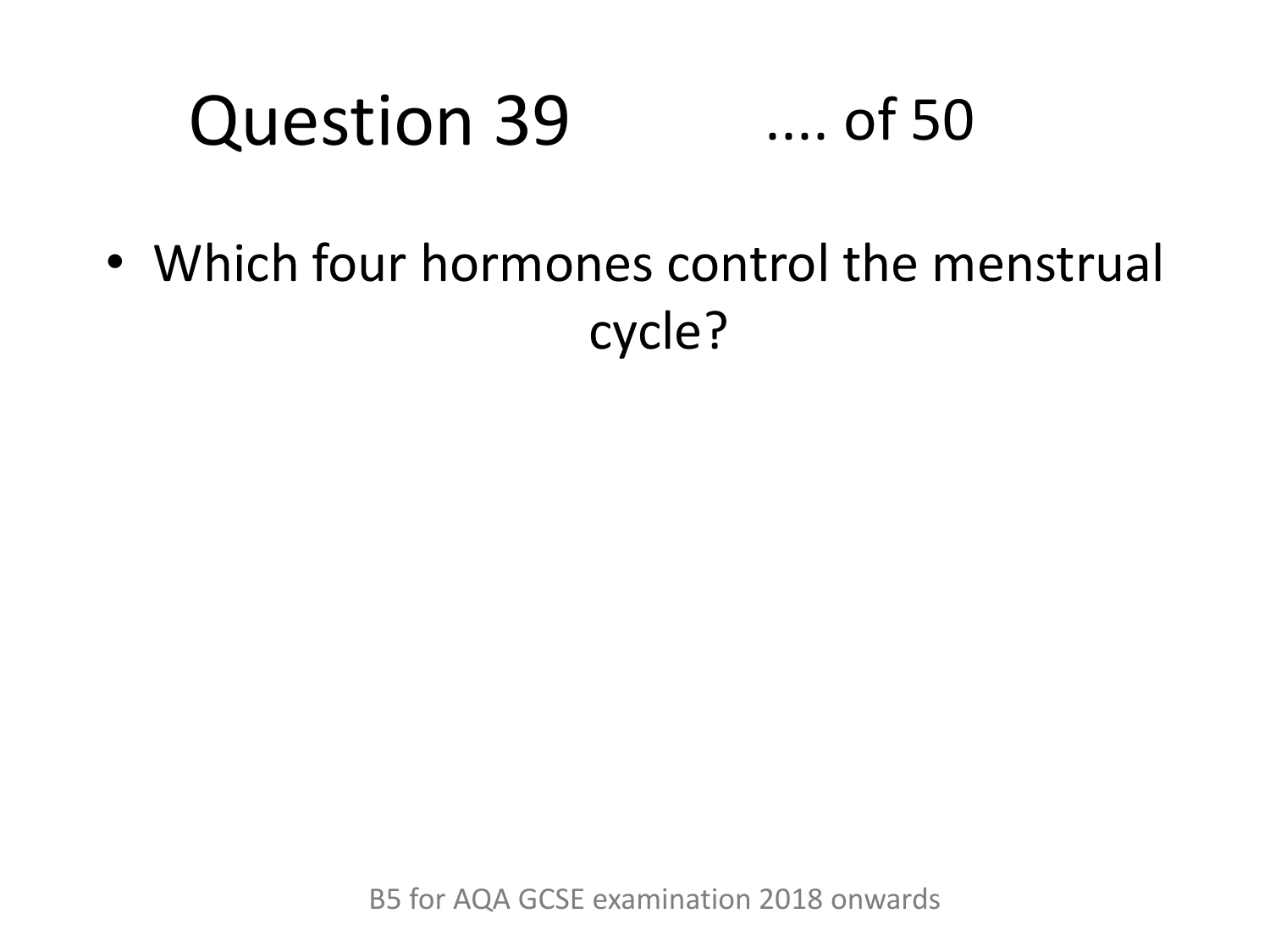# Question 39

.... of 50

- Which four hormones control the menstrual cycle?

B5 for AQA GCSE examination 2018 onwards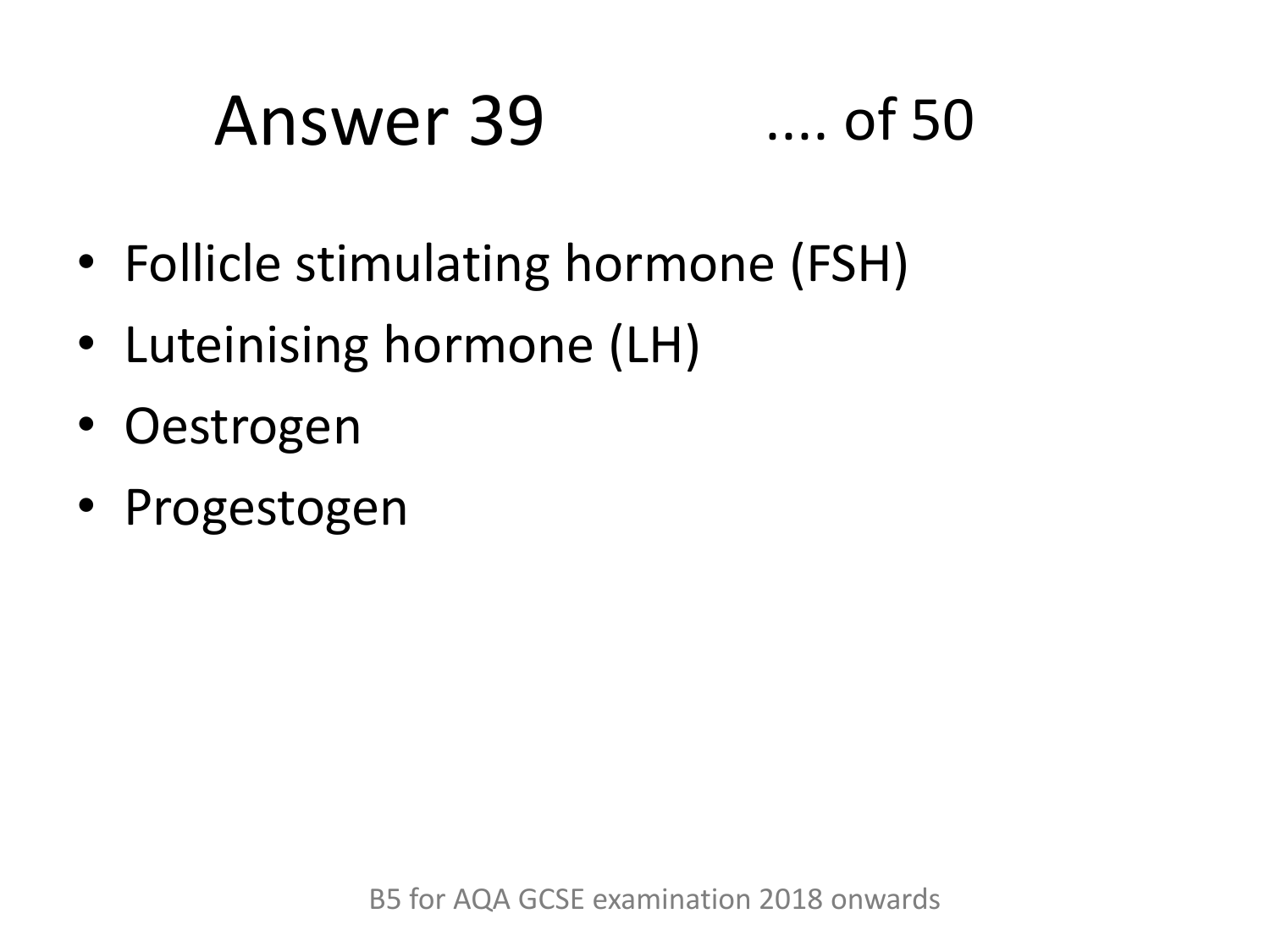# Answer 39

- Follicle stimulating hormone (FSH)
- Luteinising hormone (LH)
- Oestrogen
- Progestogen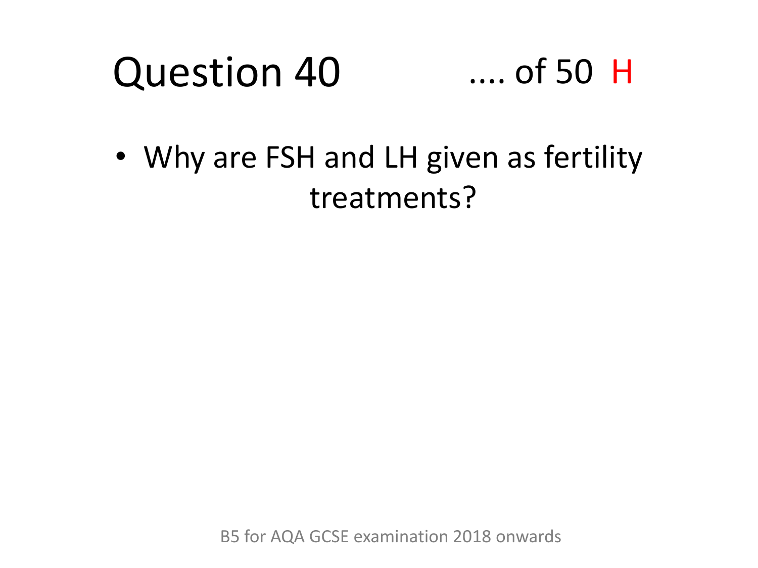# Question 40 .... of 50 H

- Why are FSH and LH given as fertility treatments?

B5 for AQA GCSE examination 2018 onwards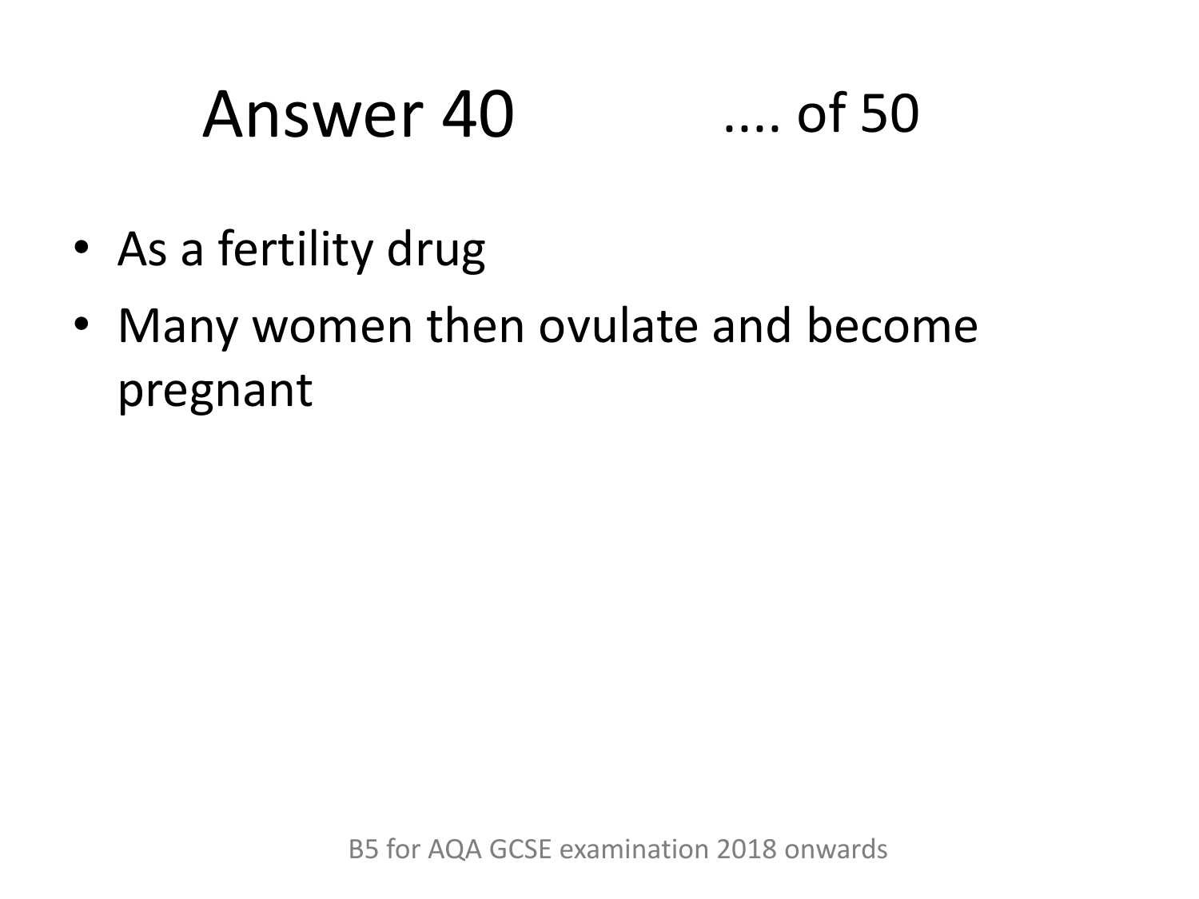# Answer 40 .... of 50

- As a fertility drug
- Many women then ovulate and become pregnant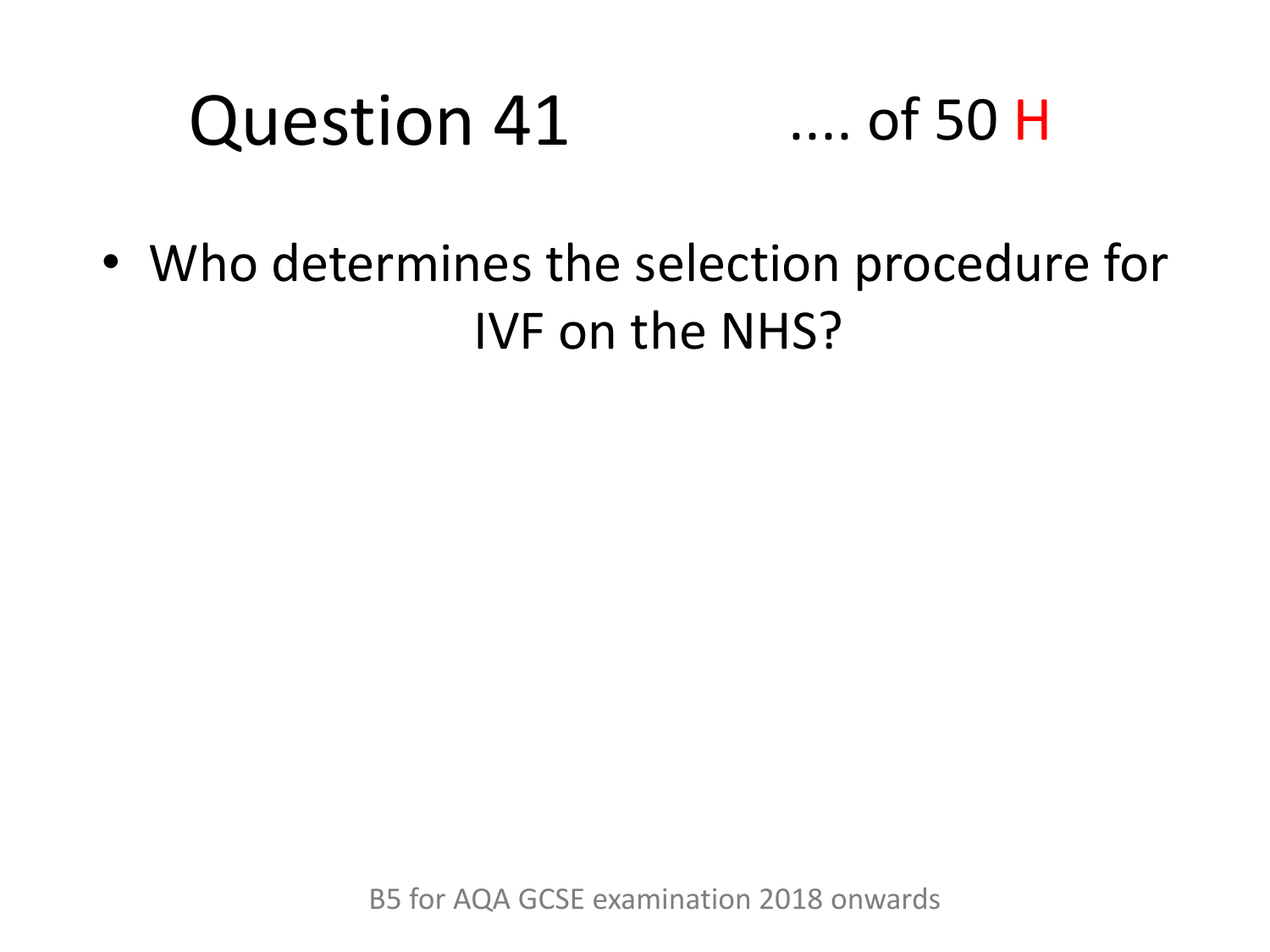# Question 41 .... of 50 H

- Who determines the selection procedure for IVF on the NHS?

B5 for AQA GCSE examination 2018 onwards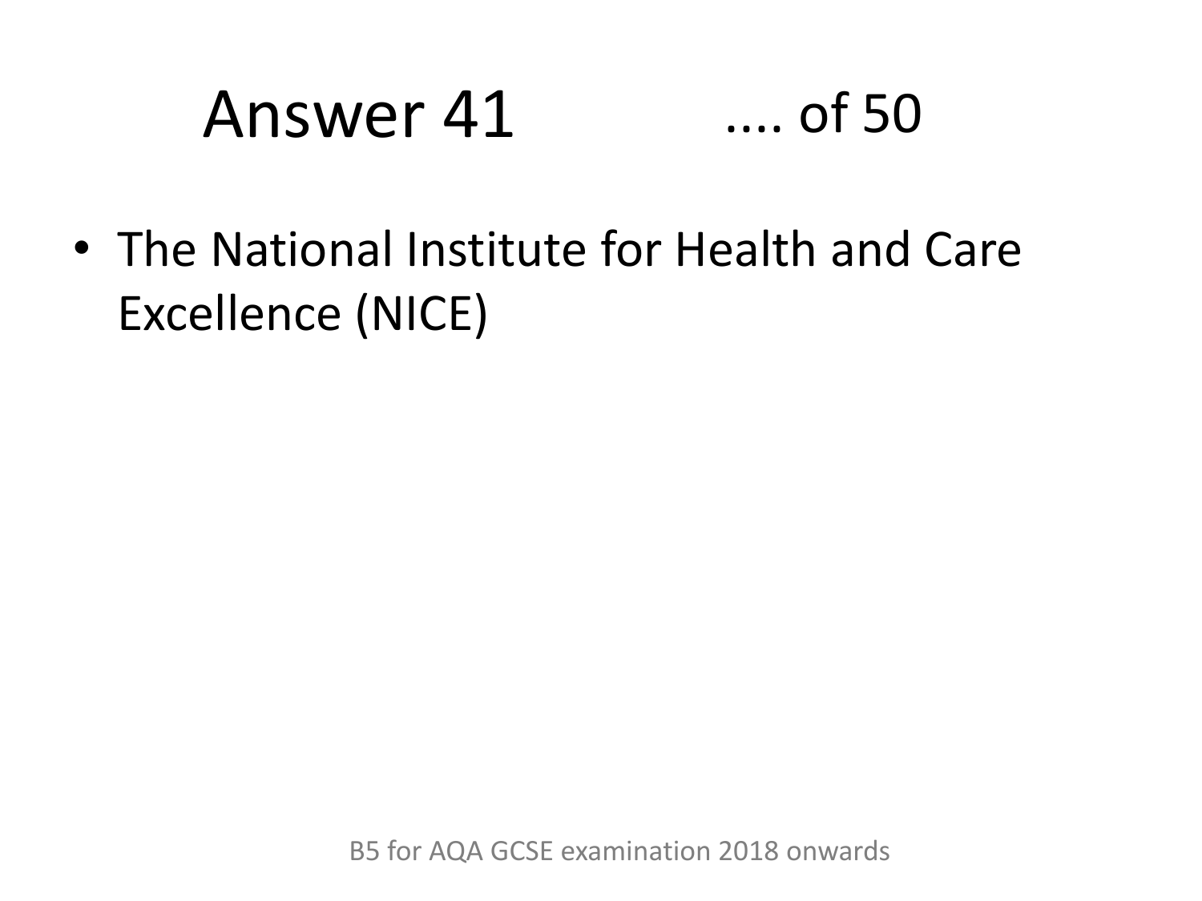# Answer 41

- The National Institute for Health and Care Excellence (NICE)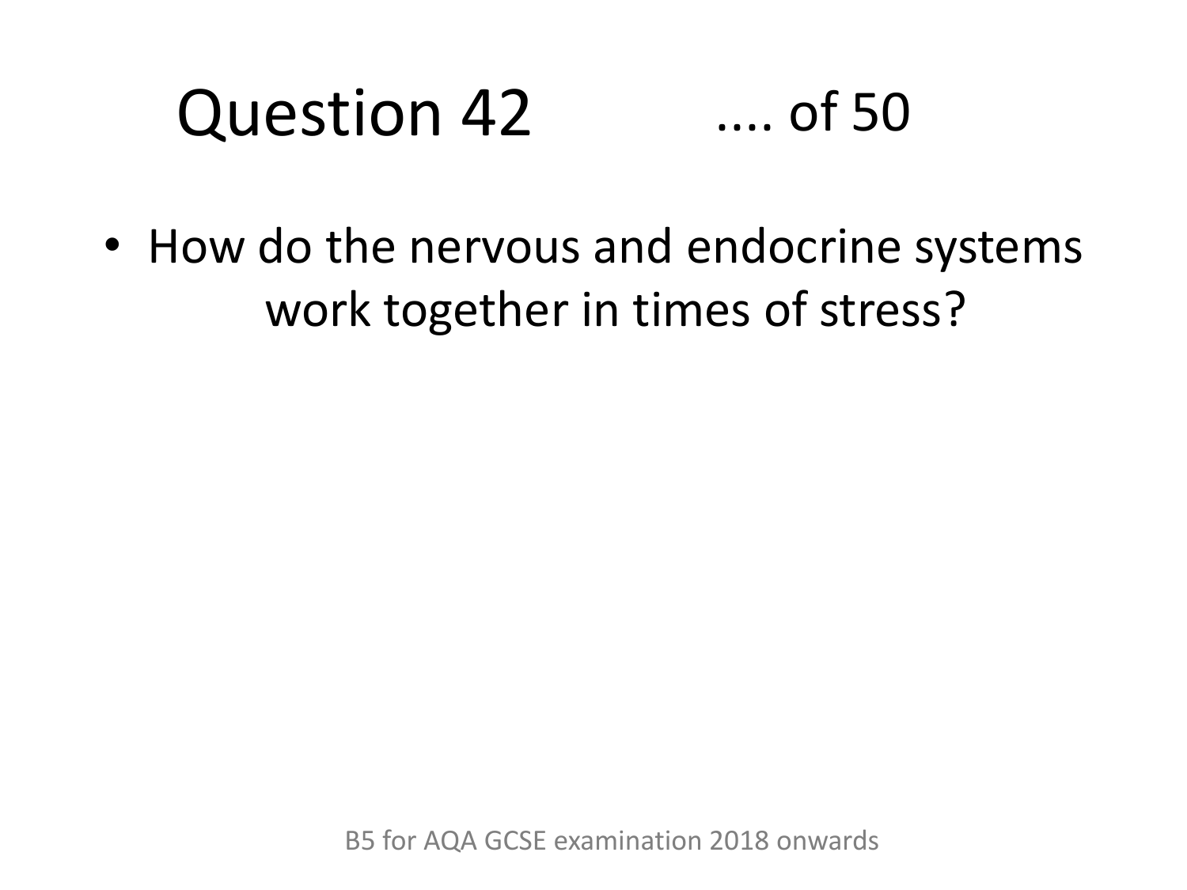# Question 42 .... of 50

- How do the nervous and endocrine systems work together in times of stress?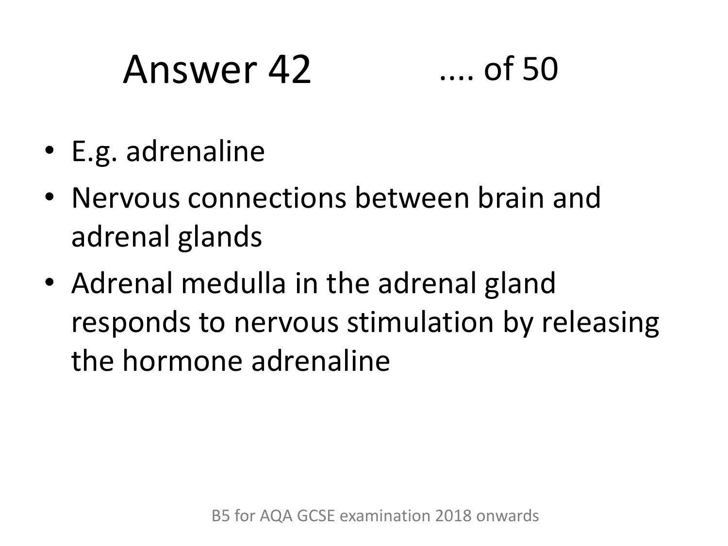# Answer 42 .... of 50

- E.g. adrenaline
- Nervous connections between brain and adrenal glands
- Adrenal medulla in the adrenal gland responds to nervous stimulation by releasing the hormone adrenaline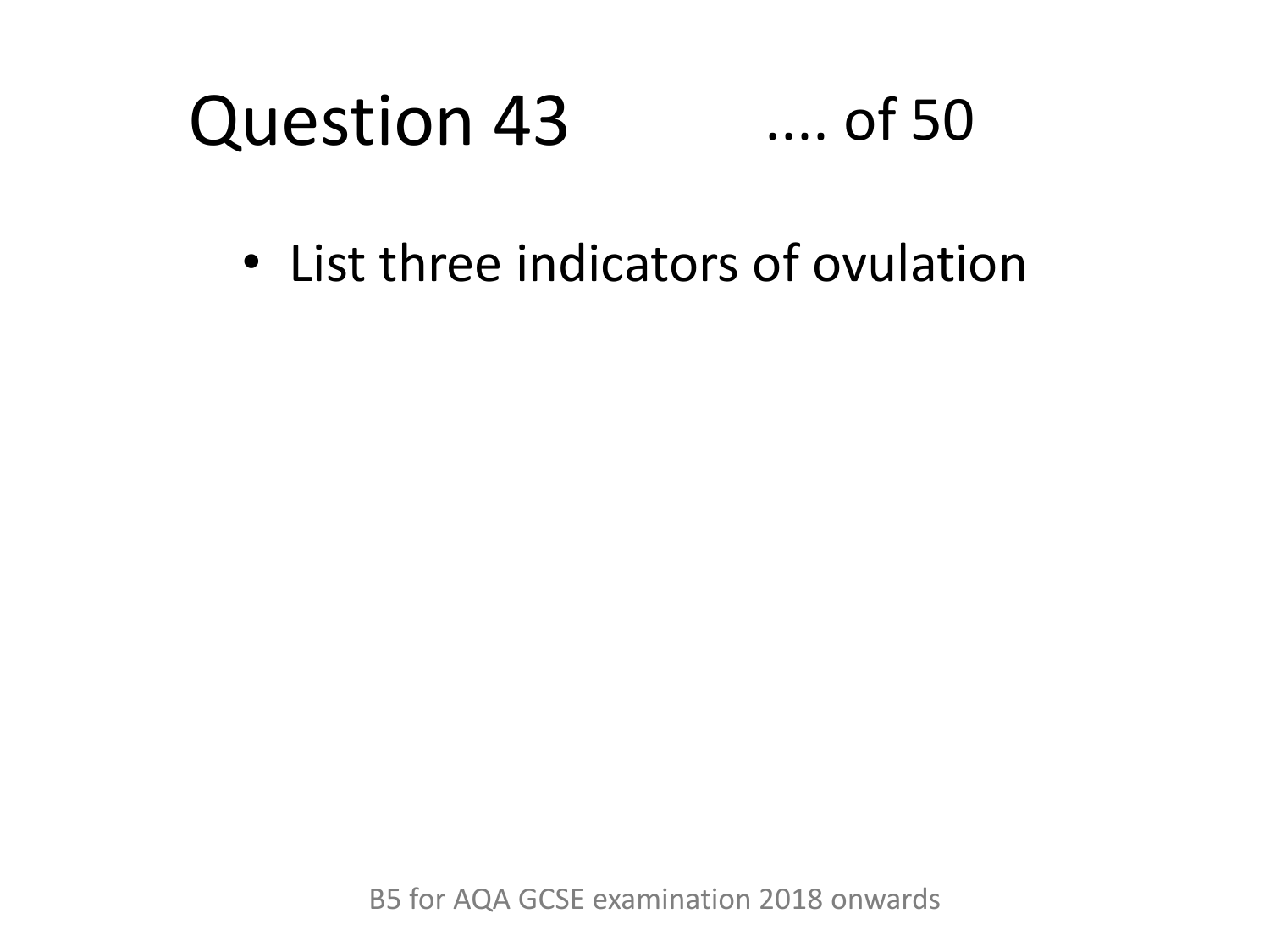# Question 43 .... of 50

- List three indicators of ovulation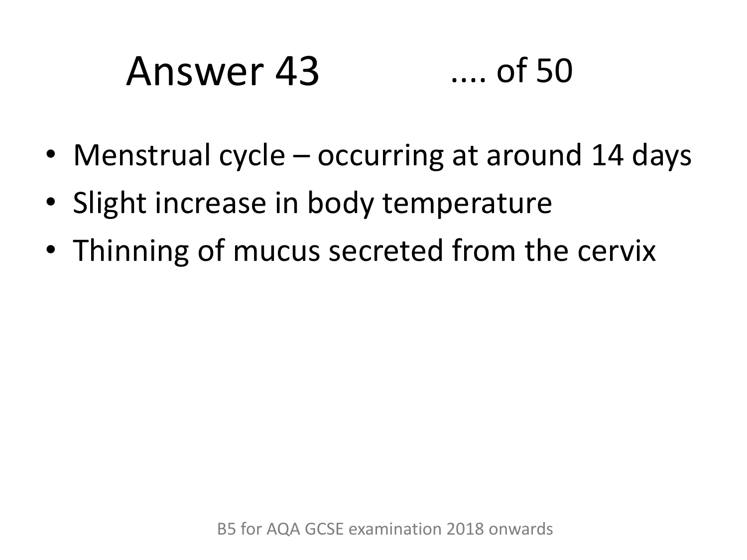# Answer 43 .... of 50

- Menstrual cycle – occurring at around 14 days
- Slight increase in body temperature
- Thinning of mucus secreted from the cervix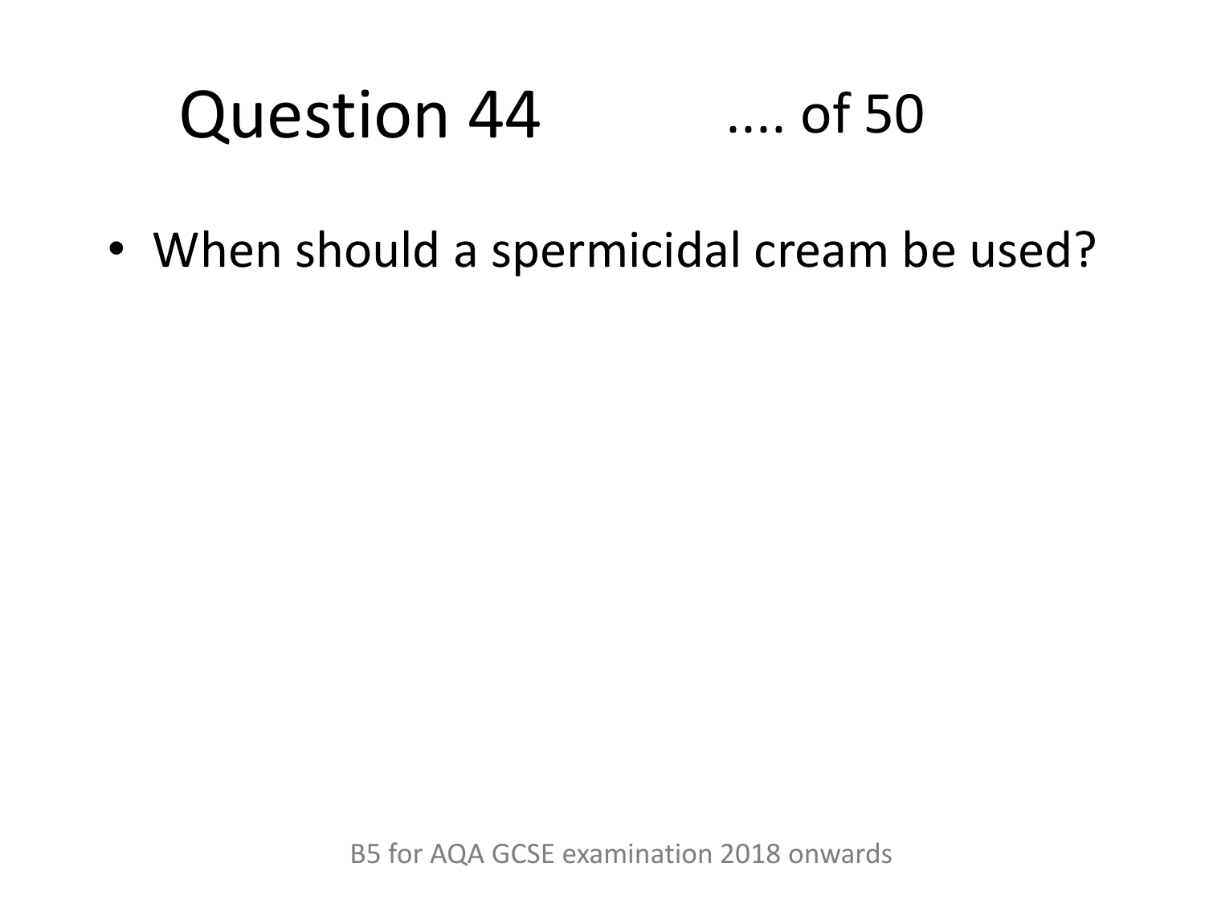# Question 44 .... of 50

- When should a spermicidal cream be used?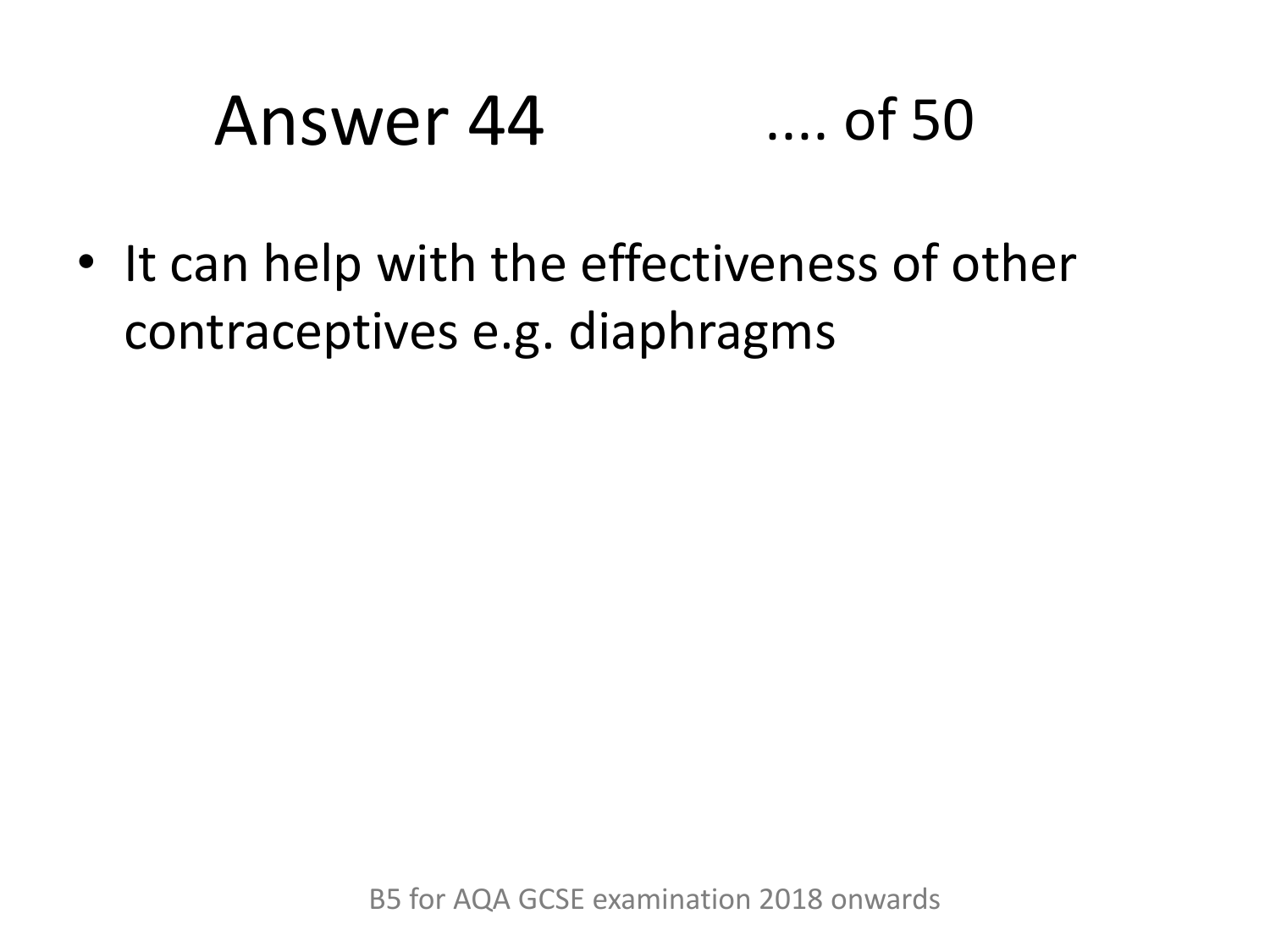# Answer 44 .... of 50

- It can help with the effectiveness of other contraceptives e.g. diaphragms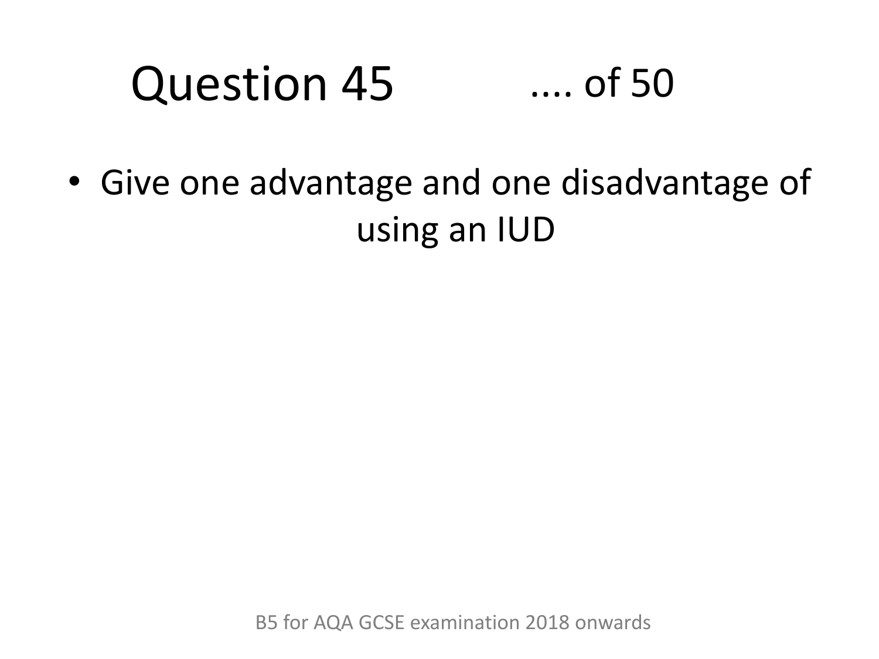# Question 45 .... of 50

- Give one advantage and one disadvantage of using an IUD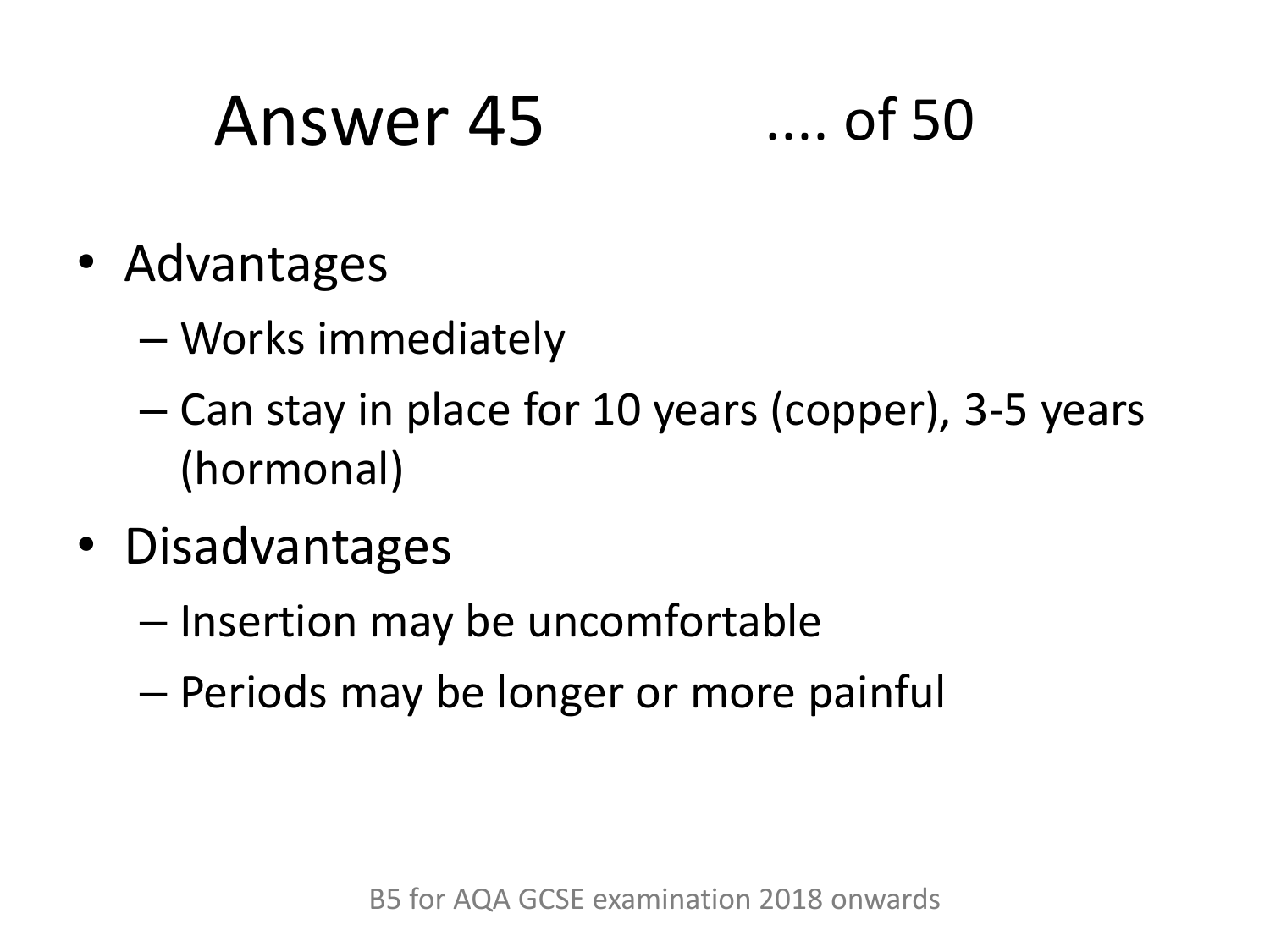# Answer 45

- Advantages
  - Works immediately
  - Can stay in place for 10 years (copper), 3-5 years (hormonal)
- Disadvantages
  - Insertion may be uncomfortable
  - Periods may be longer or more painful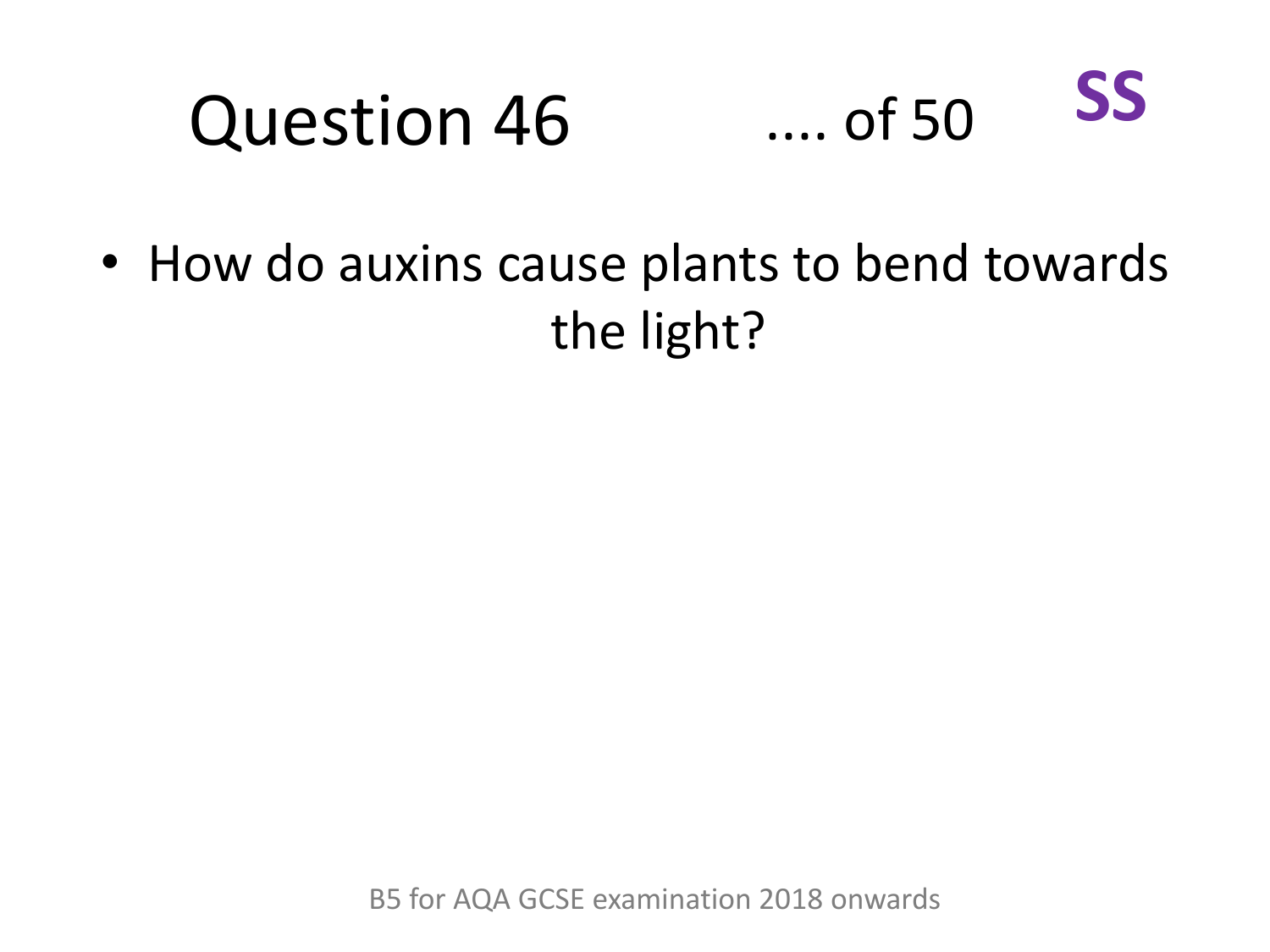# Question 46 .... of 50 **SS**

- How do auxins cause plants to bend towards the light?

B5 for AQA GCSE examination 2018 onwards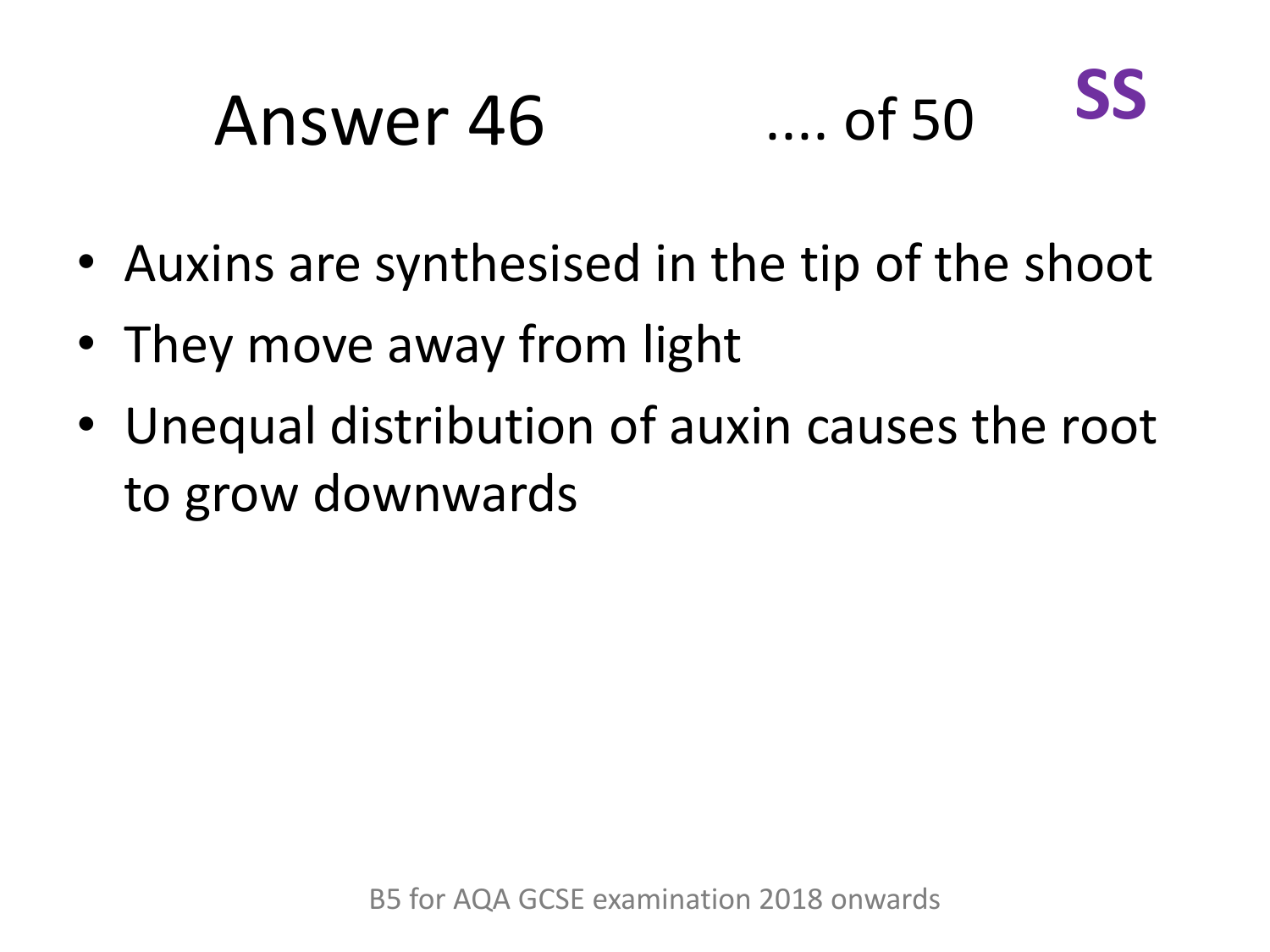# Answer 46

.... of 50

**SS**

- Auxins are synthesised in the tip of the shoot
- They move away from light
- Unequal distribution of auxin causes the root to grow downwards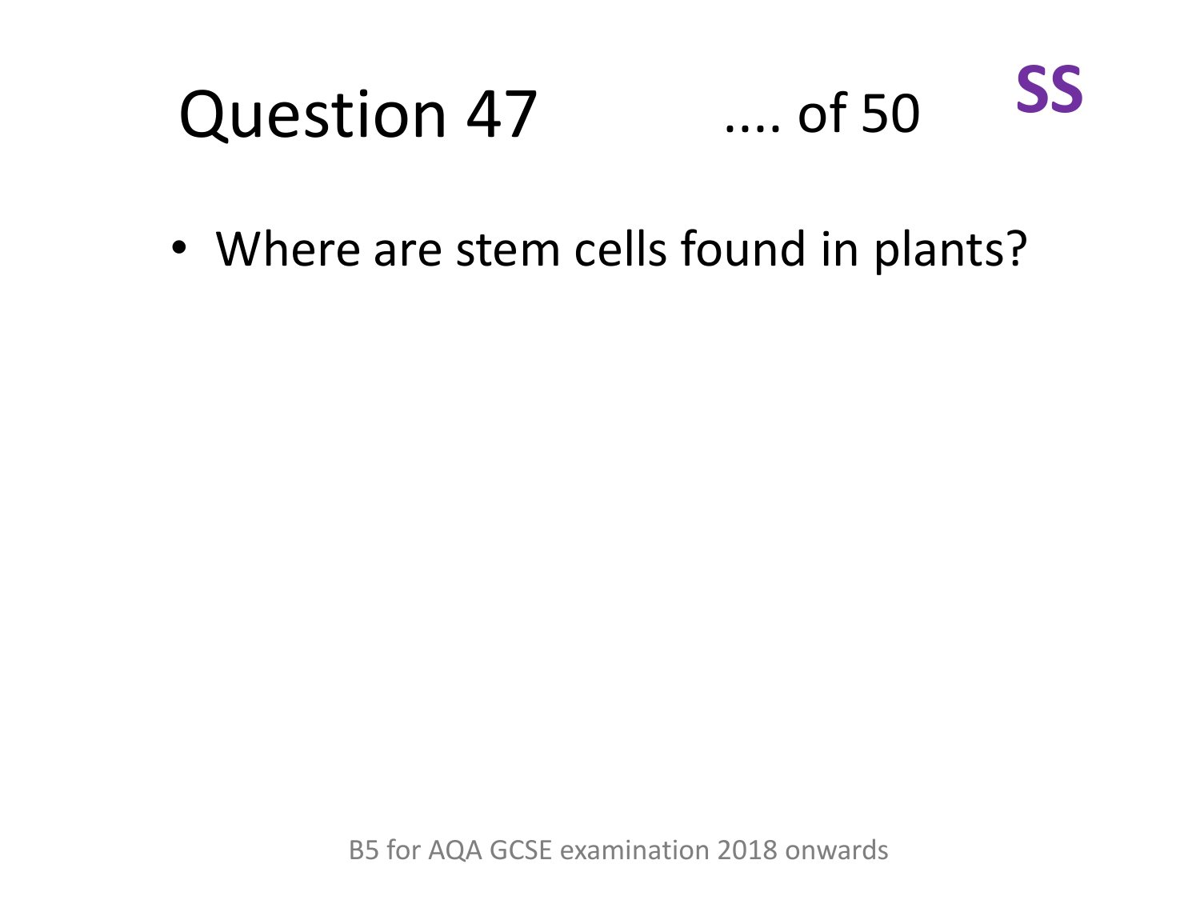# Question 47 .... of 50 **SS**

- Where are stem cells found in plants?

B5 for AQA GCSE examination 2018 onwards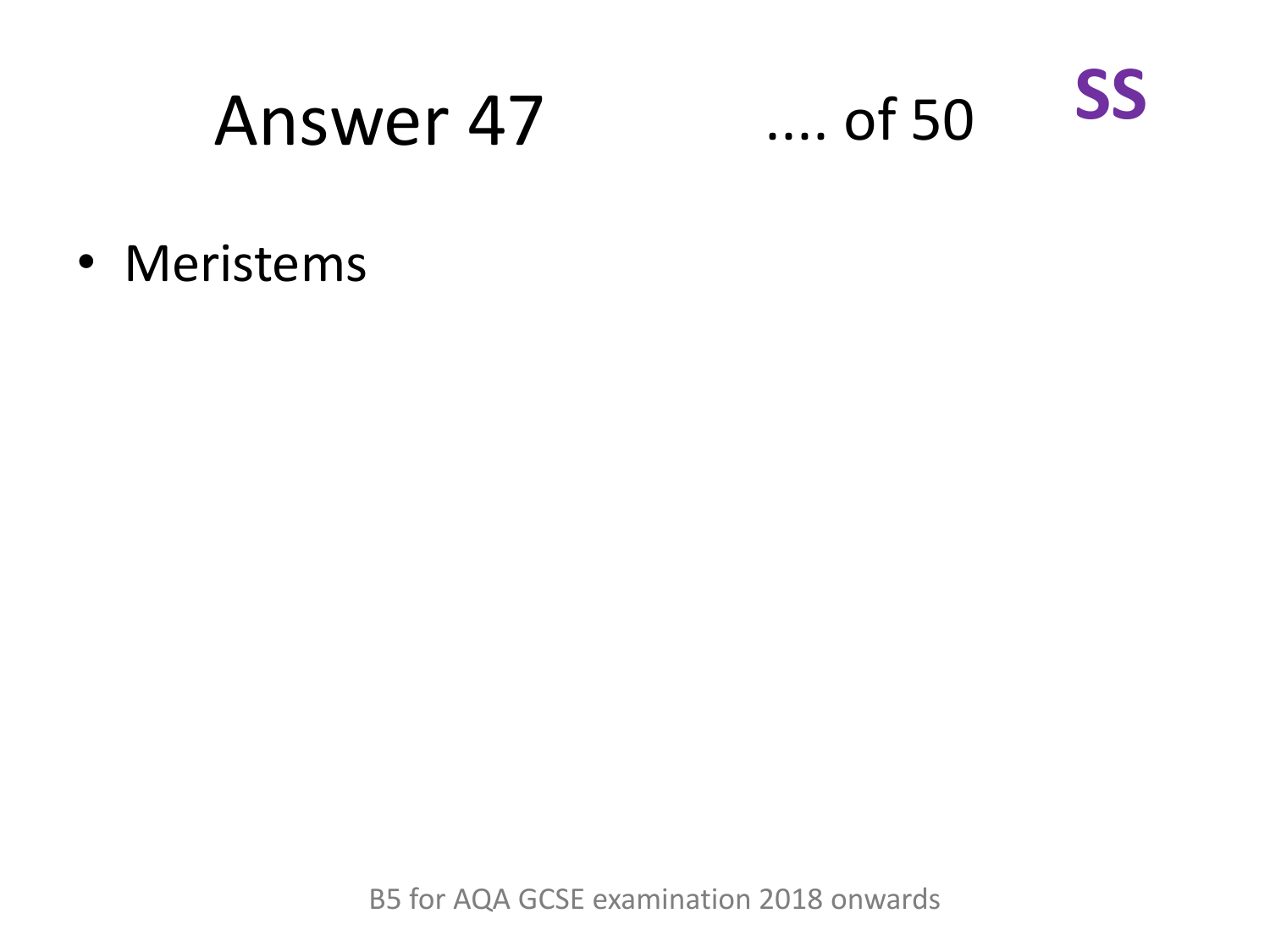# Answer 47

.... of 50

**SS**

- Meristems

B5 for AQA GCSE examination 2018 onwards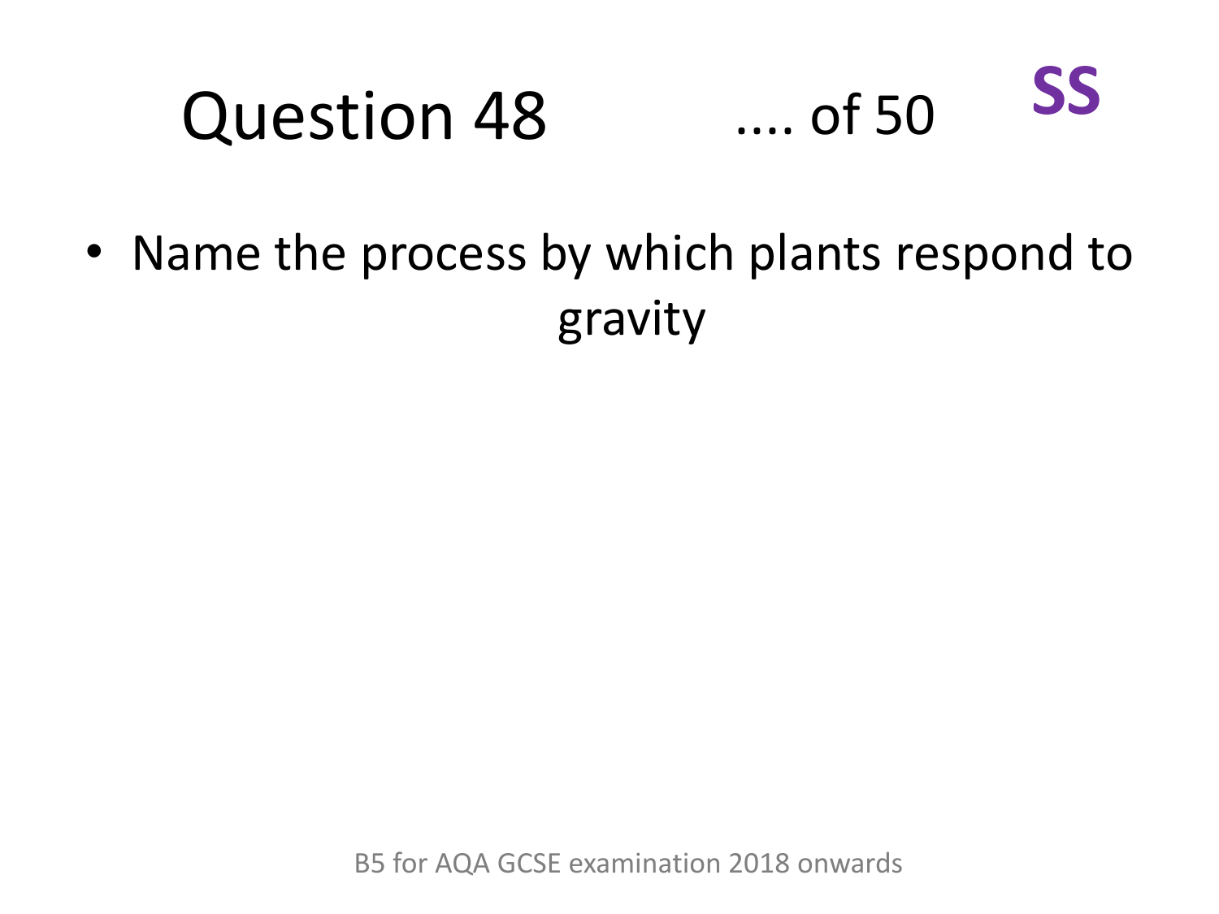# Question 48 .... of 50 **SS**

- Name the process by which plants respond to gravity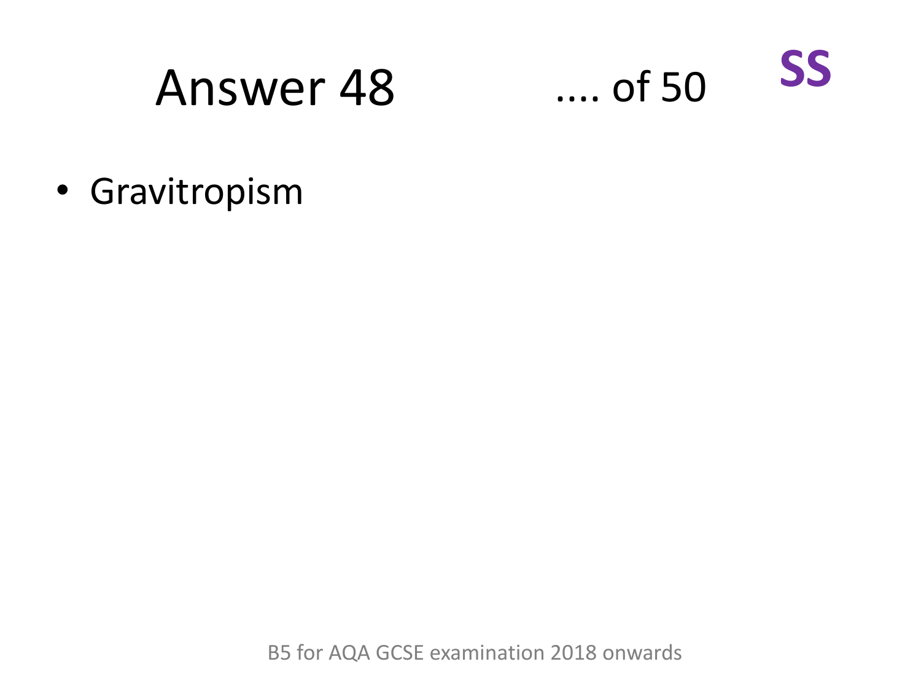# Answer 48

.... of 50

**SS**

- Gravitropism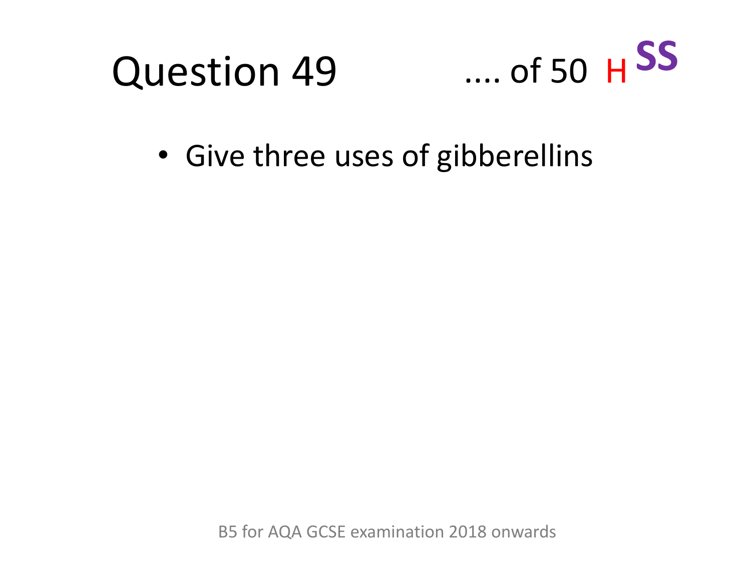# Question 49

.... of 50 H SS

- Give three uses of gibberellins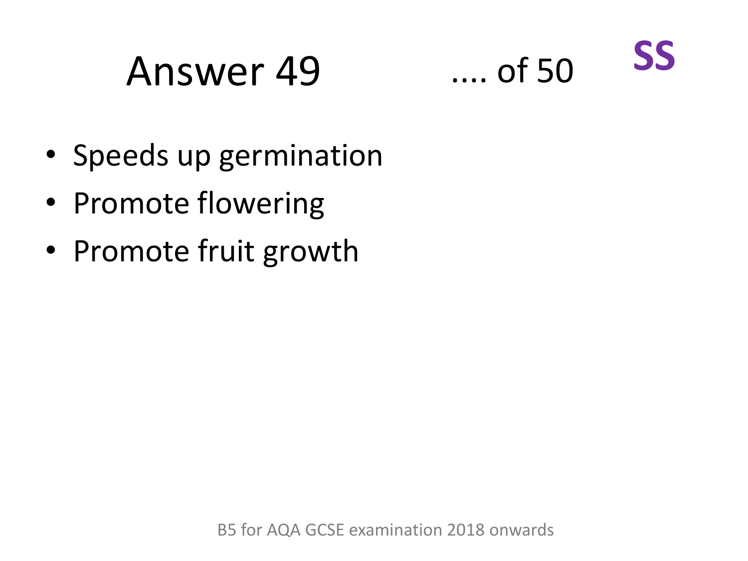# Answer 49

.... of 50

**SS**

- Speeds up germination
- Promote flowering
- Promote fruit growth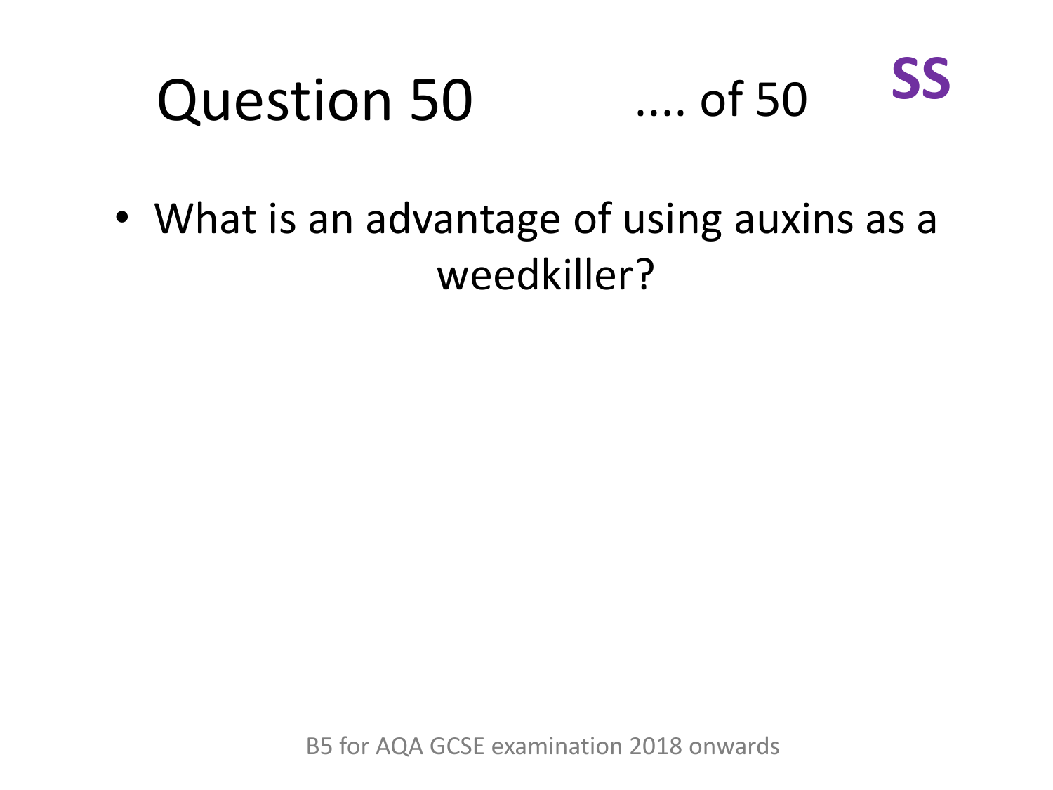# Question 50 .... of 50 SS

- What is an advantage of using auxins as a weedkiller?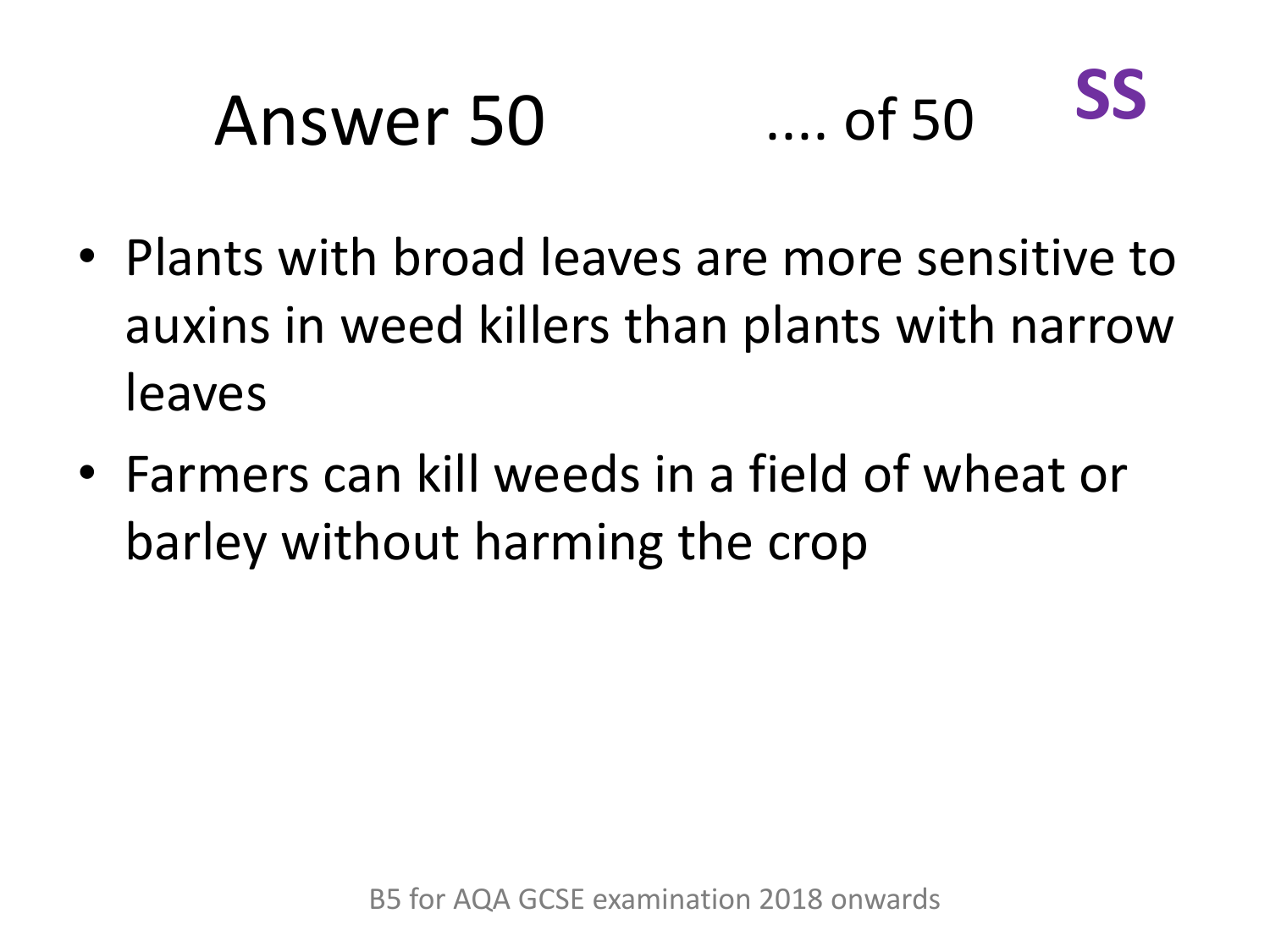# Answer 50

.... of 50

**SS**

- Plants with broad leaves are more sensitive to auxins in weed killers than plants with narrow leaves
- Farmers can kill weeds in a field of wheat or barley without harming the crop